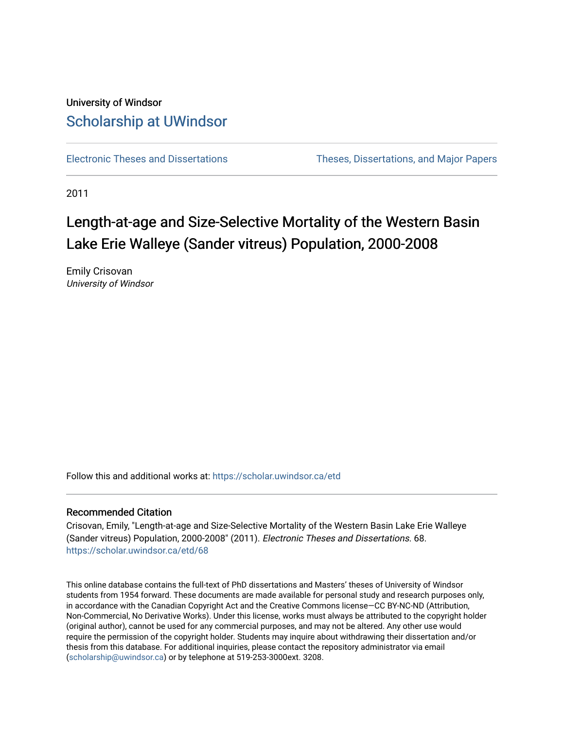University of Windsor

# Scholarship at UWindsor

Electronic Theses and Dissertations

Theses, Dissertations, and Major Papers

2011

# Length-at-age and Size-Selective Mortality of the Western Basin Lake Erie Walleye (Sander vitreus) Population, 2000-2008

Emily Crisovan
*University of Windsor*

Follow this and additional works at: https://scholar.uwindsor.ca/etd

## Recommended Citation

Crisovan, Emily, "Length-at-age and Size-Selective Mortality of the Western Basin Lake Erie Walleye (Sander vitreus) Population, 2000-2008" (2011). *Electronic Theses and Dissertations*. 68.
https://scholar.uwindsor.ca/etd/68

This online database contains the full-text of PhD dissertations and Masters' theses of University of Windsor students from 1954 forward. These documents are made available for personal study and research purposes only, in accordance with the Canadian Copyright Act and the Creative Commons license—CC BY-NC-ND (Attribution, Non-Commercial, No Derivative Works). Under this license, works must always be attributed to the copyright holder (original author), cannot be used for any commercial purposes, and may not be altered. Any other use would require the permission of the copyright holder. Students may inquire about withdrawing their dissertation and/or thesis from this database. For additional inquiries, please contact the repository administrator via email (scholarship@uwindsor.ca) or by telephone at 519-253-3000ext. 3208.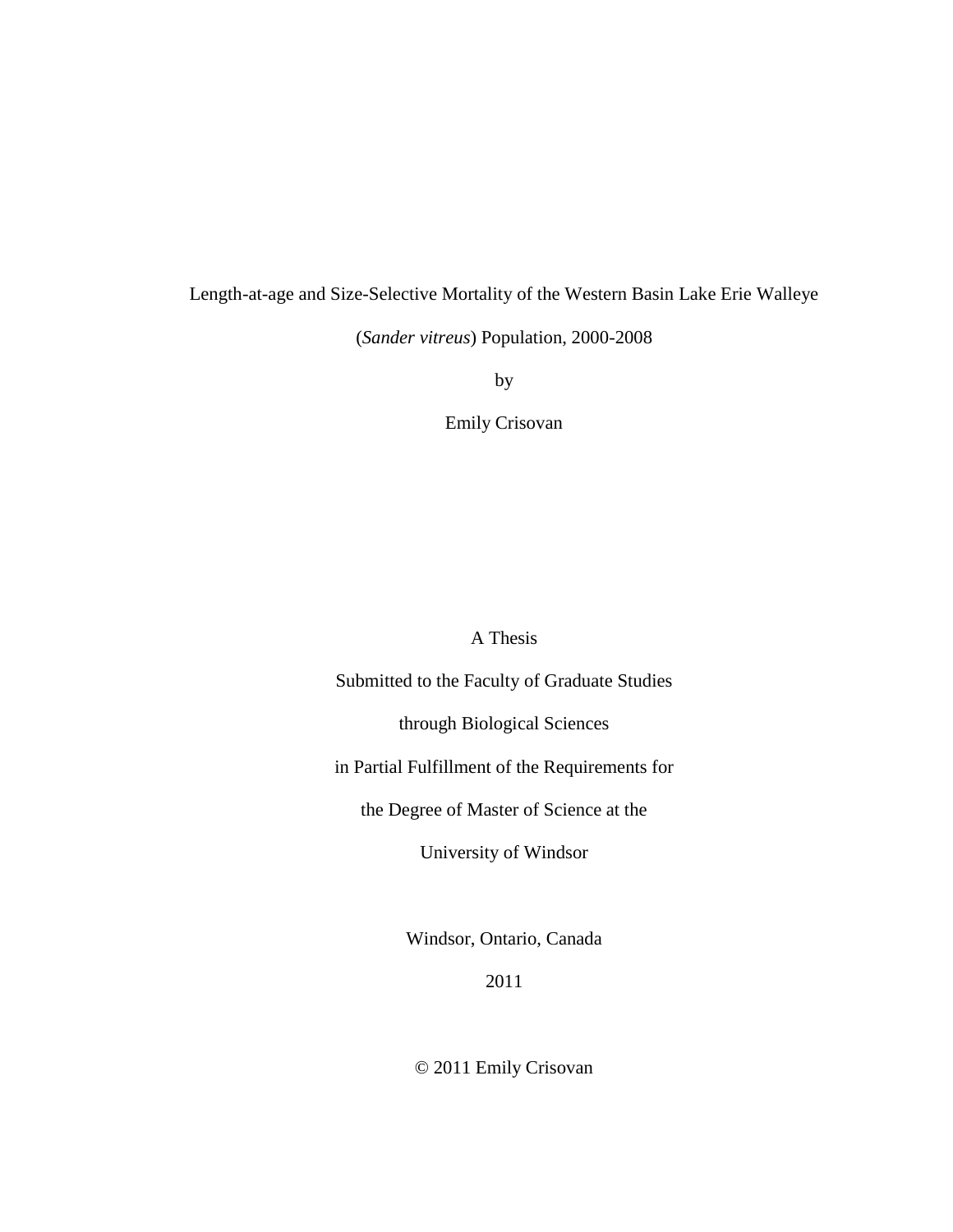Length-at-age and Size-Selective Mortality of the Western Basin Lake Erie Walleye

(*Sander vitreus*) Population, 2000-2008

by

Emily Crisovan

A Thesis

Submitted to the Faculty of Graduate Studies

through Biological Sciences

in Partial Fulfillment of the Requirements for

the Degree of Master of Science at the

University of Windsor

Windsor, Ontario, Canada

2011

© 2011 Emily Crisovan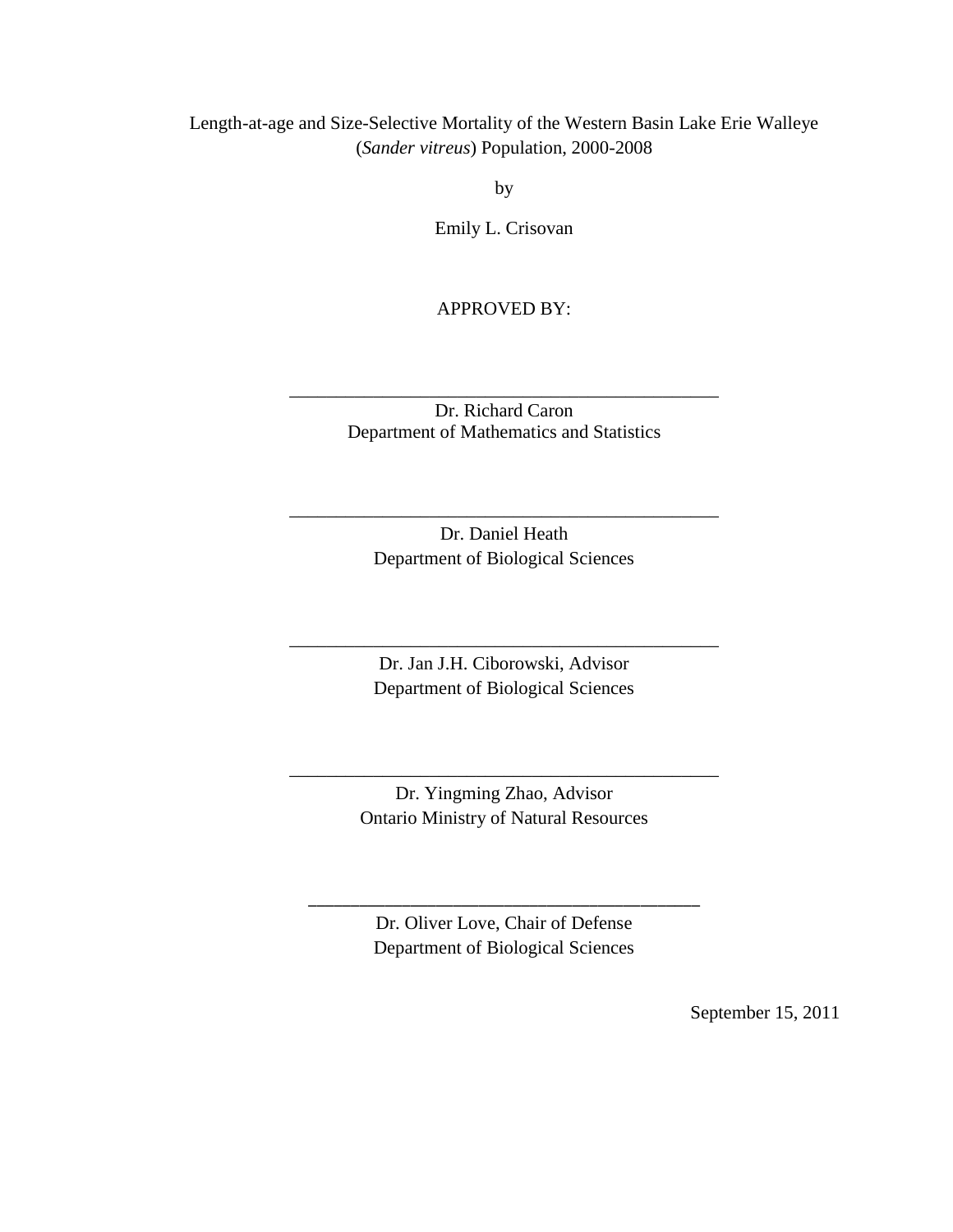Length-at-age and Size-Selective Mortality of the Western Basin Lake Erie Walleye (*Sander vitreus*) Population, 2000-2008

by

Emily L. Crisovan

APPROVED BY:

______________________________________________
Dr. Richard Caron
Department of Mathematics and Statistics

______________________________________________
Dr. Daniel Heath
Department of Biological Sciences

______________________________________________
Dr. Jan J.H. Ciborowski, Advisor
Department of Biological Sciences

______________________________________________
Dr. Yingming Zhao, Advisor
Ontario Ministry of Natural Resources

______________________________________________
Dr. Oliver Love, Chair of Defense
Department of Biological Sciences

September 15, 2011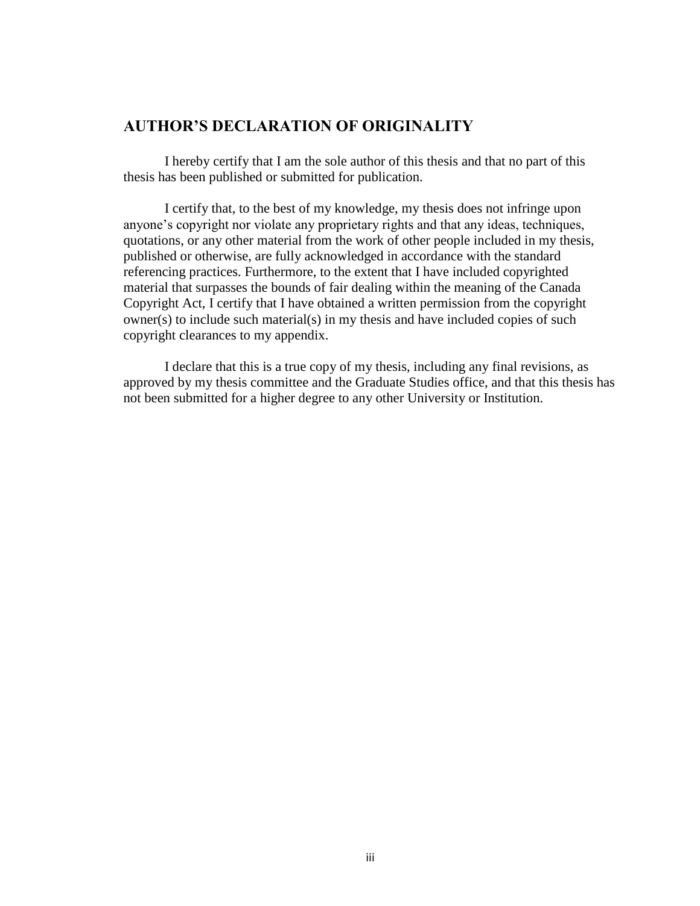## AUTHOR'S DECLARATION OF ORIGINALITY

I hereby certify that I am the sole author of this thesis and that no part of this thesis has been published or submitted for publication.

I certify that, to the best of my knowledge, my thesis does not infringe upon anyone's copyright nor violate any proprietary rights and that any ideas, techniques, quotations, or any other material from the work of other people included in my thesis, published or otherwise, are fully acknowledged in accordance with the standard referencing practices. Furthermore, to the extent that I have included copyrighted material that surpasses the bounds of fair dealing within the meaning of the Canada Copyright Act, I certify that I have obtained a written permission from the copyright owner(s) to include such material(s) in my thesis and have included copies of such copyright clearances to my appendix.

I declare that this is a true copy of my thesis, including any final revisions, as approved by my thesis committee and the Graduate Studies office, and that this thesis has not been submitted for a higher degree to any other University or Institution.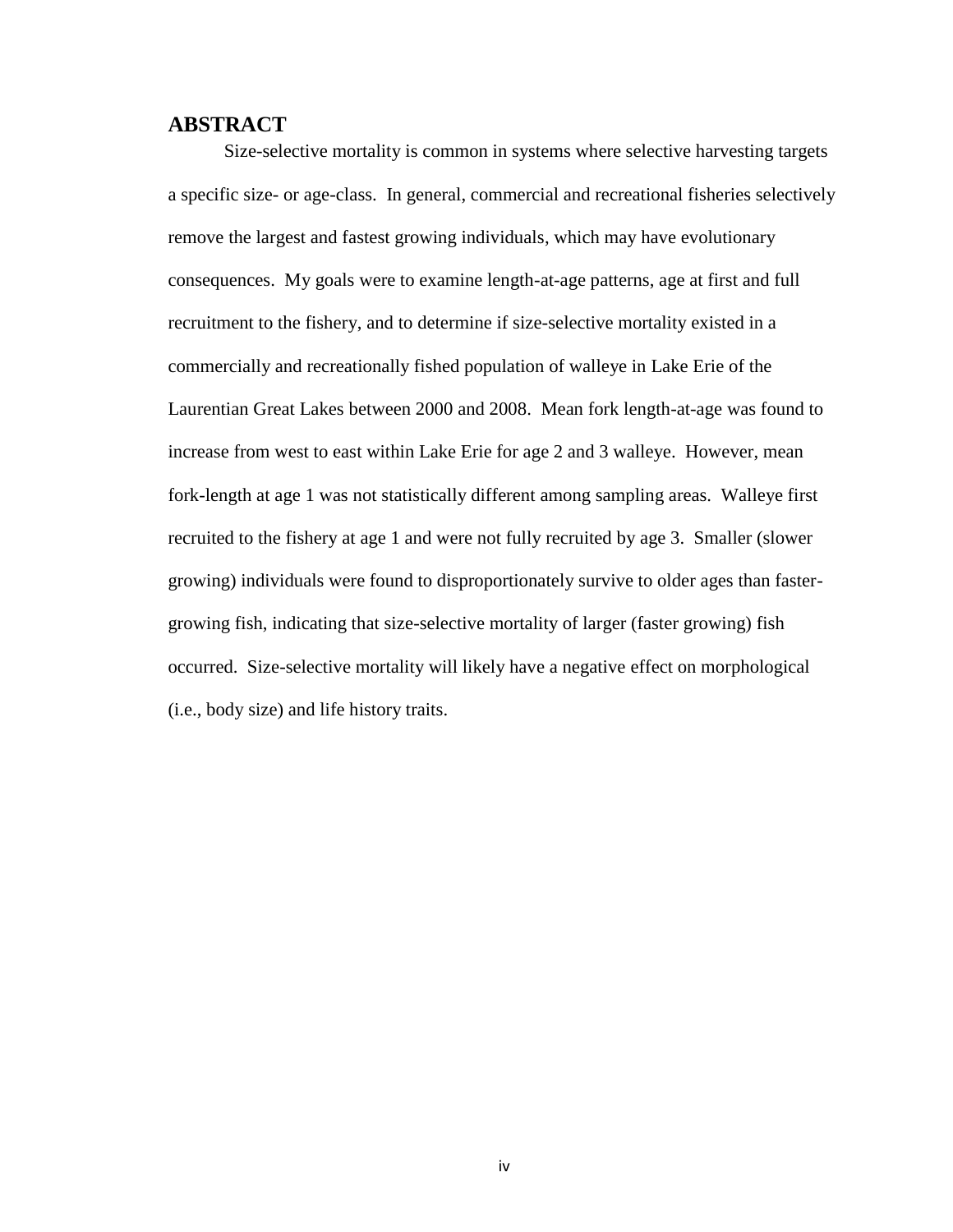## ABSTRACT

Size-selective mortality is common in systems where selective harvesting targets a specific size- or age-class. In general, commercial and recreational fisheries selectively remove the largest and fastest growing individuals, which may have evolutionary consequences. My goals were to examine length-at-age patterns, age at first and full recruitment to the fishery, and to determine if size-selective mortality existed in a commercially and recreationally fished population of walleye in Lake Erie of the Laurentian Great Lakes between 2000 and 2008. Mean fork length-at-age was found to increase from west to east within Lake Erie for age 2 and 3 walleye. However, mean fork-length at age 1 was not statistically different among sampling areas. Walleye first recruited to the fishery at age 1 and were not fully recruited by age 3. Smaller (slower growing) individuals were found to disproportionately survive to older ages than faster-growing fish, indicating that size-selective mortality of larger (faster growing) fish occurred. Size-selective mortality will likely have a negative effect on morphological (i.e., body size) and life history traits.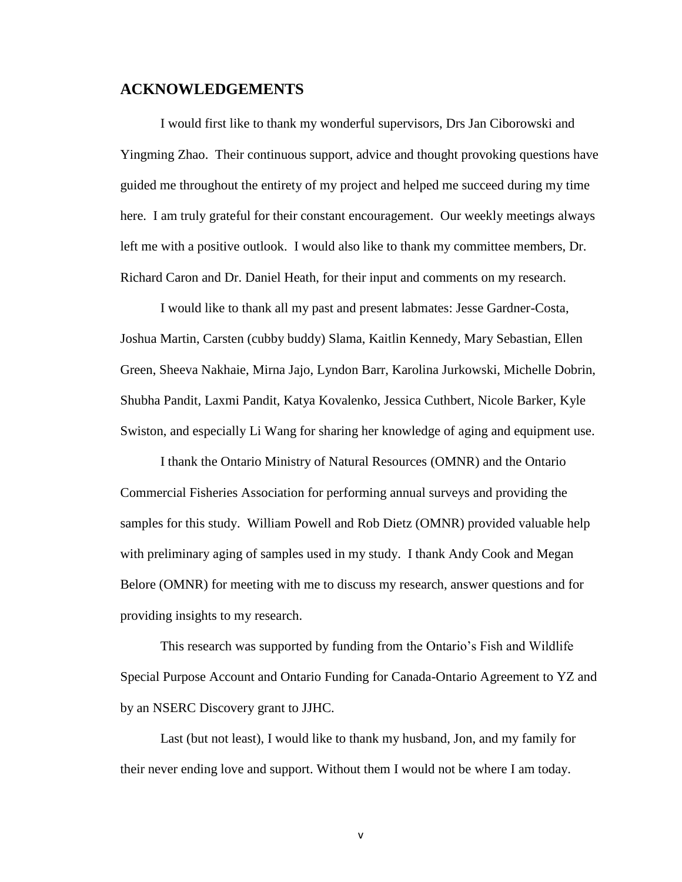## ACKNOWLEDGEMENTS

I would first like to thank my wonderful supervisors, Drs Jan Ciborowski and Yingming Zhao. Their continuous support, advice and thought provoking questions have guided me throughout the entirety of my project and helped me succeed during my time here. I am truly grateful for their constant encouragement. Our weekly meetings always left me with a positive outlook. I would also like to thank my committee members, Dr. Richard Caron and Dr. Daniel Heath, for their input and comments on my research.

I would like to thank all my past and present labmates: Jesse Gardner-Costa, Joshua Martin, Carsten (cubby buddy) Slama, Kaitlin Kennedy, Mary Sebastian, Ellen Green, Sheeva Nakhaie, Mirna Jajo, Lyndon Barr, Karolina Jurkowski, Michelle Dobrin, Shubha Pandit, Laxmi Pandit, Katya Kovalenko, Jessica Cuthbert, Nicole Barker, Kyle Swiston, and especially Li Wang for sharing her knowledge of aging and equipment use.

I thank the Ontario Ministry of Natural Resources (OMNR) and the Ontario Commercial Fisheries Association for performing annual surveys and providing the samples for this study. William Powell and Rob Dietz (OMNR) provided valuable help with preliminary aging of samples used in my study. I thank Andy Cook and Megan Belore (OMNR) for meeting with me to discuss my research, answer questions and for providing insights to my research.

This research was supported by funding from the Ontario's Fish and Wildlife Special Purpose Account and Ontario Funding for Canada-Ontario Agreement to YZ and by an NSERC Discovery grant to JJHC.

Last (but not least), I would like to thank my husband, Jon, and my family for their never ending love and support. Without them I would not be where I am today.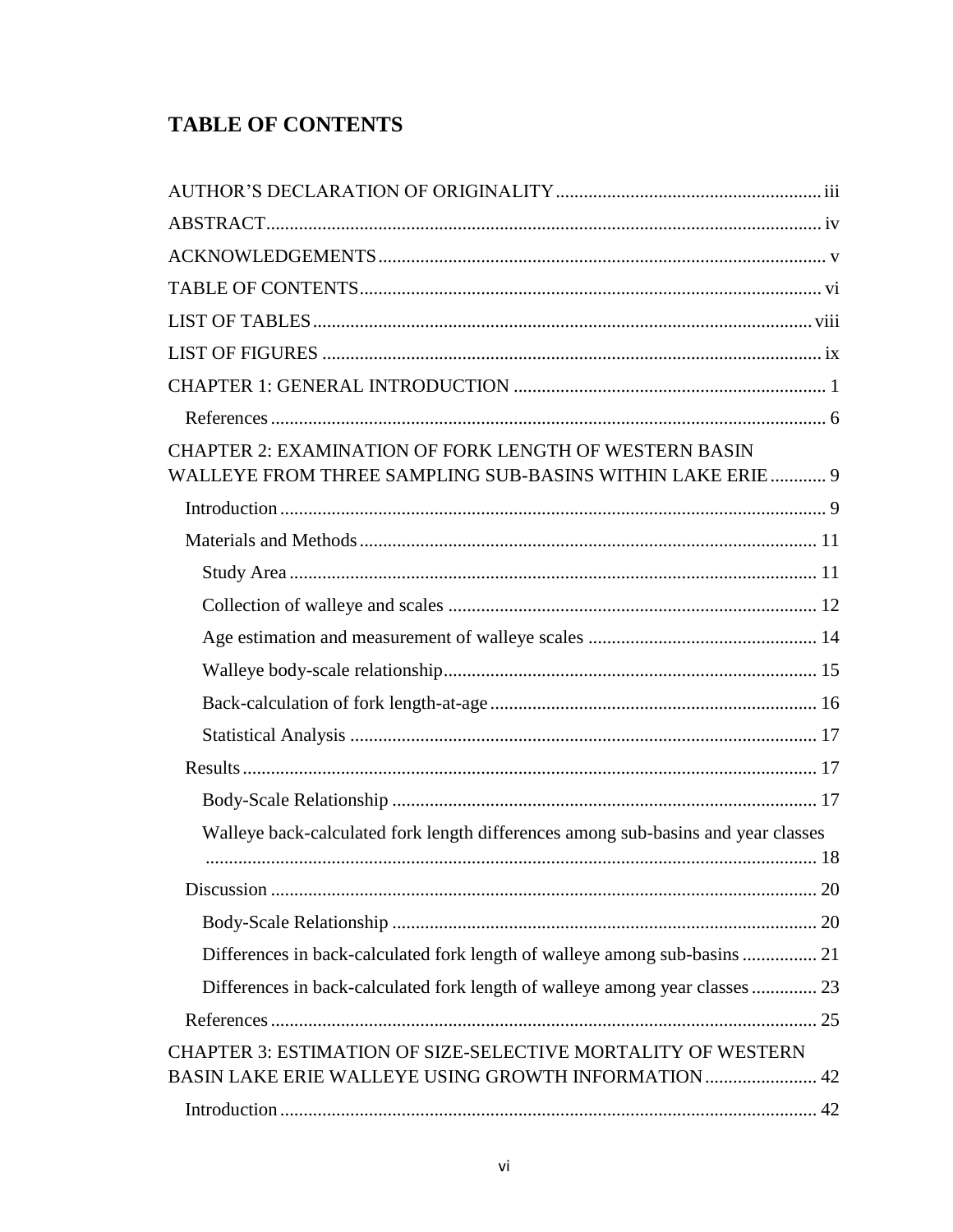# TABLE OF CONTENTS

AUTHOR'S DECLARATION OF ORIGINALITY ... iii

ABSTRACT ... iv

ACKNOWLEDGEMENTS ... v

TABLE OF CONTENTS ... vi

LIST OF TABLES ... viii

LIST OF FIGURES ... ix

CHAPTER 1: GENERAL INTRODUCTION ... 1

- References ... 6

CHAPTER 2: EXAMINATION OF FORK LENGTH OF WESTERN BASIN WALLEYE FROM THREE SAMPLING SUB-BASINS WITHIN LAKE ERIE ... 9

- Introduction ... 9
- Materials and Methods ... 11
  - Study Area ... 11
  - Collection of walleye and scales ... 12
  - Age estimation and measurement of walleye scales ... 14
  - Walleye body-scale relationship ... 15
  - Back-calculation of fork length-at-age ... 16
  - Statistical Analysis ... 17
- Results ... 17
  - Body-Scale Relationship ... 17
  - Walleye back-calculated fork length differences among sub-basins and year classes ... 18
- Discussion ... 20
  - Body-Scale Relationship ... 20
  - Differences in back-calculated fork length of walleye among sub-basins ... 21
  - Differences in back-calculated fork length of walleye among year classes ... 23
- References ... 25

CHAPTER 3: ESTIMATION OF SIZE-SELECTIVE MORTALITY OF WESTERN BASIN LAKE ERIE WALLEYE USING GROWTH INFORMATION ... 42

- Introduction ... 42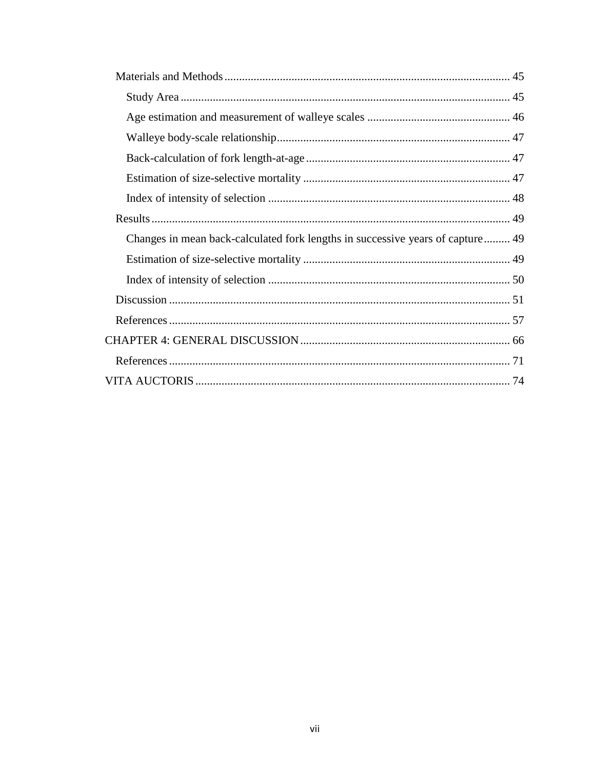Materials and Methods ........................................................................................ 45

Study Area ...................................................................................................... 45

Age estimation and measurement of walleye scales ................................................. 46

Walleye body-scale relationship.............................................................................. 47

Back-calculation of fork length-at-age ..................................................................... 47

Estimation of size-selective mortality ...................................................................... 47

Index of intensity of selection .................................................................................. 48

Results ................................................................................................................ 49

Changes in mean back-calculated fork lengths in successive years of capture ......... 49

Estimation of size-selective mortality ...................................................................... 49

Index of intensity of selection .................................................................................. 50

Discussion ........................................................................................................... 51

References ........................................................................................................... 57

CHAPTER 4: GENERAL DISCUSSION ........................................................................ 66

References ........................................................................................................... 71

VITA AUCTORIS ........................................................................................................ 74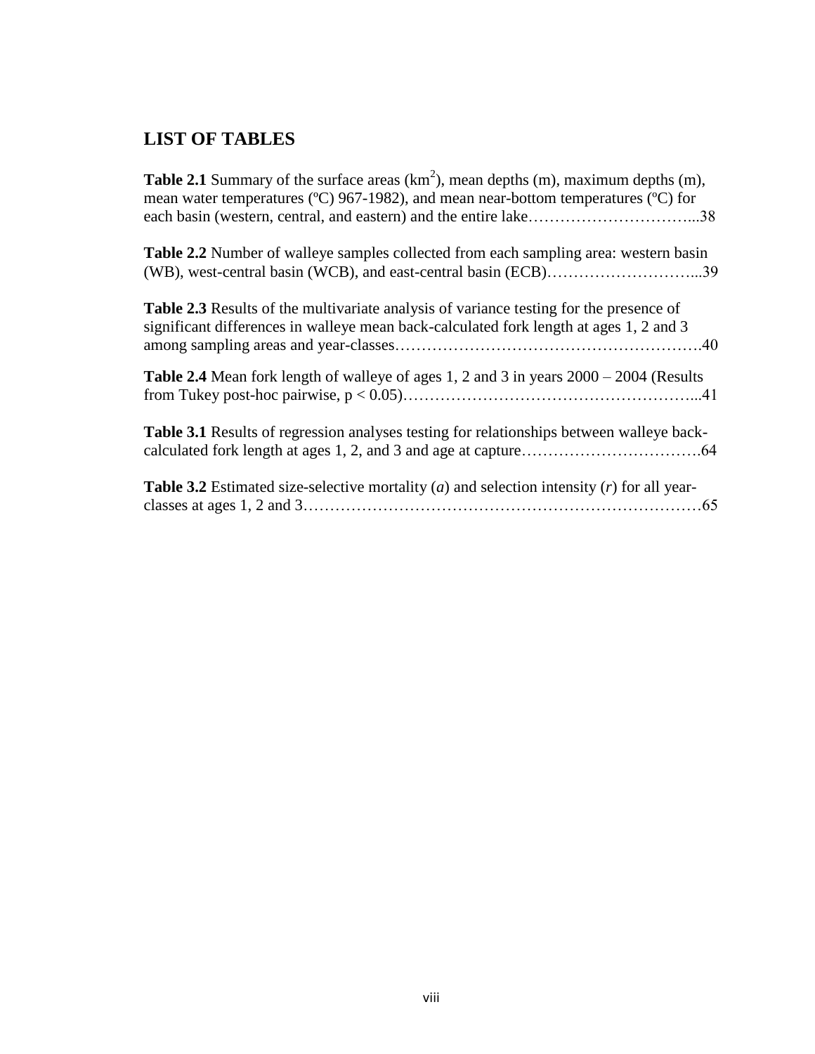## LIST OF TABLES

**Table 2.1** Summary of the surface areas ($km^2$), mean depths (m), maximum depths (m), mean water temperatures (ºC) 967-1982), and mean near-bottom temperatures (ºC) for each basin (western, central, and eastern) and the entire lake…………………………...38

**Table 2.2** Number of walleye samples collected from each sampling area: western basin (WB), west-central basin (WCB), and east-central basin (ECB)………………………...39

**Table 2.3** Results of the multivariate analysis of variance testing for the presence of significant differences in walleye mean back-calculated fork length at ages 1, 2 and 3 among sampling areas and year-classes…………………………………………………40

**Table 2.4** Mean fork length of walleye of ages 1, 2 and 3 in years 2000 – 2004 (Results from Tukey post-hoc pairwise, $p < 0.05$)……………………………………………...41

**Table 3.1** Results of regression analyses testing for relationships between walleye back-calculated fork length at ages 1, 2, and 3 and age at capture…………………………….64

**Table 3.2** Estimated size-selective mortality ($a$) and selection intensity ($r$) for all year-classes at ages 1, 2 and 3…………………………………………………………………65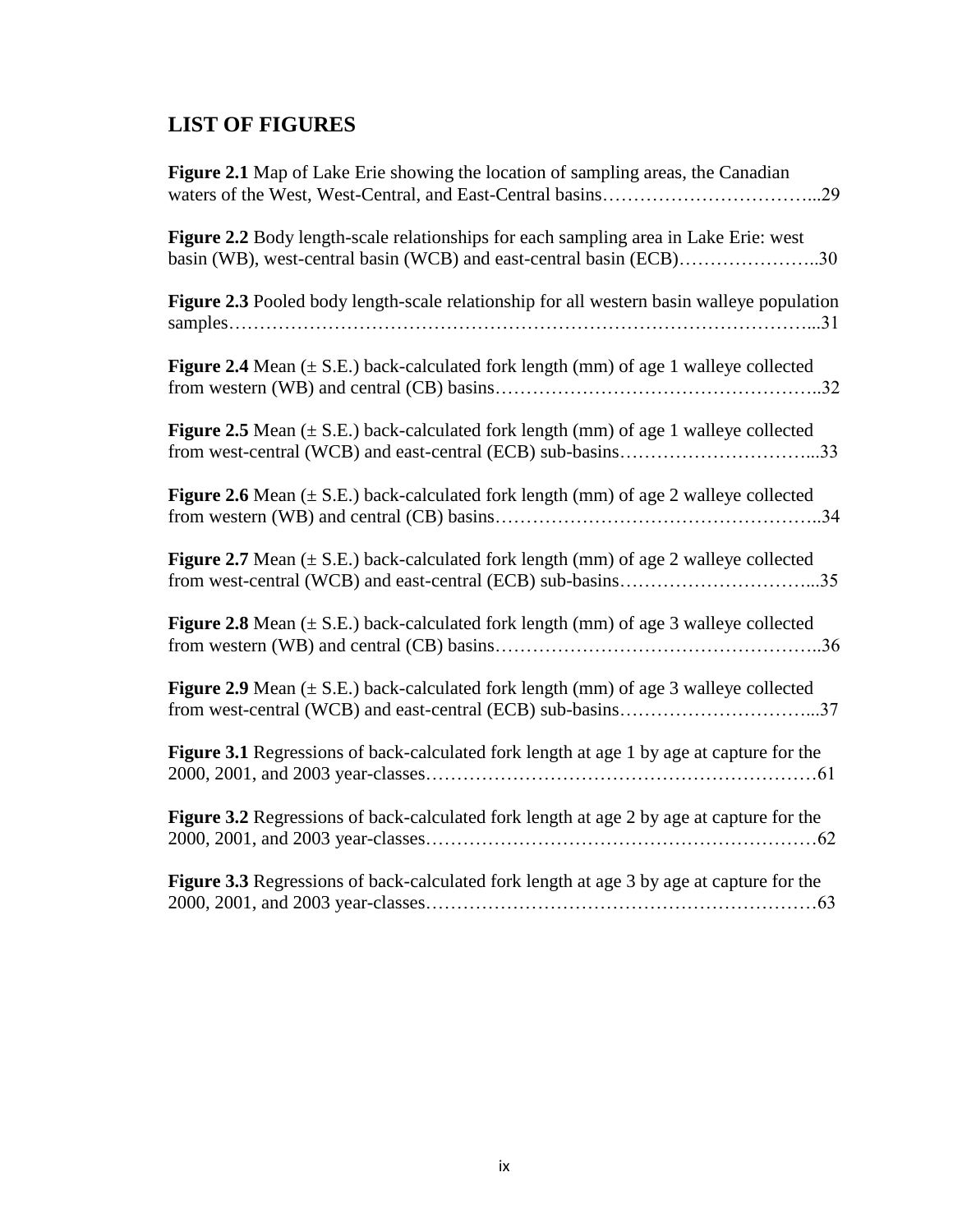## LIST OF FIGURES

**Figure 2.1** Map of Lake Erie showing the location of sampling areas, the Canadian waters of the West, West-Central, and East-Central basins……………………………...29

**Figure 2.2** Body length-scale relationships for each sampling area in Lake Erie: west basin (WB), west-central basin (WCB) and east-central basin (ECB)…………………..30

**Figure 2.3** Pooled body length-scale relationship for all western basin walleye population samples……………………………………………………………………………...31

**Figure 2.4** Mean (± S.E.) back-calculated fork length (mm) of age 1 walleye collected from western (WB) and central (CB) basins……………………………………………..32

**Figure 2.5** Mean (± S.E.) back-calculated fork length (mm) of age 1 walleye collected from west-central (WCB) and east-central (ECB) sub-basins…………………………...33

**Figure 2.6** Mean (± S.E.) back-calculated fork length (mm) of age 2 walleye collected from western (WB) and central (CB) basins……………………………………………..34

**Figure 2.7** Mean (± S.E.) back-calculated fork length (mm) of age 2 walleye collected from west-central (WCB) and east-central (ECB) sub-basins…………………………...35

**Figure 2.8** Mean (± S.E.) back-calculated fork length (mm) of age 3 walleye collected from western (WB) and central (CB) basins……………………………………………..36

**Figure 2.9** Mean (± S.E.) back-calculated fork length (mm) of age 3 walleye collected from west-central (WCB) and east-central (ECB) sub-basins…………………………...37

**Figure 3.1** Regressions of back-calculated fork length at age 1 by age at capture for the 2000, 2001, and 2003 year-classes………………………………………………………61

**Figure 3.2** Regressions of back-calculated fork length at age 2 by age at capture for the 2000, 2001, and 2003 year-classes………………………………………………………62

**Figure 3.3** Regressions of back-calculated fork length at age 3 by age at capture for the 2000, 2001, and 2003 year-classes………………………………………………………63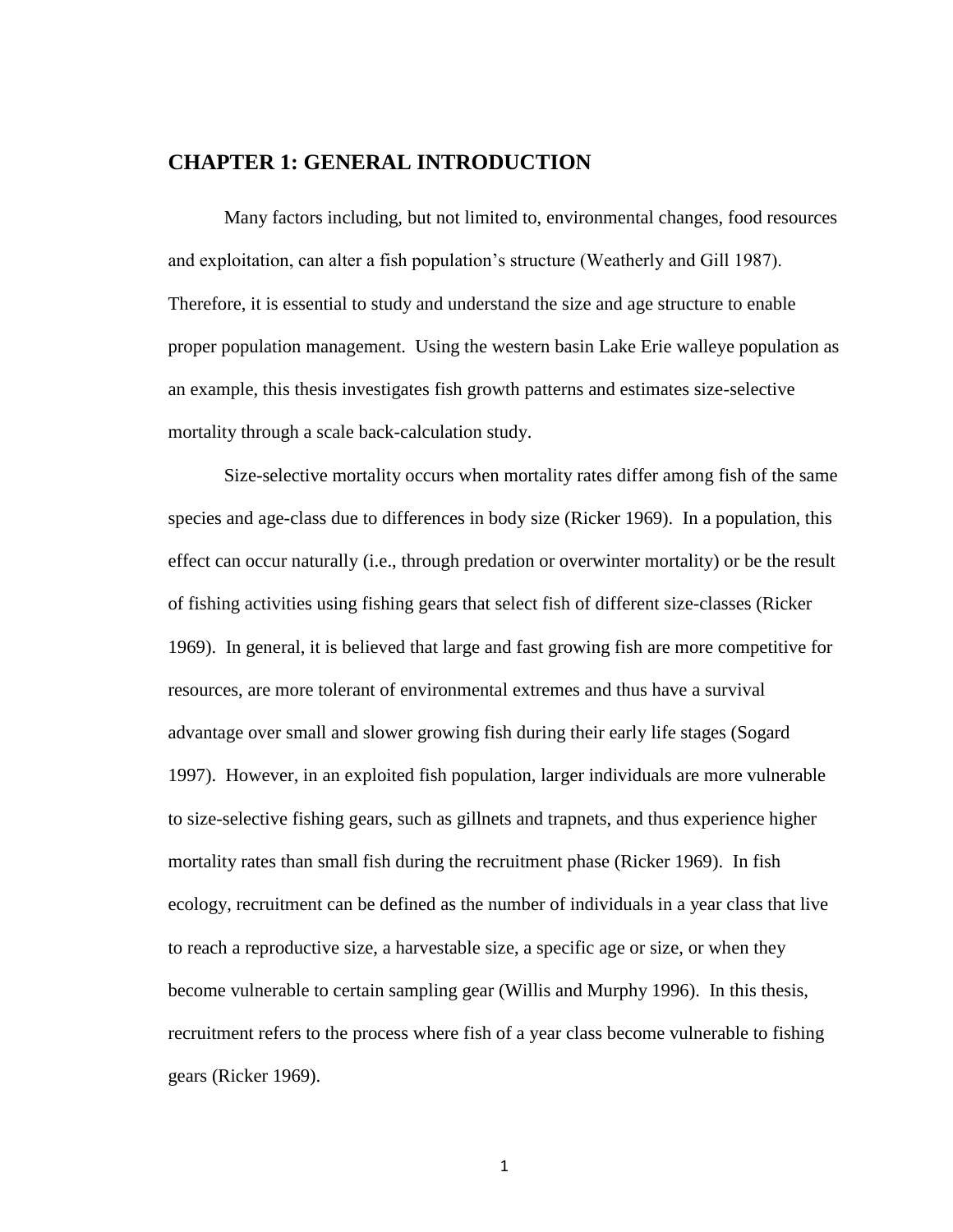# CHAPTER 1: GENERAL INTRODUCTION

Many factors including, but not limited to, environmental changes, food resources and exploitation, can alter a fish population's structure (Weatherly and Gill 1987). Therefore, it is essential to study and understand the size and age structure to enable proper population management. Using the western basin Lake Erie walleye population as an example, this thesis investigates fish growth patterns and estimates size-selective mortality through a scale back-calculation study.

Size-selective mortality occurs when mortality rates differ among fish of the same species and age-class due to differences in body size (Ricker 1969). In a population, this effect can occur naturally (i.e., through predation or overwinter mortality) or be the result of fishing activities using fishing gears that select fish of different size-classes (Ricker 1969). In general, it is believed that large and fast growing fish are more competitive for resources, are more tolerant of environmental extremes and thus have a survival advantage over small and slower growing fish during their early life stages (Sogard 1997). However, in an exploited fish population, larger individuals are more vulnerable to size-selective fishing gears, such as gillnets and trapnets, and thus experience higher mortality rates than small fish during the recruitment phase (Ricker 1969). In fish ecology, recruitment can be defined as the number of individuals in a year class that live to reach a reproductive size, a harvestable size, a specific age or size, or when they become vulnerable to certain sampling gear (Willis and Murphy 1996). In this thesis, recruitment refers to the process where fish of a year class become vulnerable to fishing gears (Ricker 1969).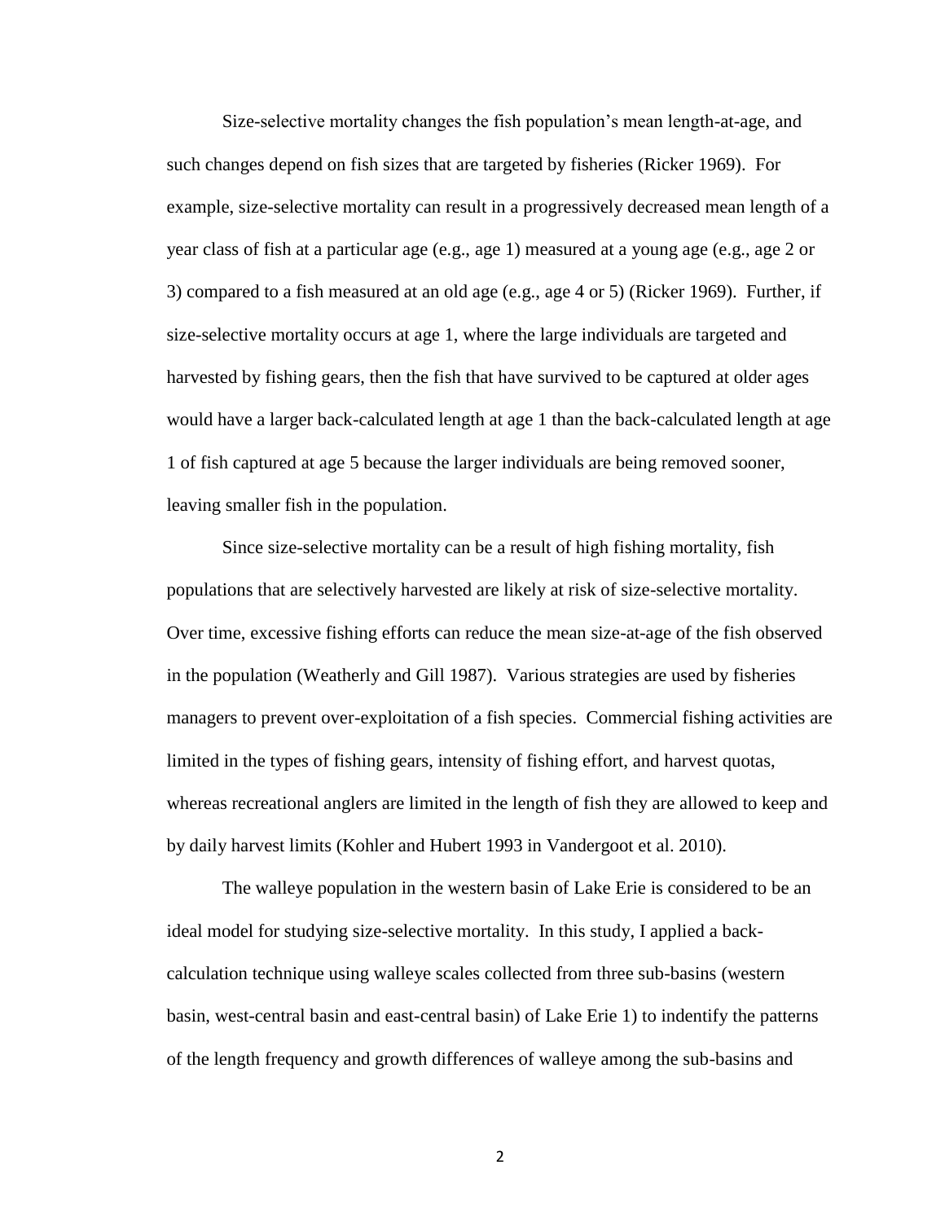Size-selective mortality changes the fish population's mean length-at-age, and such changes depend on fish sizes that are targeted by fisheries (Ricker 1969). For example, size-selective mortality can result in a progressively decreased mean length of a year class of fish at a particular age (e.g., age 1) measured at a young age (e.g., age 2 or 3) compared to a fish measured at an old age (e.g., age 4 or 5) (Ricker 1969). Further, if size-selective mortality occurs at age 1, where the large individuals are targeted and harvested by fishing gears, then the fish that have survived to be captured at older ages would have a larger back-calculated length at age 1 than the back-calculated length at age 1 of fish captured at age 5 because the larger individuals are being removed sooner, leaving smaller fish in the population.

Since size-selective mortality can be a result of high fishing mortality, fish populations that are selectively harvested are likely at risk of size-selective mortality. Over time, excessive fishing efforts can reduce the mean size-at-age of the fish observed in the population (Weatherly and Gill 1987). Various strategies are used by fisheries managers to prevent over-exploitation of a fish species. Commercial fishing activities are limited in the types of fishing gears, intensity of fishing effort, and harvest quotas, whereas recreational anglers are limited in the length of fish they are allowed to keep and by daily harvest limits (Kohler and Hubert 1993 in Vandergoot et al. 2010).

The walleye population in the western basin of Lake Erie is considered to be an ideal model for studying size-selective mortality. In this study, I applied a back-calculation technique using walleye scales collected from three sub-basins (western basin, west-central basin and east-central basin) of Lake Erie 1) to indentify the patterns of the length frequency and growth differences of walleye among the sub-basins and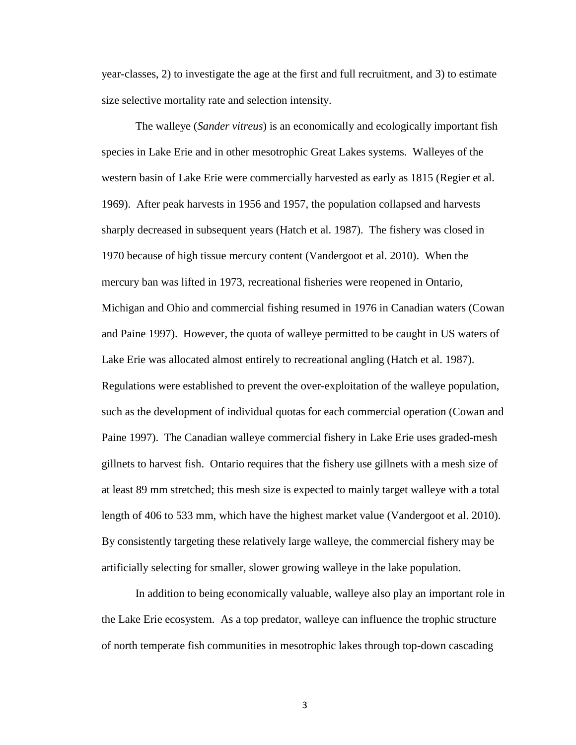year-classes, 2) to investigate the age at the first and full recruitment, and 3) to estimate size selective mortality rate and selection intensity.

The walleye (*Sander vitreus*) is an economically and ecologically important fish species in Lake Erie and in other mesotrophic Great Lakes systems. Walleyes of the western basin of Lake Erie were commercially harvested as early as 1815 (Regier et al. 1969). After peak harvests in 1956 and 1957, the population collapsed and harvests sharply decreased in subsequent years (Hatch et al. 1987). The fishery was closed in 1970 because of high tissue mercury content (Vandergoot et al. 2010). When the mercury ban was lifted in 1973, recreational fisheries were reopened in Ontario, Michigan and Ohio and commercial fishing resumed in 1976 in Canadian waters (Cowan and Paine 1997). However, the quota of walleye permitted to be caught in US waters of Lake Erie was allocated almost entirely to recreational angling (Hatch et al. 1987). Regulations were established to prevent the over-exploitation of the walleye population, such as the development of individual quotas for each commercial operation (Cowan and Paine 1997). The Canadian walleye commercial fishery in Lake Erie uses graded-mesh gillnets to harvest fish. Ontario requires that the fishery use gillnets with a mesh size of at least 89 mm stretched; this mesh size is expected to mainly target walleye with a total length of 406 to 533 mm, which have the highest market value (Vandergoot et al. 2010). By consistently targeting these relatively large walleye, the commercial fishery may be artificially selecting for smaller, slower growing walleye in the lake population.

In addition to being economically valuable, walleye also play an important role in the Lake Erie ecosystem. As a top predator, walleye can influence the trophic structure of north temperate fish communities in mesotrophic lakes through top-down cascading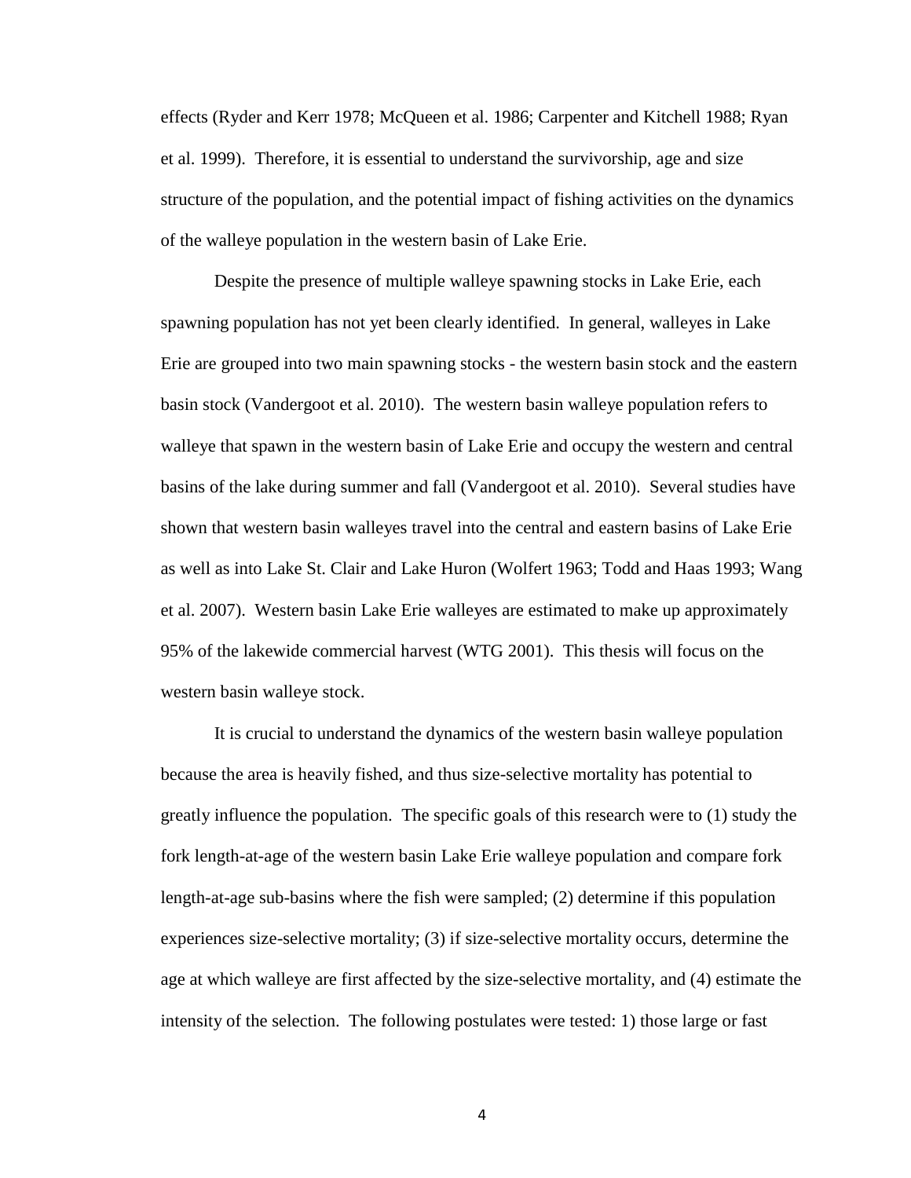effects (Ryder and Kerr 1978; McQueen et al. 1986; Carpenter and Kitchell 1988; Ryan et al. 1999). Therefore, it is essential to understand the survivorship, age and size structure of the population, and the potential impact of fishing activities on the dynamics of the walleye population in the western basin of Lake Erie.

Despite the presence of multiple walleye spawning stocks in Lake Erie, each spawning population has not yet been clearly identified. In general, walleyes in Lake Erie are grouped into two main spawning stocks - the western basin stock and the eastern basin stock (Vandergoot et al. 2010). The western basin walleye population refers to walleye that spawn in the western basin of Lake Erie and occupy the western and central basins of the lake during summer and fall (Vandergoot et al. 2010). Several studies have shown that western basin walleyes travel into the central and eastern basins of Lake Erie as well as into Lake St. Clair and Lake Huron (Wolfert 1963; Todd and Haas 1993; Wang et al. 2007). Western basin Lake Erie walleyes are estimated to make up approximately 95% of the lakewide commercial harvest (WTG 2001). This thesis will focus on the western basin walleye stock.

It is crucial to understand the dynamics of the western basin walleye population because the area is heavily fished, and thus size-selective mortality has potential to greatly influence the population. The specific goals of this research were to (1) study the fork length-at-age of the western basin Lake Erie walleye population and compare fork length-at-age sub-basins where the fish were sampled; (2) determine if this population experiences size-selective mortality; (3) if size-selective mortality occurs, determine the age at which walleye are first affected by the size-selective mortality, and (4) estimate the intensity of the selection. The following postulates were tested: 1) those large or fast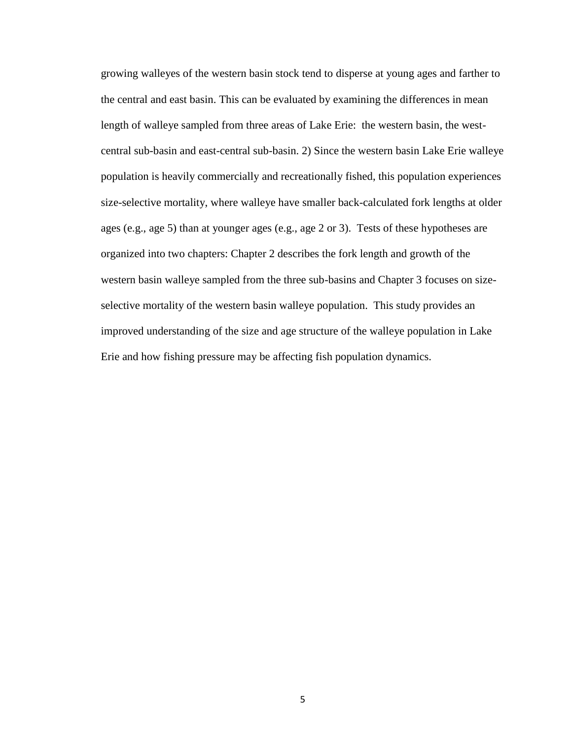growing walleyes of the western basin stock tend to disperse at young ages and farther to the central and east basin. This can be evaluated by examining the differences in mean length of walleye sampled from three areas of Lake Erie: the western basin, the west-central sub-basin and east-central sub-basin. 2) Since the western basin Lake Erie walleye population is heavily commercially and recreationally fished, this population experiences size-selective mortality, where walleye have smaller back-calculated fork lengths at older ages (e.g., age 5) than at younger ages (e.g., age 2 or 3). Tests of these hypotheses are organized into two chapters: Chapter 2 describes the fork length and growth of the western basin walleye sampled from the three sub-basins and Chapter 3 focuses on size-selective mortality of the western basin walleye population. This study provides an improved understanding of the size and age structure of the walleye population in Lake Erie and how fishing pressure may be affecting fish population dynamics.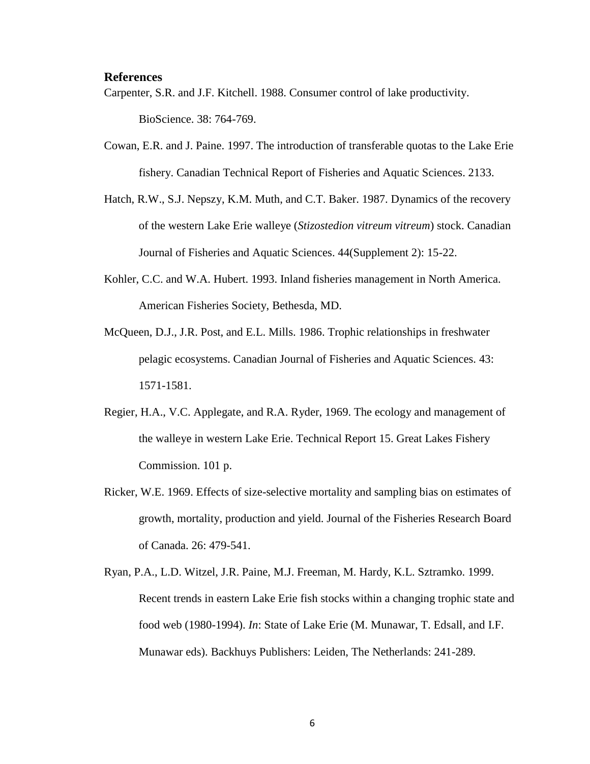## References

Carpenter, S.R. and J.F. Kitchell. 1988. Consumer control of lake productivity. BioScience. 38: 764-769.

Cowan, E.R. and J. Paine. 1997. The introduction of transferable quotas to the Lake Erie fishery. Canadian Technical Report of Fisheries and Aquatic Sciences. 2133.

Hatch, R.W., S.J. Nepszy, K.M. Muth, and C.T. Baker. 1987. Dynamics of the recovery of the western Lake Erie walleye (*Stizostedion vitreum vitreum*) stock. Canadian Journal of Fisheries and Aquatic Sciences. 44(Supplement 2): 15-22.

Kohler, C.C. and W.A. Hubert. 1993. Inland fisheries management in North America. American Fisheries Society, Bethesda, MD.

McQueen, D.J., J.R. Post, and E.L. Mills. 1986. Trophic relationships in freshwater pelagic ecosystems. Canadian Journal of Fisheries and Aquatic Sciences. 43: 1571-1581.

Regier, H.A., V.C. Applegate, and R.A. Ryder, 1969. The ecology and management of the walleye in western Lake Erie. Technical Report 15. Great Lakes Fishery Commission. 101 p.

Ricker, W.E. 1969. Effects of size-selective mortality and sampling bias on estimates of growth, mortality, production and yield. Journal of the Fisheries Research Board of Canada. 26: 479-541.

Ryan, P.A., L.D. Witzel, J.R. Paine, M.J. Freeman, M. Hardy, K.L. Sztramko. 1999. Recent trends in eastern Lake Erie fish stocks within a changing trophic state and food web (1980-1994). *In*: State of Lake Erie (M. Munawar, T. Edsall, and I.F. Munawar eds). Backhuys Publishers: Leiden, The Netherlands: 241-289.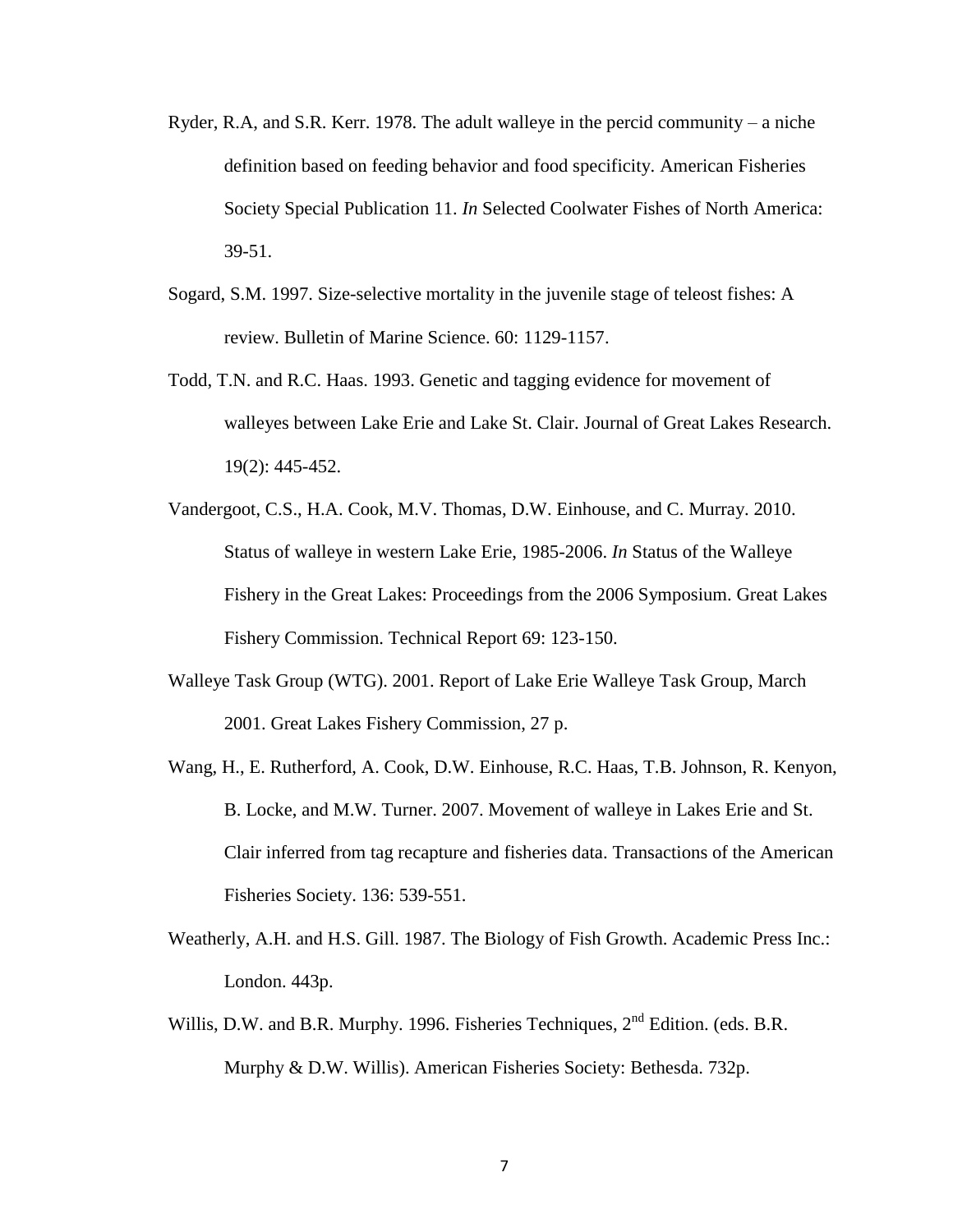Ryder, R.A, and S.R. Kerr. 1978. The adult walleye in the percid community – a niche definition based on feeding behavior and food specificity. American Fisheries Society Special Publication 11. *In* Selected Coolwater Fishes of North America: 39-51.

Sogard, S.M. 1997. Size-selective mortality in the juvenile stage of teleost fishes: A review. Bulletin of Marine Science. 60: 1129-1157.

Todd, T.N. and R.C. Haas. 1993. Genetic and tagging evidence for movement of walleyes between Lake Erie and Lake St. Clair. Journal of Great Lakes Research. 19(2): 445-452.

Vandergoot, C.S., H.A. Cook, M.V. Thomas, D.W. Einhouse, and C. Murray. 2010. Status of walleye in western Lake Erie, 1985-2006. *In* Status of the Walleye Fishery in the Great Lakes: Proceedings from the 2006 Symposium. Great Lakes Fishery Commission. Technical Report 69: 123-150.

Walleye Task Group (WTG). 2001. Report of Lake Erie Walleye Task Group, March 2001. Great Lakes Fishery Commission, 27 p.

Wang, H., E. Rutherford, A. Cook, D.W. Einhouse, R.C. Haas, T.B. Johnson, R. Kenyon, B. Locke, and M.W. Turner. 2007. Movement of walleye in Lakes Erie and St. Clair inferred from tag recapture and fisheries data. Transactions of the American Fisheries Society. 136: 539-551.

Weatherly, A.H. and H.S. Gill. 1987. The Biology of Fish Growth. Academic Press Inc.: London. 443p.

Willis, D.W. and B.R. Murphy. 1996. Fisheries Techniques, 2nd Edition. (eds. B.R. Murphy & D.W. Willis). American Fisheries Society: Bethesda. 732p.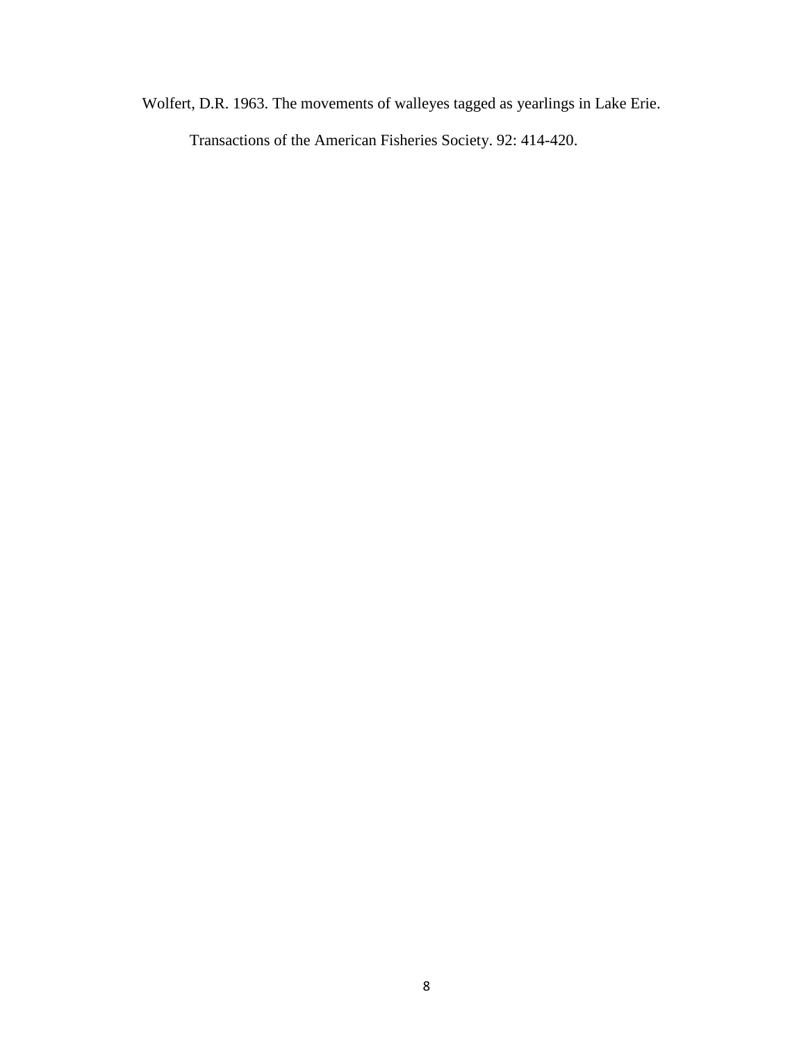Wolfert, D.R. 1963. The movements of walleyes tagged as yearlings in Lake Erie. Transactions of the American Fisheries Society. 92: 414-420.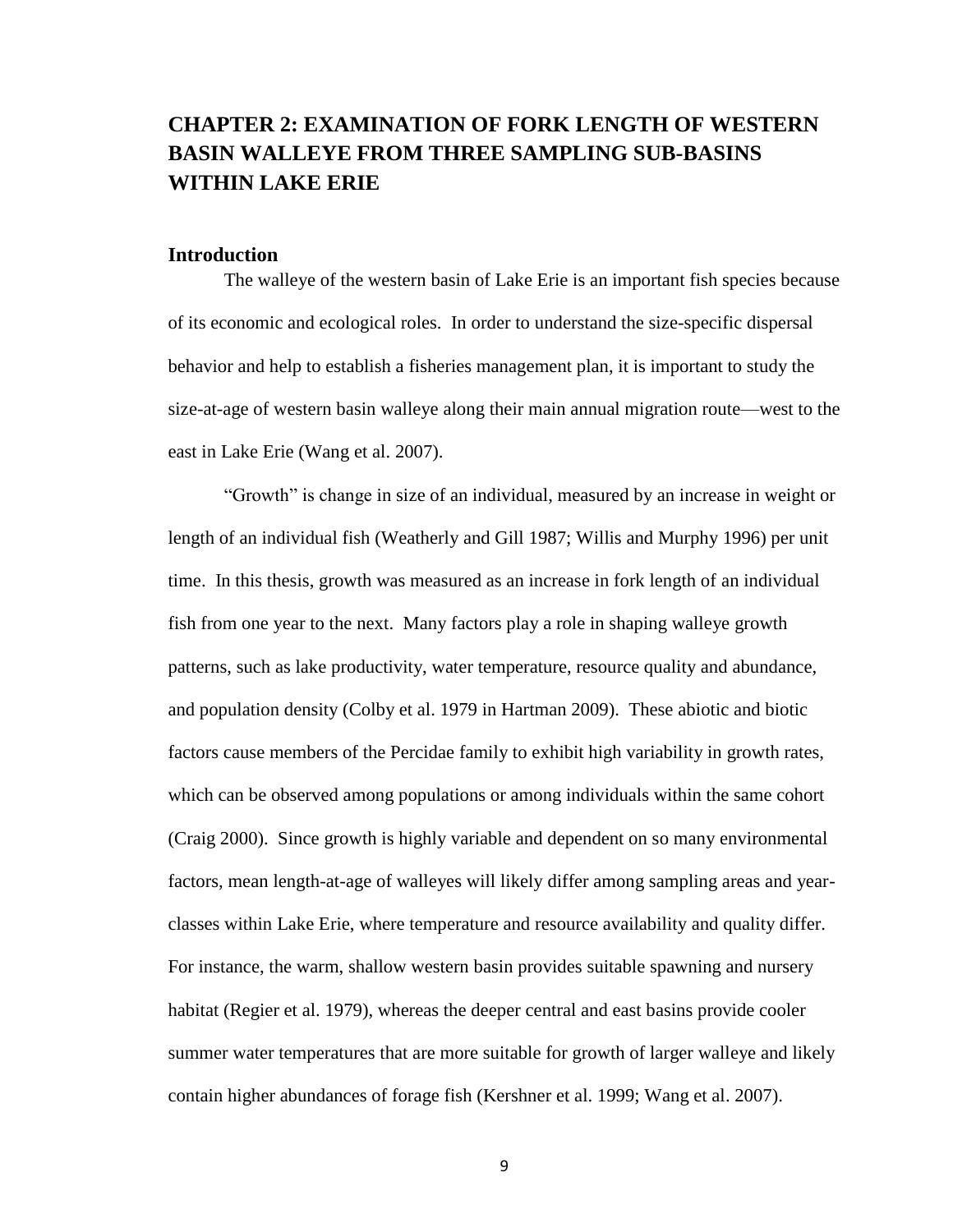# CHAPTER 2: EXAMINATION OF FORK LENGTH OF WESTERN BASIN WALLEYE FROM THREE SAMPLING SUB-BASINS WITHIN LAKE ERIE

## Introduction

The walleye of the western basin of Lake Erie is an important fish species because of its economic and ecological roles. In order to understand the size-specific dispersal behavior and help to establish a fisheries management plan, it is important to study the size-at-age of western basin walleye along their main annual migration route—west to the east in Lake Erie (Wang et al. 2007).

"Growth" is change in size of an individual, measured by an increase in weight or length of an individual fish (Weatherly and Gill 1987; Willis and Murphy 1996) per unit time. In this thesis, growth was measured as an increase in fork length of an individual fish from one year to the next. Many factors play a role in shaping walleye growth patterns, such as lake productivity, water temperature, resource quality and abundance, and population density (Colby et al. 1979 in Hartman 2009). These abiotic and biotic factors cause members of the Percidae family to exhibit high variability in growth rates, which can be observed among populations or among individuals within the same cohort (Craig 2000). Since growth is highly variable and dependent on so many environmental factors, mean length-at-age of walleyes will likely differ among sampling areas and year-classes within Lake Erie, where temperature and resource availability and quality differ. For instance, the warm, shallow western basin provides suitable spawning and nursery habitat (Regier et al. 1979), whereas the deeper central and east basins provide cooler summer water temperatures that are more suitable for growth of larger walleye and likely contain higher abundances of forage fish (Kershner et al. 1999; Wang et al. 2007).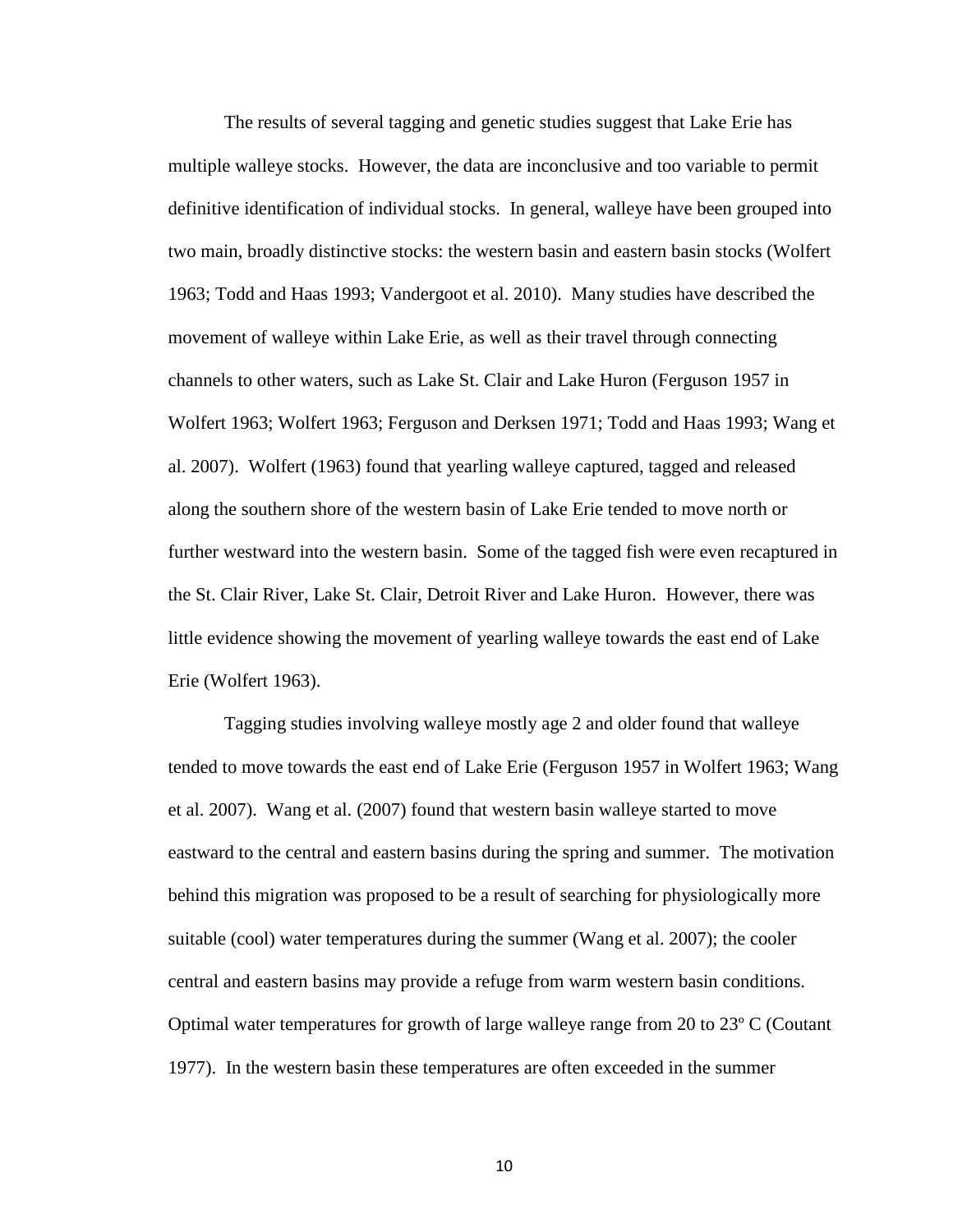The results of several tagging and genetic studies suggest that Lake Erie has multiple walleye stocks. However, the data are inconclusive and too variable to permit definitive identification of individual stocks. In general, walleye have been grouped into two main, broadly distinctive stocks: the western basin and eastern basin stocks (Wolfert 1963; Todd and Haas 1993; Vandergoot et al. 2010). Many studies have described the movement of walleye within Lake Erie, as well as their travel through connecting channels to other waters, such as Lake St. Clair and Lake Huron (Ferguson 1957 in Wolfert 1963; Wolfert 1963; Ferguson and Derksen 1971; Todd and Haas 1993; Wang et al. 2007). Wolfert (1963) found that yearling walleye captured, tagged and released along the southern shore of the western basin of Lake Erie tended to move north or further westward into the western basin. Some of the tagged fish were even recaptured in the St. Clair River, Lake St. Clair, Detroit River and Lake Huron. However, there was little evidence showing the movement of yearling walleye towards the east end of Lake Erie (Wolfert 1963).

Tagging studies involving walleye mostly age 2 and older found that walleye tended to move towards the east end of Lake Erie (Ferguson 1957 in Wolfert 1963; Wang et al. 2007). Wang et al. (2007) found that western basin walleye started to move eastward to the central and eastern basins during the spring and summer. The motivation behind this migration was proposed to be a result of searching for physiologically more suitable (cool) water temperatures during the summer (Wang et al. 2007); the cooler central and eastern basins may provide a refuge from warm western basin conditions. Optimal water temperatures for growth of large walleye range from 20 to 23º C (Coutant 1977). In the western basin these temperatures are often exceeded in the summer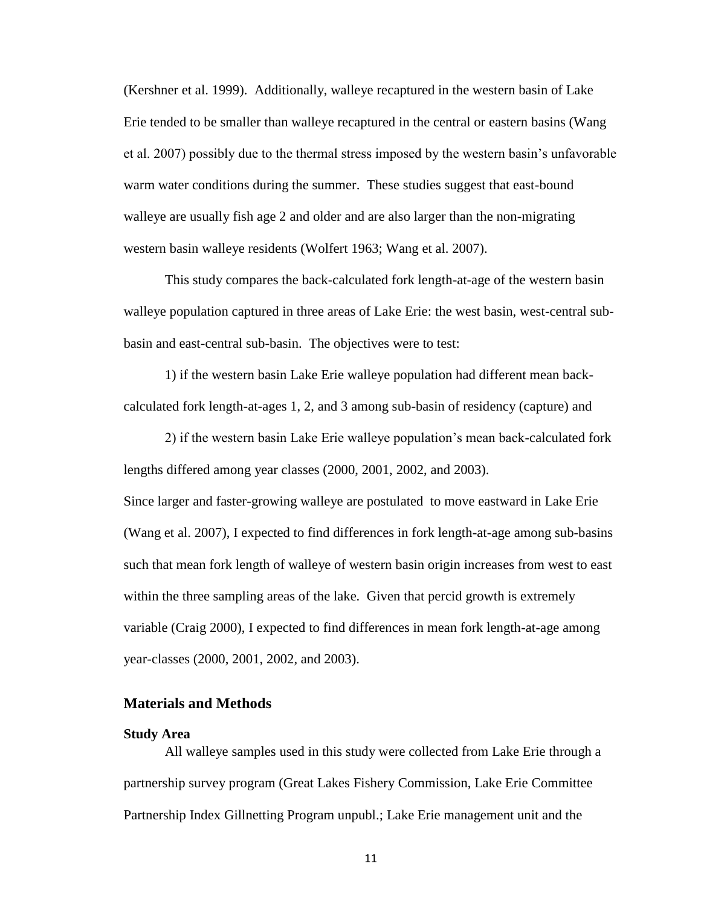(Kershner et al. 1999). Additionally, walleye recaptured in the western basin of Lake Erie tended to be smaller than walleye recaptured in the central or eastern basins (Wang et al. 2007) possibly due to the thermal stress imposed by the western basin's unfavorable warm water conditions during the summer. These studies suggest that east-bound walleye are usually fish age 2 and older and are also larger than the non-migrating western basin walleye residents (Wolfert 1963; Wang et al. 2007).

This study compares the back-calculated fork length-at-age of the western basin walleye population captured in three areas of Lake Erie: the west basin, west-central sub-basin and east-central sub-basin. The objectives were to test:

1) if the western basin Lake Erie walleye population had different mean back-calculated fork length-at-ages 1, 2, and 3 among sub-basin of residency (capture) and

2) if the western basin Lake Erie walleye population's mean back-calculated fork lengths differed among year classes (2000, 2001, 2002, and 2003).

Since larger and faster-growing walleye are postulated to move eastward in Lake Erie (Wang et al. 2007), I expected to find differences in fork length-at-age among sub-basins such that mean fork length of walleye of western basin origin increases from west to east within the three sampling areas of the lake. Given that percid growth is extremely variable (Craig 2000), I expected to find differences in mean fork length-at-age among year-classes (2000, 2001, 2002, and 2003).

## Materials and Methods

### Study Area

All walleye samples used in this study were collected from Lake Erie through a partnership survey program (Great Lakes Fishery Commission, Lake Erie Committee Partnership Index Gillnetting Program unpubl.; Lake Erie management unit and the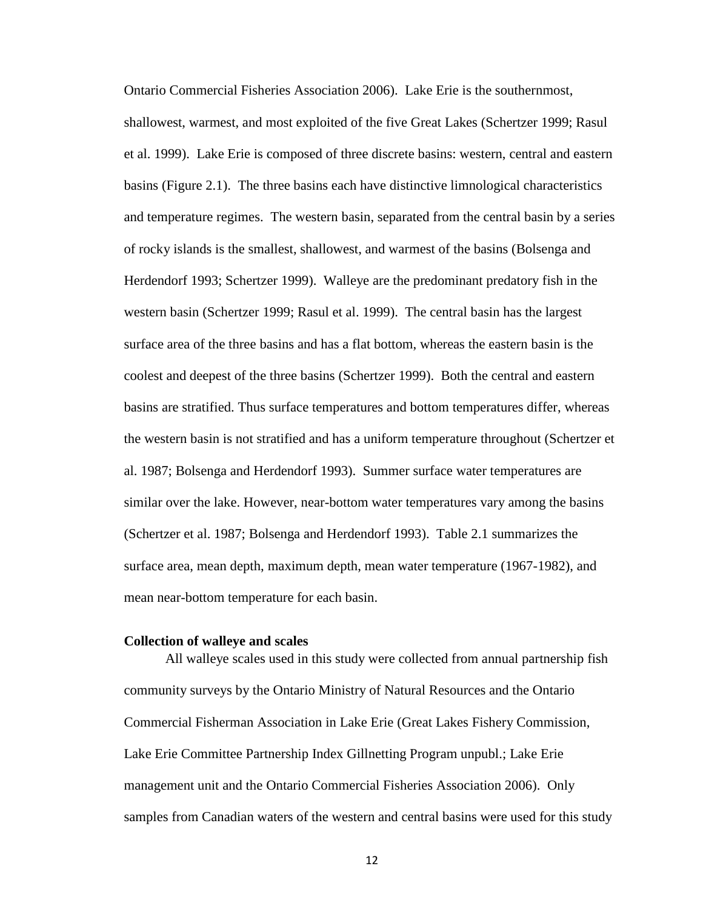Ontario Commercial Fisheries Association 2006). Lake Erie is the southernmost, shallowest, warmest, and most exploited of the five Great Lakes (Schertzer 1999; Rasul et al. 1999). Lake Erie is composed of three discrete basins: western, central and eastern basins (Figure 2.1). The three basins each have distinctive limnological characteristics and temperature regimes. The western basin, separated from the central basin by a series of rocky islands is the smallest, shallowest, and warmest of the basins (Bolsenga and Herdendorf 1993; Schertzer 1999). Walleye are the predominant predatory fish in the western basin (Schertzer 1999; Rasul et al. 1999). The central basin has the largest surface area of the three basins and has a flat bottom, whereas the eastern basin is the coolest and deepest of the three basins (Schertzer 1999). Both the central and eastern basins are stratified. Thus surface temperatures and bottom temperatures differ, whereas the western basin is not stratified and has a uniform temperature throughout (Schertzer et al. 1987; Bolsenga and Herdendorf 1993). Summer surface water temperatures are similar over the lake. However, near-bottom water temperatures vary among the basins (Schertzer et al. 1987; Bolsenga and Herdendorf 1993). Table 2.1 summarizes the surface area, mean depth, maximum depth, mean water temperature (1967-1982), and mean near-bottom temperature for each basin.

**Collection of walleye and scales**

All walleye scales used in this study were collected from annual partnership fish community surveys by the Ontario Ministry of Natural Resources and the Ontario Commercial Fisherman Association in Lake Erie (Great Lakes Fishery Commission, Lake Erie Committee Partnership Index Gillnetting Program unpubl.; Lake Erie management unit and the Ontario Commercial Fisheries Association 2006). Only samples from Canadian waters of the western and central basins were used for this study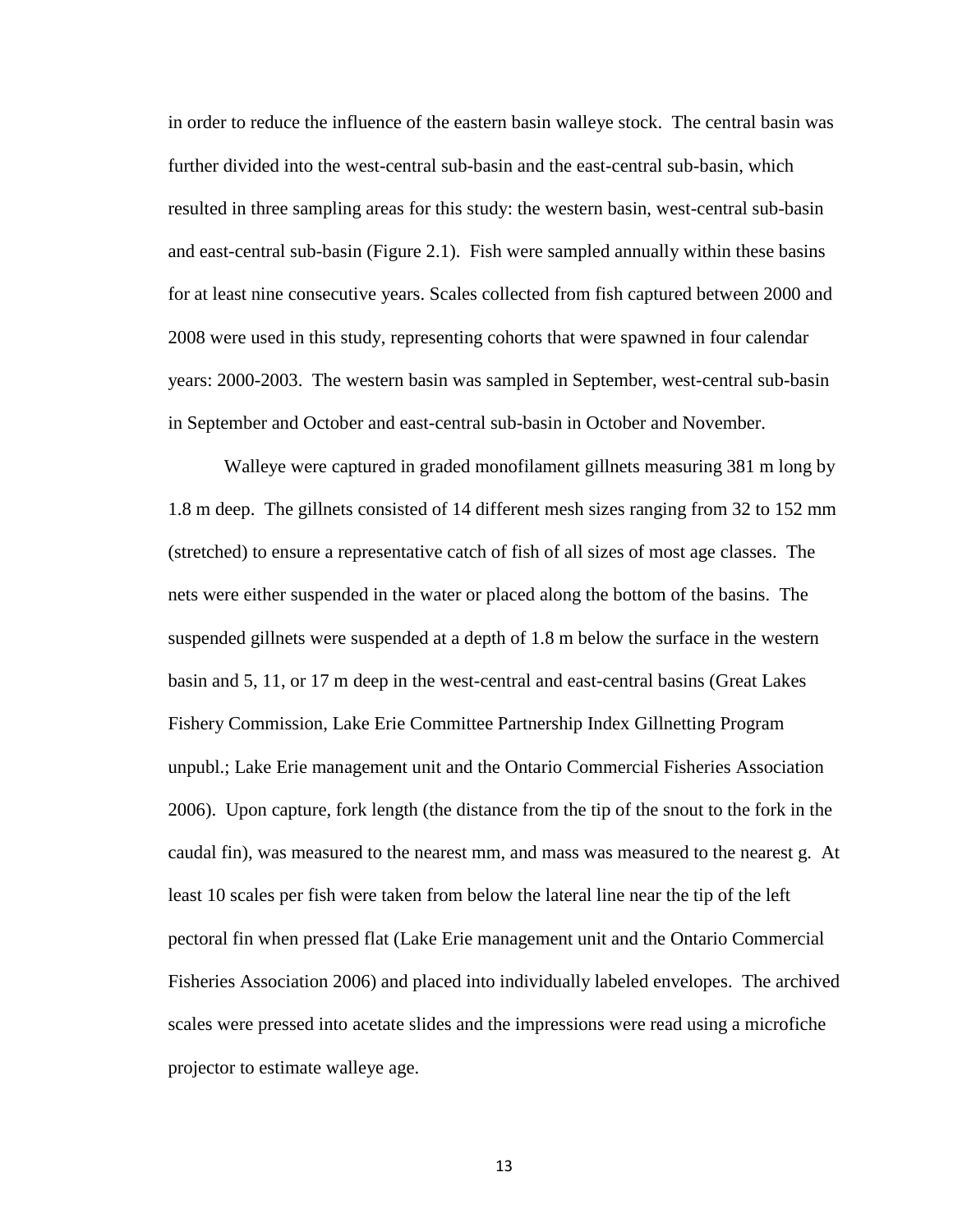in order to reduce the influence of the eastern basin walleye stock. The central basin was further divided into the west-central sub-basin and the east-central sub-basin, which resulted in three sampling areas for this study: the western basin, west-central sub-basin and east-central sub-basin (Figure 2.1). Fish were sampled annually within these basins for at least nine consecutive years. Scales collected from fish captured between 2000 and 2008 were used in this study, representing cohorts that were spawned in four calendar years: 2000-2003. The western basin was sampled in September, west-central sub-basin in September and October and east-central sub-basin in October and November.

Walleye were captured in graded monofilament gillnets measuring 381 m long by 1.8 m deep. The gillnets consisted of 14 different mesh sizes ranging from 32 to 152 mm (stretched) to ensure a representative catch of fish of all sizes of most age classes. The nets were either suspended in the water or placed along the bottom of the basins. The suspended gillnets were suspended at a depth of 1.8 m below the surface in the western basin and 5, 11, or 17 m deep in the west-central and east-central basins (Great Lakes Fishery Commission, Lake Erie Committee Partnership Index Gillnetting Program unpubl.; Lake Erie management unit and the Ontario Commercial Fisheries Association 2006). Upon capture, fork length (the distance from the tip of the snout to the fork in the caudal fin), was measured to the nearest mm, and mass was measured to the nearest g. At least 10 scales per fish were taken from below the lateral line near the tip of the left pectoral fin when pressed flat (Lake Erie management unit and the Ontario Commercial Fisheries Association 2006) and placed into individually labeled envelopes. The archived scales were pressed into acetate slides and the impressions were read using a microfiche projector to estimate walleye age.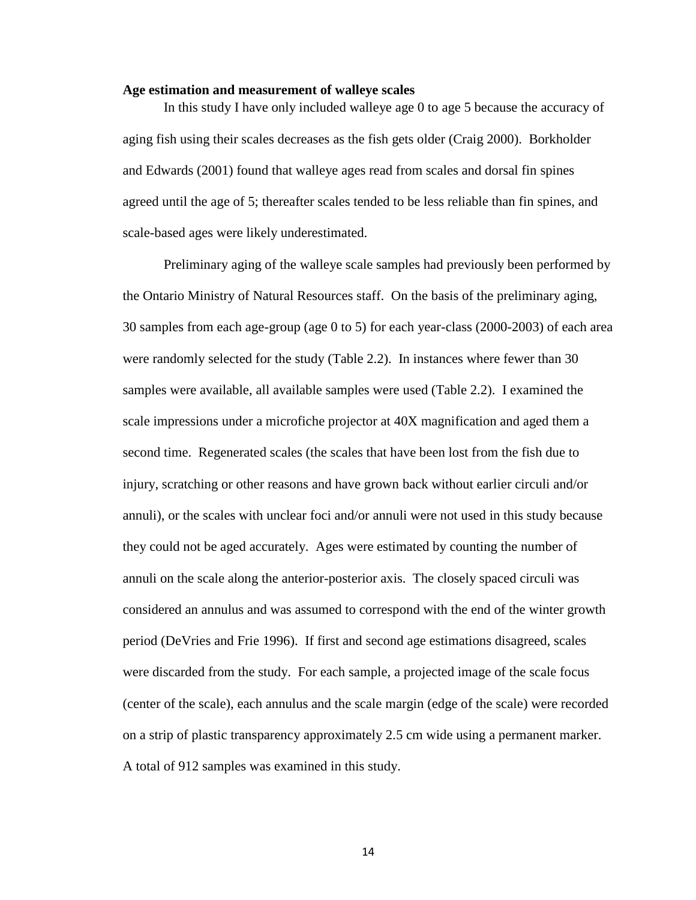**Age estimation and measurement of walleye scales**

In this study I have only included walleye age 0 to age 5 because the accuracy of aging fish using their scales decreases as the fish gets older (Craig 2000). Borkholder and Edwards (2001) found that walleye ages read from scales and dorsal fin spines agreed until the age of 5; thereafter scales tended to be less reliable than fin spines, and scale-based ages were likely underestimated.

Preliminary aging of the walleye scale samples had previously been performed by the Ontario Ministry of Natural Resources staff. On the basis of the preliminary aging, 30 samples from each age-group (age 0 to 5) for each year-class (2000-2003) of each area were randomly selected for the study (Table 2.2). In instances where fewer than 30 samples were available, all available samples were used (Table 2.2). I examined the scale impressions under a microfiche projector at 40X magnification and aged them a second time. Regenerated scales (the scales that have been lost from the fish due to injury, scratching or other reasons and have grown back without earlier circuli and/or annuli), or the scales with unclear foci and/or annuli were not used in this study because they could not be aged accurately. Ages were estimated by counting the number of annuli on the scale along the anterior-posterior axis. The closely spaced circuli was considered an annulus and was assumed to correspond with the end of the winter growth period (DeVries and Frie 1996). If first and second age estimations disagreed, scales were discarded from the study. For each sample, a projected image of the scale focus (center of the scale), each annulus and the scale margin (edge of the scale) were recorded on a strip of plastic transparency approximately 2.5 cm wide using a permanent marker. A total of 912 samples was examined in this study.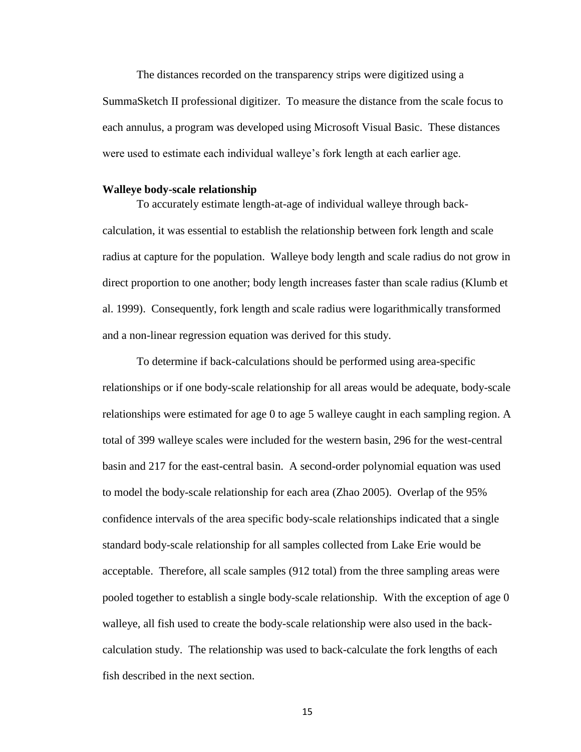The distances recorded on the transparency strips were digitized using a SummaSketch II professional digitizer. To measure the distance from the scale focus to each annulus, a program was developed using Microsoft Visual Basic. These distances were used to estimate each individual walleye's fork length at each earlier age.

**Walleye body-scale relationship**

To accurately estimate length-at-age of individual walleye through back-calculation, it was essential to establish the relationship between fork length and scale radius at capture for the population. Walleye body length and scale radius do not grow in direct proportion to one another; body length increases faster than scale radius (Klumb et al. 1999). Consequently, fork length and scale radius were logarithmically transformed and a non-linear regression equation was derived for this study.

To determine if back-calculations should be performed using area-specific relationships or if one body-scale relationship for all areas would be adequate, body-scale relationships were estimated for age 0 to age 5 walleye caught in each sampling region. A total of 399 walleye scales were included for the western basin, 296 for the west-central basin and 217 for the east-central basin. A second-order polynomial equation was used to model the body-scale relationship for each area (Zhao 2005). Overlap of the 95% confidence intervals of the area specific body-scale relationships indicated that a single standard body-scale relationship for all samples collected from Lake Erie would be acceptable. Therefore, all scale samples (912 total) from the three sampling areas were pooled together to establish a single body-scale relationship. With the exception of age 0 walleye, all fish used to create the body-scale relationship were also used in the back-calculation study. The relationship was used to back-calculate the fork lengths of each fish described in the next section.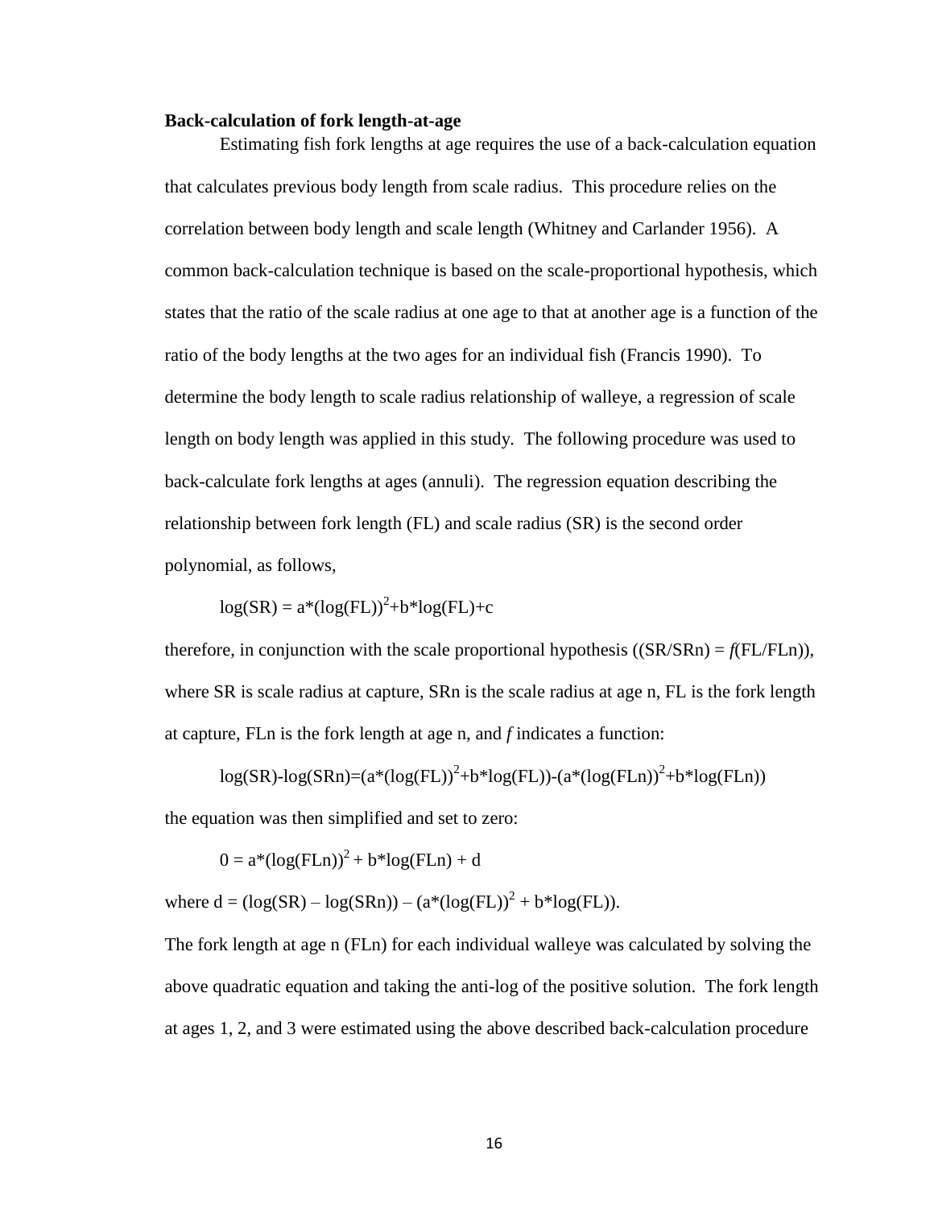**Back-calculation of fork length-at-age**

Estimating fish fork lengths at age requires the use of a back-calculation equation that calculates previous body length from scale radius. This procedure relies on the correlation between body length and scale length (Whitney and Carlander 1956). A common back-calculation technique is based on the scale-proportional hypothesis, which states that the ratio of the scale radius at one age to that at another age is a function of the ratio of the body lengths at the two ages for an individual fish (Francis 1990). To determine the body length to scale radius relationship of walleye, a regression of scale length on body length was applied in this study. The following procedure was used to back-calculate fork lengths at ages (annuli). The regression equation describing the relationship between fork length (FL) and scale radius (SR) is the second order polynomial, as follows,

$$\log(SR) = a*(\log(FL))^2+b*\log(FL)+c$$

therefore, in conjunction with the scale proportional hypothesis ($(SR/SRn) = f(FL/FLn)$), where SR is scale radius at capture, SRn is the scale radius at age n, FL is the fork length at capture, FLn is the fork length at age n, and *f* indicates a function:

$$\log(SR)-\log(SRn)=(a*(\log(FL))^2+b*\log(FL))-(a*(\log(FLn))^2+b*\log(FLn))$$

the equation was then simplified and set to zero:

$$0 = a*(\log(FLn))^2 + b*\log(FLn) + d$$

where $d = (\log(SR) - \log(SRn)) - (a*(\log(FL))^2 + b*\log(FL))$.

The fork length at age n (FLn) for each individual walleye was calculated by solving the above quadratic equation and taking the anti-log of the positive solution. The fork length at ages 1, 2, and 3 were estimated using the above described back-calculation procedure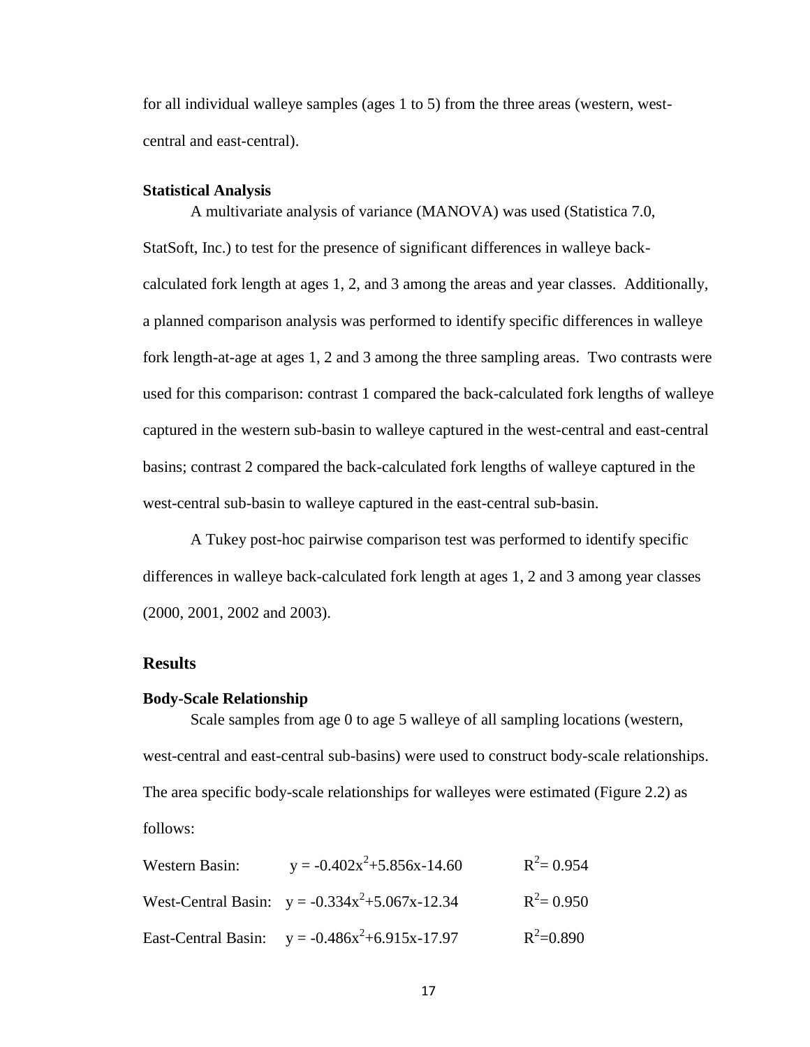for all individual walleye samples (ages 1 to 5) from the three areas (western, west-central and east-central).

### Statistical Analysis

A multivariate analysis of variance (MANOVA) was used (Statistica 7.0, StatSoft, Inc.) to test for the presence of significant differences in walleye back-calculated fork length at ages 1, 2, and 3 among the areas and year classes. Additionally, a planned comparison analysis was performed to identify specific differences in walleye fork length-at-age at ages 1, 2 and 3 among the three sampling areas. Two contrasts were used for this comparison: contrast 1 compared the back-calculated fork lengths of walleye captured in the western sub-basin to walleye captured in the west-central and east-central basins; contrast 2 compared the back-calculated fork lengths of walleye captured in the west-central sub-basin to walleye captured in the east-central sub-basin.

A Tukey post-hoc pairwise comparison test was performed to identify specific differences in walleye back-calculated fork length at ages 1, 2 and 3 among year classes (2000, 2001, 2002 and 2003).

## Results

### Body-Scale Relationship

Scale samples from age 0 to age 5 walleye of all sampling locations (western, west-central and east-central sub-basins) were used to construct body-scale relationships. The area specific body-scale relationships for walleyes were estimated (Figure 2.2) as follows:

| | | |
|---|---|---|
| Western Basin: | $y = -0.402x^2+5.856x-14.60$ | $R^2= 0.954$ |
| West-Central Basin: | $y = -0.334x^2+5.067x-12.34$ | $R^2= 0.950$ |
| East-Central Basin: | $y = -0.486x^2+6.915x-17.97$ | $R^2=0.890$ |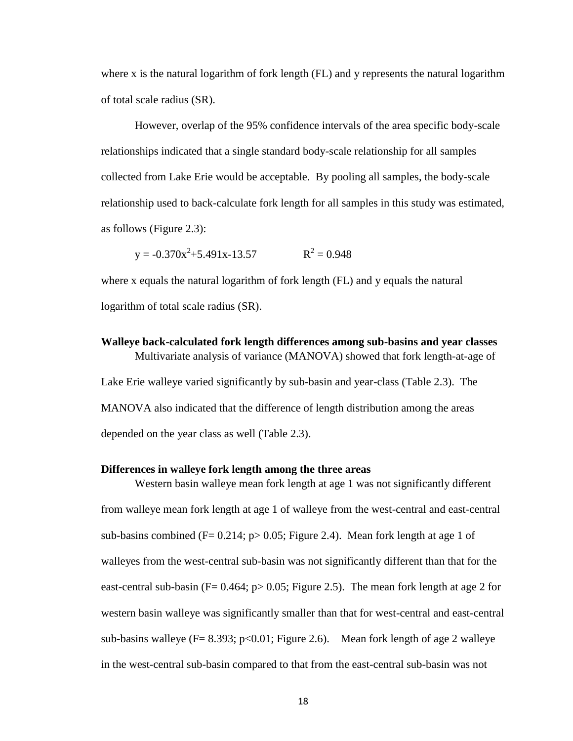where x is the natural logarithm of fork length (FL) and y represents the natural logarithm of total scale radius (SR).

However, overlap of the 95% confidence intervals of the area specific body-scale relationships indicated that a single standard body-scale relationship for all samples collected from Lake Erie would be acceptable. By pooling all samples, the body-scale relationship used to back-calculate fork length for all samples in this study was estimated, as follows (Figure 2.3):

$$y = -0.370x^2+5.491x-13.57 \qquad R^2 = 0.948$$

where x equals the natural logarithm of fork length (FL) and y equals the natural logarithm of total scale radius (SR).

### Walleye back-calculated fork length differences among sub-basins and year classes

Multivariate analysis of variance (MANOVA) showed that fork length-at-age of Lake Erie walleye varied significantly by sub-basin and year-class (Table 2.3). The MANOVA also indicated that the difference of length distribution among the areas depended on the year class as well (Table 2.3).

### Differences in walleye fork length among the three areas

Western basin walleye mean fork length at age 1 was not significantly different from walleye mean fork length at age 1 of walleye from the west-central and east-central sub-basins combined ($F= 0.214$; $p> 0.05$; Figure 2.4). Mean fork length at age 1 of walleyes from the west-central sub-basin was not significantly different than that for the east-central sub-basin ($F= 0.464$; $p> 0.05$; Figure 2.5). The mean fork length at age 2 for western basin walleye was significantly smaller than that for west-central and east-central sub-basins walleye ($F= 8.393$; $p<0.01$; Figure 2.6). Mean fork length of age 2 walleye in the west-central sub-basin compared to that from the east-central sub-basin was not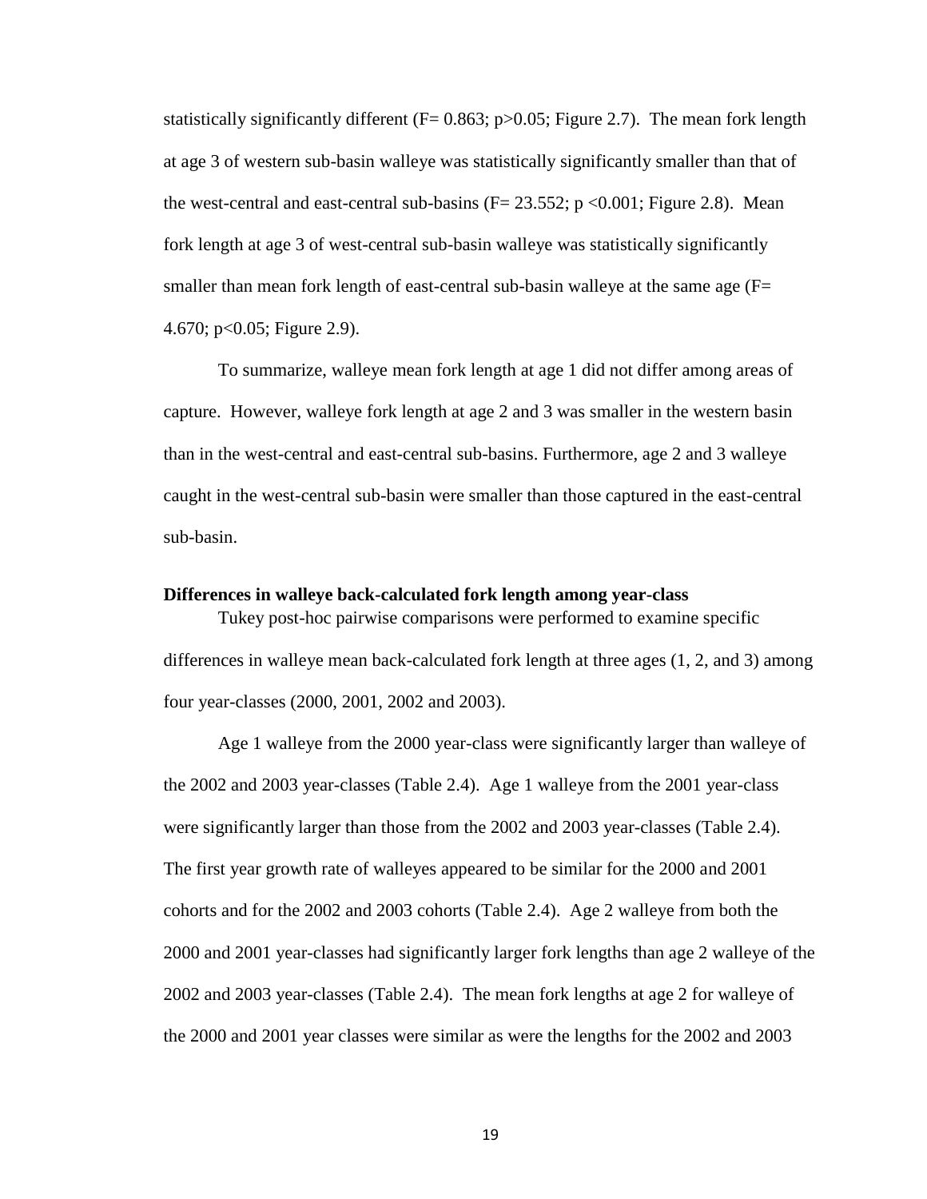statistically significantly different ($F = 0.863$; $p > 0.05$; Figure 2.7). The mean fork length at age 3 of western sub-basin walleye was statistically significantly smaller than that of the west-central and east-central sub-basins ($F = 23.552$; $p < 0.001$; Figure 2.8). Mean fork length at age 3 of west-central sub-basin walleye was statistically significantly smaller than mean fork length of east-central sub-basin walleye at the same age ($F = 4.670$; $p < 0.05$; Figure 2.9).

To summarize, walleye mean fork length at age 1 did not differ among areas of capture. However, walleye fork length at age 2 and 3 was smaller in the western basin than in the west-central and east-central sub-basins. Furthermore, age 2 and 3 walleye caught in the west-central sub-basin were smaller than those captured in the east-central sub-basin.

**Differences in walleye back-calculated fork length among year-class**

Tukey post-hoc pairwise comparisons were performed to examine specific differences in walleye mean back-calculated fork length at three ages (1, 2, and 3) among four year-classes (2000, 2001, 2002 and 2003).

Age 1 walleye from the 2000 year-class were significantly larger than walleye of the 2002 and 2003 year-classes (Table 2.4). Age 1 walleye from the 2001 year-class were significantly larger than those from the 2002 and 2003 year-classes (Table 2.4). The first year growth rate of walleyes appeared to be similar for the 2000 and 2001 cohorts and for the 2002 and 2003 cohorts (Table 2.4). Age 2 walleye from both the 2000 and 2001 year-classes had significantly larger fork lengths than age 2 walleye of the 2002 and 2003 year-classes (Table 2.4). The mean fork lengths at age 2 for walleye of the 2000 and 2001 year classes were similar as were the lengths for the 2002 and 2003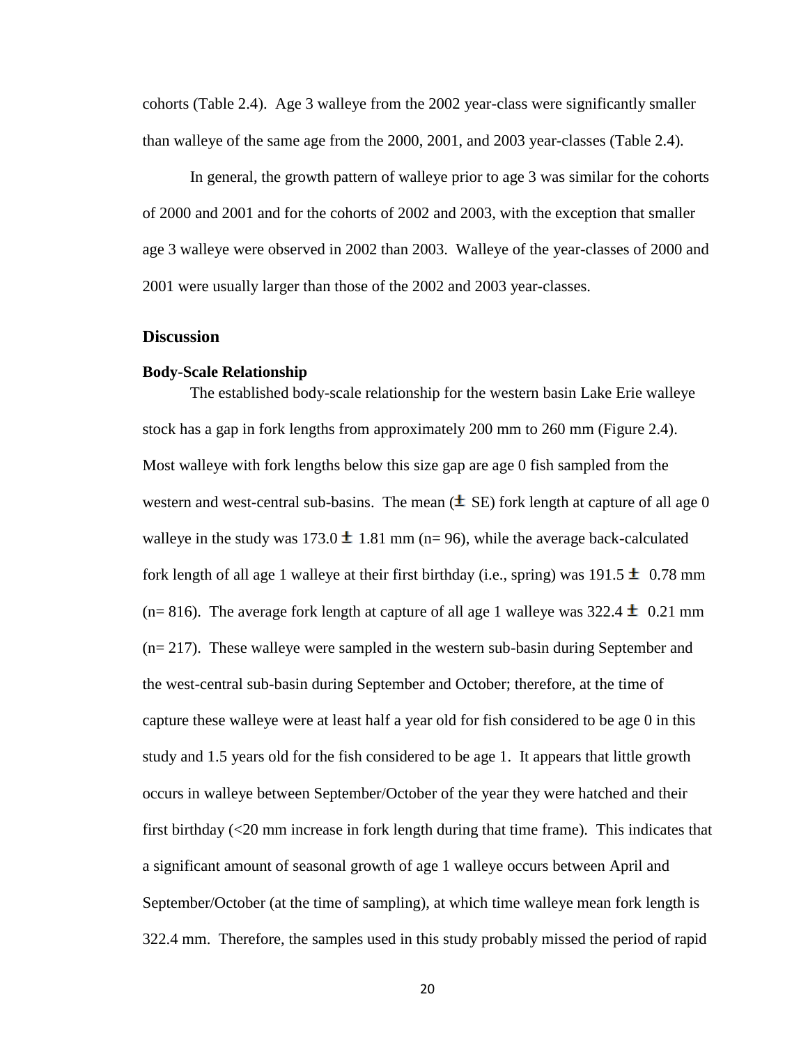cohorts (Table 2.4). Age 3 walleye from the 2002 year-class were significantly smaller than walleye of the same age from the 2000, 2001, and 2003 year-classes (Table 2.4).

In general, the growth pattern of walleye prior to age 3 was similar for the cohorts of 2000 and 2001 and for the cohorts of 2002 and 2003, with the exception that smaller age 3 walleye were observed in 2002 than 2003. Walleye of the year-classes of 2000 and 2001 were usually larger than those of the 2002 and 2003 year-classes.

## Discussion

### Body-Scale Relationship

The established body-scale relationship for the western basin Lake Erie walleye stock has a gap in fork lengths from approximately 200 mm to 260 mm (Figure 2.4). Most walleye with fork lengths below this size gap are age 0 fish sampled from the western and west-central sub-basins. The mean ($\pm$ SE) fork length at capture of all age 0 walleye in the study was 173.0 $\pm$ 1.81 mm (n= 96), while the average back-calculated fork length of all age 1 walleye at their first birthday (i.e., spring) was 191.5 $\pm$ 0.78 mm (n= 816). The average fork length at capture of all age 1 walleye was 322.4 $\pm$ 0.21 mm (n= 217). These walleye were sampled in the western sub-basin during September and the west-central sub-basin during September and October; therefore, at the time of capture these walleye were at least half a year old for fish considered to be age 0 in this study and 1.5 years old for the fish considered to be age 1. It appears that little growth occurs in walleye between September/October of the year they were hatched and their first birthday (<20 mm increase in fork length during that time frame). This indicates that a significant amount of seasonal growth of age 1 walleye occurs between April and September/October (at the time of sampling), at which time walleye mean fork length is 322.4 mm. Therefore, the samples used in this study probably missed the period of rapid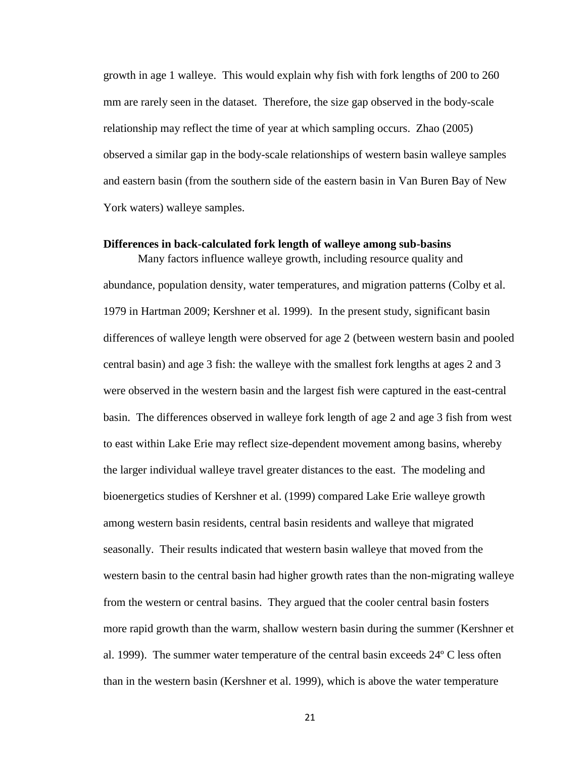growth in age 1 walleye. This would explain why fish with fork lengths of 200 to 260 mm are rarely seen in the dataset. Therefore, the size gap observed in the body-scale relationship may reflect the time of year at which sampling occurs. Zhao (2005) observed a similar gap in the body-scale relationships of western basin walleye samples and eastern basin (from the southern side of the eastern basin in Van Buren Bay of New York waters) walleye samples.

**Differences in back-calculated fork length of walleye among sub-basins**

Many factors influence walleye growth, including resource quality and abundance, population density, water temperatures, and migration patterns (Colby et al. 1979 in Hartman 2009; Kershner et al. 1999). In the present study, significant basin differences of walleye length were observed for age 2 (between western basin and pooled central basin) and age 3 fish: the walleye with the smallest fork lengths at ages 2 and 3 were observed in the western basin and the largest fish were captured in the east-central basin. The differences observed in walleye fork length of age 2 and age 3 fish from west to east within Lake Erie may reflect size-dependent movement among basins, whereby the larger individual walleye travel greater distances to the east. The modeling and bioenergetics studies of Kershner et al. (1999) compared Lake Erie walleye growth among western basin residents, central basin residents and walleye that migrated seasonally. Their results indicated that western basin walleye that moved from the western basin to the central basin had higher growth rates than the non-migrating walleye from the western or central basins. They argued that the cooler central basin fosters more rapid growth than the warm, shallow western basin during the summer (Kershner et al. 1999). The summer water temperature of the central basin exceeds 24º C less often than in the western basin (Kershner et al. 1999), which is above the water temperature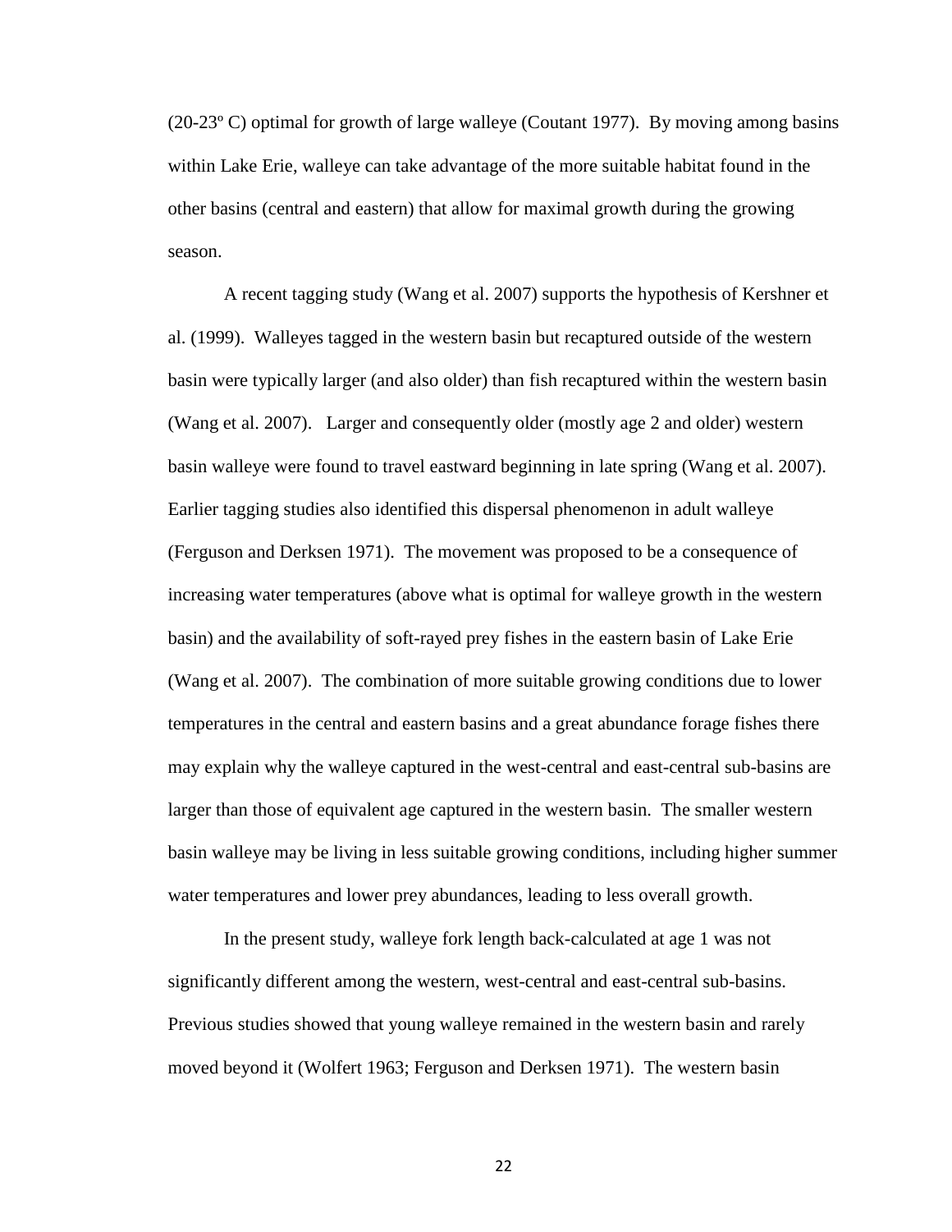(20-23º C) optimal for growth of large walleye (Coutant 1977). By moving among basins within Lake Erie, walleye can take advantage of the more suitable habitat found in the other basins (central and eastern) that allow for maximal growth during the growing season.

A recent tagging study (Wang et al. 2007) supports the hypothesis of Kershner et al. (1999). Walleyes tagged in the western basin but recaptured outside of the western basin were typically larger (and also older) than fish recaptured within the western basin (Wang et al. 2007). Larger and consequently older (mostly age 2 and older) western basin walleye were found to travel eastward beginning in late spring (Wang et al. 2007). Earlier tagging studies also identified this dispersal phenomenon in adult walleye (Ferguson and Derksen 1971). The movement was proposed to be a consequence of increasing water temperatures (above what is optimal for walleye growth in the western basin) and the availability of soft-rayed prey fishes in the eastern basin of Lake Erie (Wang et al. 2007). The combination of more suitable growing conditions due to lower temperatures in the central and eastern basins and a great abundance forage fishes there may explain why the walleye captured in the west-central and east-central sub-basins are larger than those of equivalent age captured in the western basin. The smaller western basin walleye may be living in less suitable growing conditions, including higher summer water temperatures and lower prey abundances, leading to less overall growth.

In the present study, walleye fork length back-calculated at age 1 was not significantly different among the western, west-central and east-central sub-basins. Previous studies showed that young walleye remained in the western basin and rarely moved beyond it (Wolfert 1963; Ferguson and Derksen 1971). The western basin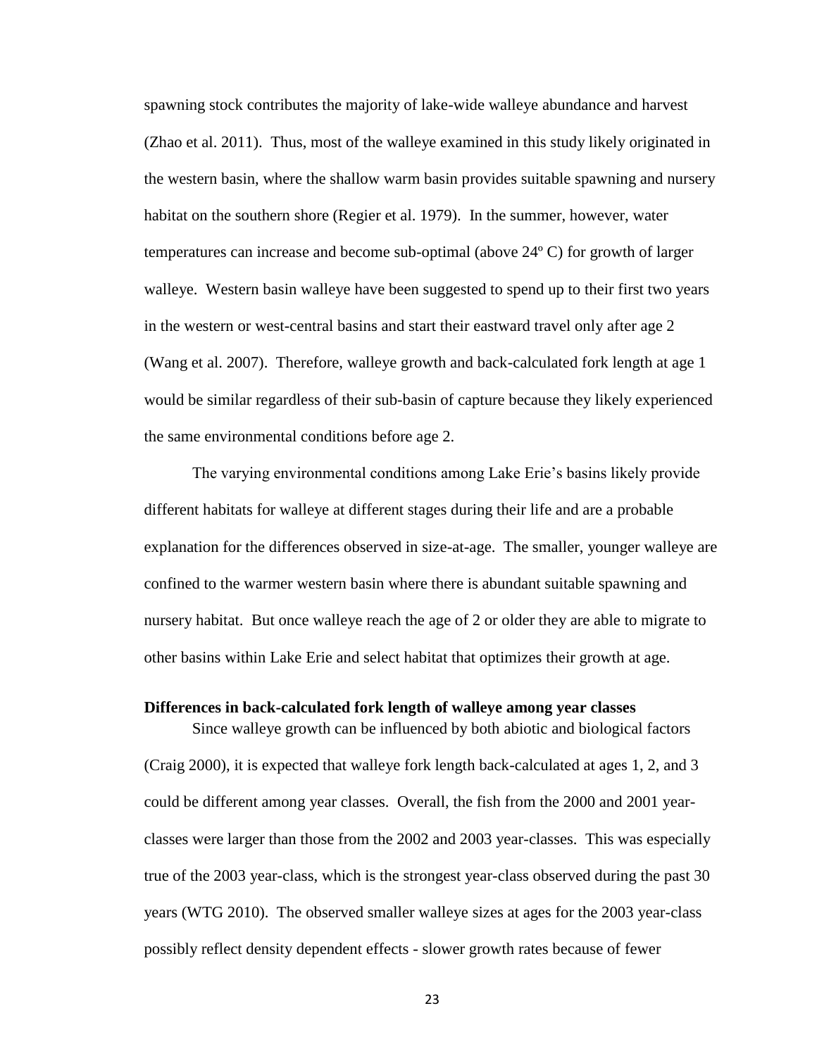spawning stock contributes the majority of lake-wide walleye abundance and harvest (Zhao et al. 2011). Thus, most of the walleye examined in this study likely originated in the western basin, where the shallow warm basin provides suitable spawning and nursery habitat on the southern shore (Regier et al. 1979). In the summer, however, water temperatures can increase and become sub-optimal (above 24º C) for growth of larger walleye. Western basin walleye have been suggested to spend up to their first two years in the western or west-central basins and start their eastward travel only after age 2 (Wang et al. 2007). Therefore, walleye growth and back-calculated fork length at age 1 would be similar regardless of their sub-basin of capture because they likely experienced the same environmental conditions before age 2.

The varying environmental conditions among Lake Erie's basins likely provide different habitats for walleye at different stages during their life and are a probable explanation for the differences observed in size-at-age. The smaller, younger walleye are confined to the warmer western basin where there is abundant suitable spawning and nursery habitat. But once walleye reach the age of 2 or older they are able to migrate to other basins within Lake Erie and select habitat that optimizes their growth at age.

**Differences in back-calculated fork length of walleye among year classes**

Since walleye growth can be influenced by both abiotic and biological factors (Craig 2000), it is expected that walleye fork length back-calculated at ages 1, 2, and 3 could be different among year classes. Overall, the fish from the 2000 and 2001 year-classes were larger than those from the 2002 and 2003 year-classes. This was especially true of the 2003 year-class, which is the strongest year-class observed during the past 30 years (WTG 2010). The observed smaller walleye sizes at ages for the 2003 year-class possibly reflect density dependent effects - slower growth rates because of fewer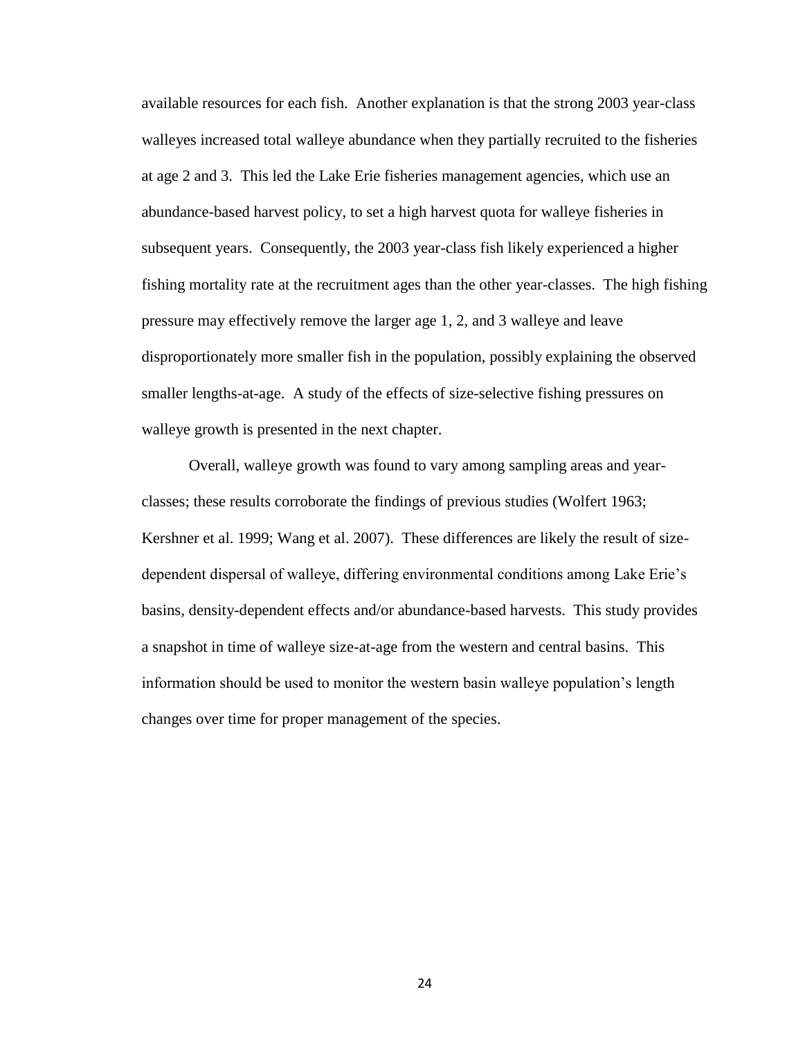available resources for each fish. Another explanation is that the strong 2003 year-class walleyes increased total walleye abundance when they partially recruited to the fisheries at age 2 and 3. This led the Lake Erie fisheries management agencies, which use an abundance-based harvest policy, to set a high harvest quota for walleye fisheries in subsequent years. Consequently, the 2003 year-class fish likely experienced a higher fishing mortality rate at the recruitment ages than the other year-classes. The high fishing pressure may effectively remove the larger age 1, 2, and 3 walleye and leave disproportionately more smaller fish in the population, possibly explaining the observed smaller lengths-at-age. A study of the effects of size-selective fishing pressures on walleye growth is presented in the next chapter.

Overall, walleye growth was found to vary among sampling areas and year-classes; these results corroborate the findings of previous studies (Wolfert 1963; Kershner et al. 1999; Wang et al. 2007). These differences are likely the result of size-dependent dispersal of walleye, differing environmental conditions among Lake Erie's basins, density-dependent effects and/or abundance-based harvests. This study provides a snapshot in time of walleye size-at-age from the western and central basins. This information should be used to monitor the western basin walleye population's length changes over time for proper management of the species.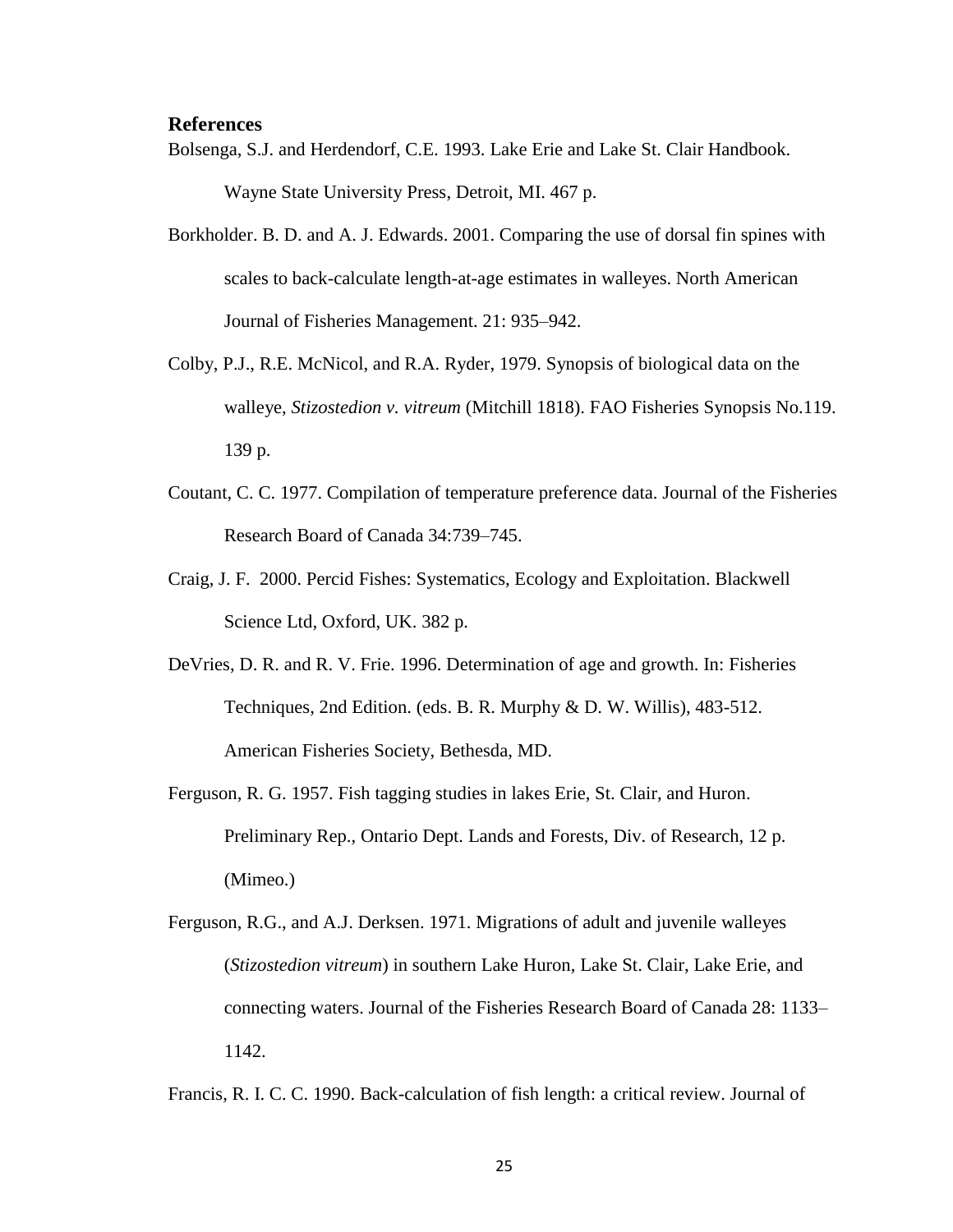## References

Bolsenga, S.J. and Herdendorf, C.E. 1993. Lake Erie and Lake St. Clair Handbook. Wayne State University Press, Detroit, MI. 467 p.

Borkholder. B. D. and A. J. Edwards. 2001. Comparing the use of dorsal fin spines with scales to back-calculate length-at-age estimates in walleyes. North American Journal of Fisheries Management. 21: 935–942.

Colby, P.J., R.E. McNicol, and R.A. Ryder, 1979. Synopsis of biological data on the walleye, *Stizostedion v. vitreum* (Mitchill 1818). FAO Fisheries Synopsis No.119. 139 p.

Coutant, C. C. 1977. Compilation of temperature preference data. Journal of the Fisheries Research Board of Canada 34:739–745.

Craig, J. F. 2000. Percid Fishes: Systematics, Ecology and Exploitation. Blackwell Science Ltd, Oxford, UK. 382 p.

DeVries, D. R. and R. V. Frie. 1996. Determination of age and growth. In: Fisheries Techniques, 2nd Edition. (eds. B. R. Murphy & D. W. Willis), 483-512. American Fisheries Society, Bethesda, MD.

Ferguson, R. G. 1957. Fish tagging studies in lakes Erie, St. Clair, and Huron. Preliminary Rep., Ontario Dept. Lands and Forests, Div. of Research, 12 p. (Mimeo.)

Ferguson, R.G., and A.J. Derksen. 1971. Migrations of adult and juvenile walleyes (*Stizostedion vitreum*) in southern Lake Huron, Lake St. Clair, Lake Erie, and connecting waters. Journal of the Fisheries Research Board of Canada 28: 1133–1142.

Francis, R. I. C. C. 1990. Back-calculation of fish length: a critical review. Journal of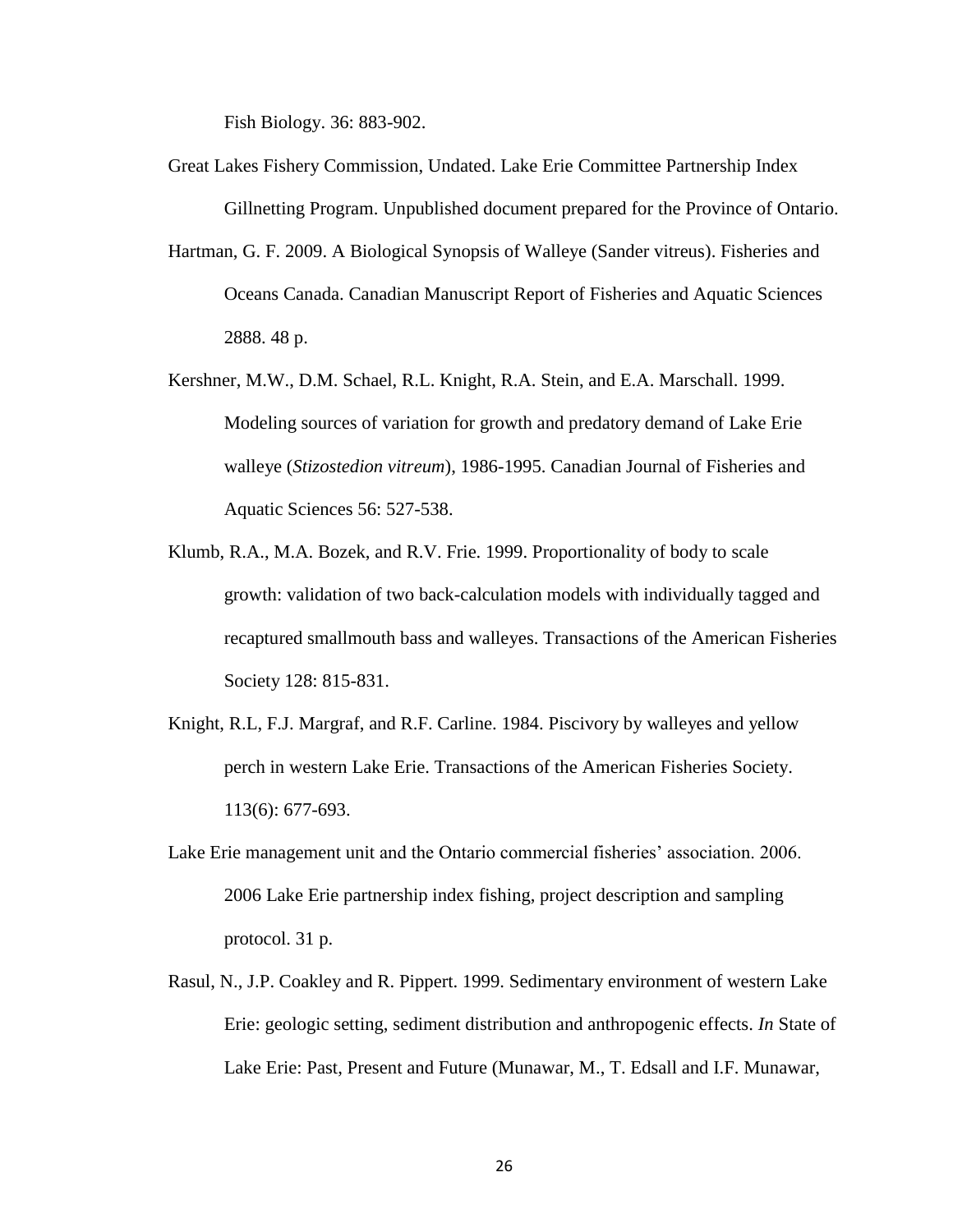Fish Biology. 36: 883-902.

Great Lakes Fishery Commission, Undated. Lake Erie Committee Partnership Index Gillnetting Program. Unpublished document prepared for the Province of Ontario.

Hartman, G. F. 2009. A Biological Synopsis of Walleye (Sander vitreus). Fisheries and Oceans Canada. Canadian Manuscript Report of Fisheries and Aquatic Sciences 2888. 48 p.

Kershner, M.W., D.M. Schael, R.L. Knight, R.A. Stein, and E.A. Marschall. 1999. Modeling sources of variation for growth and predatory demand of Lake Erie walleye (*Stizostedion vitreum*), 1986-1995. Canadian Journal of Fisheries and Aquatic Sciences 56: 527-538.

Klumb, R.A., M.A. Bozek, and R.V. Frie. 1999. Proportionality of body to scale growth: validation of two back-calculation models with individually tagged and recaptured smallmouth bass and walleyes. Transactions of the American Fisheries Society 128: 815-831.

Knight, R.L, F.J. Margraf, and R.F. Carline. 1984. Piscivory by walleyes and yellow perch in western Lake Erie. Transactions of the American Fisheries Society. 113(6): 677-693.

Lake Erie management unit and the Ontario commercial fisheries' association. 2006. 2006 Lake Erie partnership index fishing, project description and sampling protocol. 31 p.

Rasul, N., J.P. Coakley and R. Pippert. 1999. Sedimentary environment of western Lake Erie: geologic setting, sediment distribution and anthropogenic effects. *In* State of Lake Erie: Past, Present and Future (Munawar, M., T. Edsall and I.F. Munawar,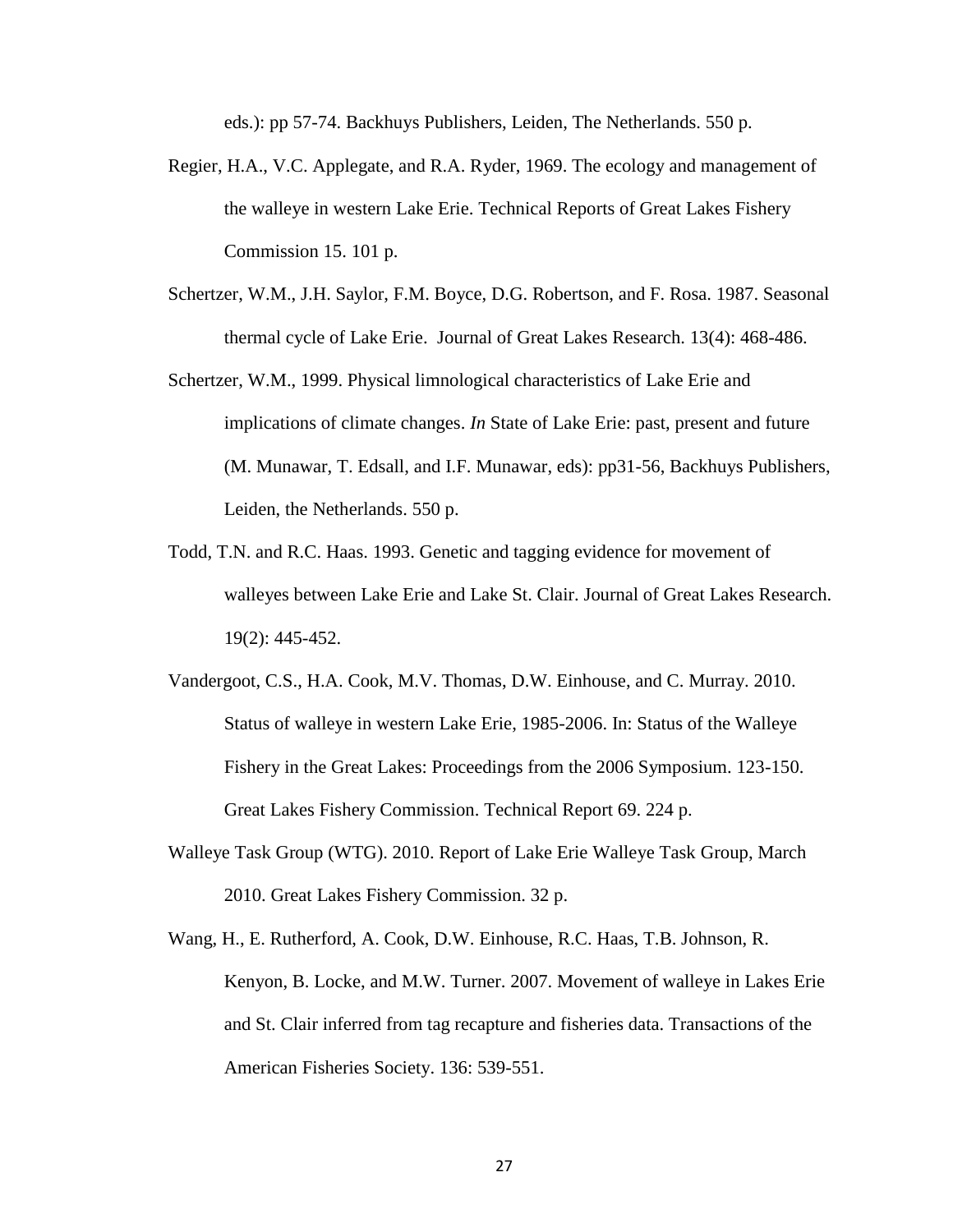eds.): pp 57-74. Backhuys Publishers, Leiden, The Netherlands. 550 p.

Regier, H.A., V.C. Applegate, and R.A. Ryder, 1969. The ecology and management of the walleye in western Lake Erie. Technical Reports of Great Lakes Fishery Commission 15. 101 p.

Schertzer, W.M., J.H. Saylor, F.M. Boyce, D.G. Robertson, and F. Rosa. 1987. Seasonal thermal cycle of Lake Erie. Journal of Great Lakes Research. 13(4): 468-486.

Schertzer, W.M., 1999. Physical limnological characteristics of Lake Erie and implications of climate changes. *In* State of Lake Erie: past, present and future (M. Munawar, T. Edsall, and I.F. Munawar, eds): pp31-56, Backhuys Publishers, Leiden, the Netherlands. 550 p.

Todd, T.N. and R.C. Haas. 1993. Genetic and tagging evidence for movement of walleyes between Lake Erie and Lake St. Clair. Journal of Great Lakes Research. 19(2): 445-452.

Vandergoot, C.S., H.A. Cook, M.V. Thomas, D.W. Einhouse, and C. Murray. 2010. Status of walleye in western Lake Erie, 1985-2006. In: Status of the Walleye Fishery in the Great Lakes: Proceedings from the 2006 Symposium. 123-150. Great Lakes Fishery Commission. Technical Report 69. 224 p.

Walleye Task Group (WTG). 2010. Report of Lake Erie Walleye Task Group, March 2010. Great Lakes Fishery Commission. 32 p.

Wang, H., E. Rutherford, A. Cook, D.W. Einhouse, R.C. Haas, T.B. Johnson, R. Kenyon, B. Locke, and M.W. Turner. 2007. Movement of walleye in Lakes Erie and St. Clair inferred from tag recapture and fisheries data. Transactions of the American Fisheries Society. 136: 539-551.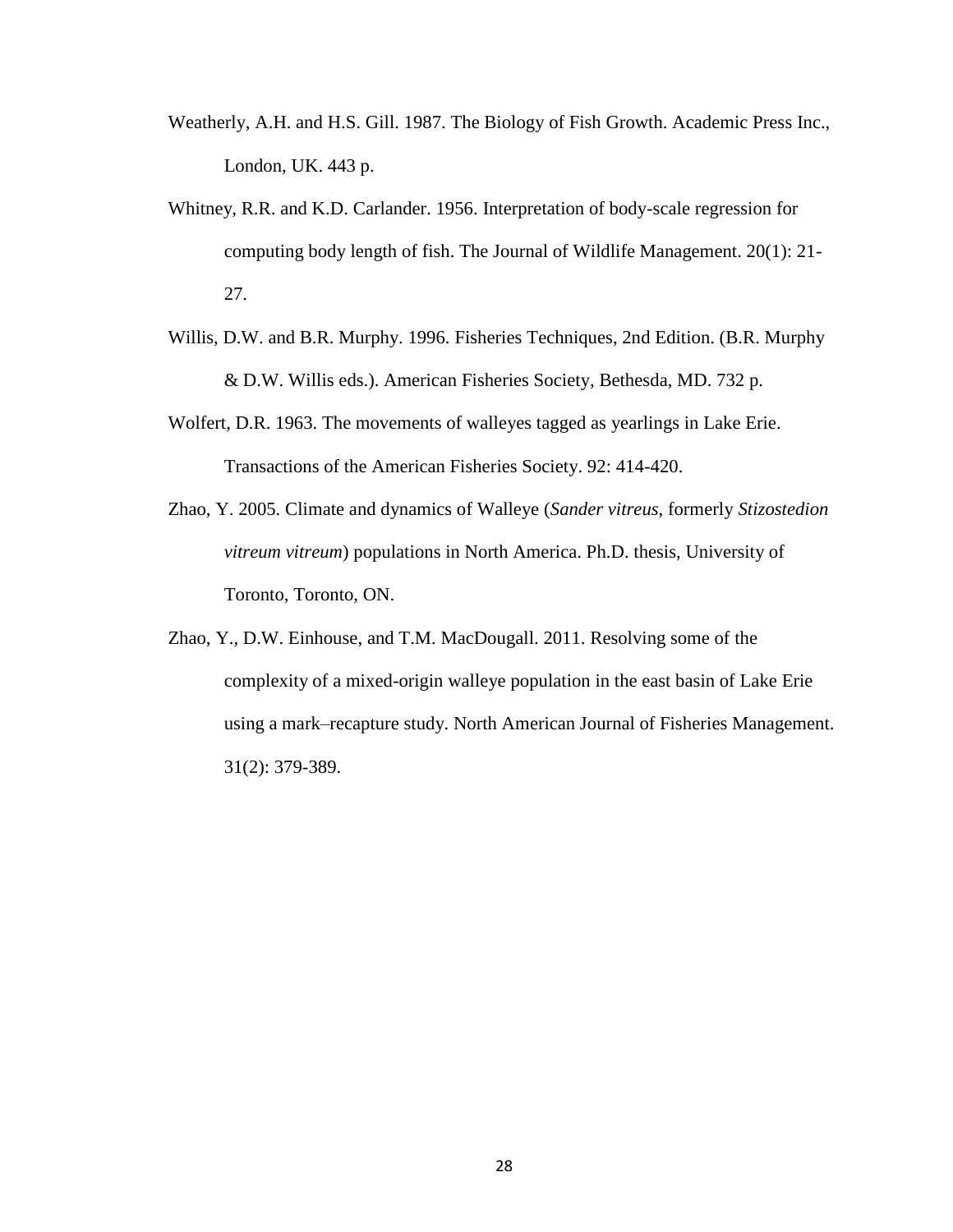Weatherly, A.H. and H.S. Gill. 1987. The Biology of Fish Growth. Academic Press Inc., London, UK. 443 p.

Whitney, R.R. and K.D. Carlander. 1956. Interpretation of body-scale regression for computing body length of fish. The Journal of Wildlife Management. 20(1): 21-27.

Willis, D.W. and B.R. Murphy. 1996. Fisheries Techniques, 2nd Edition. (B.R. Murphy & D.W. Willis eds.). American Fisheries Society, Bethesda, MD. 732 p.

Wolfert, D.R. 1963. The movements of walleyes tagged as yearlings in Lake Erie. Transactions of the American Fisheries Society. 92: 414-420.

Zhao, Y. 2005. Climate and dynamics of Walleye (*Sander vitreus*, formerly *Stizostedion vitreum vitreum*) populations in North America. Ph.D. thesis, University of Toronto, Toronto, ON.

Zhao, Y., D.W. Einhouse, and T.M. MacDougall. 2011. Resolving some of the complexity of a mixed-origin walleye population in the east basin of Lake Erie using a mark–recapture study. North American Journal of Fisheries Management. 31(2): 379-389.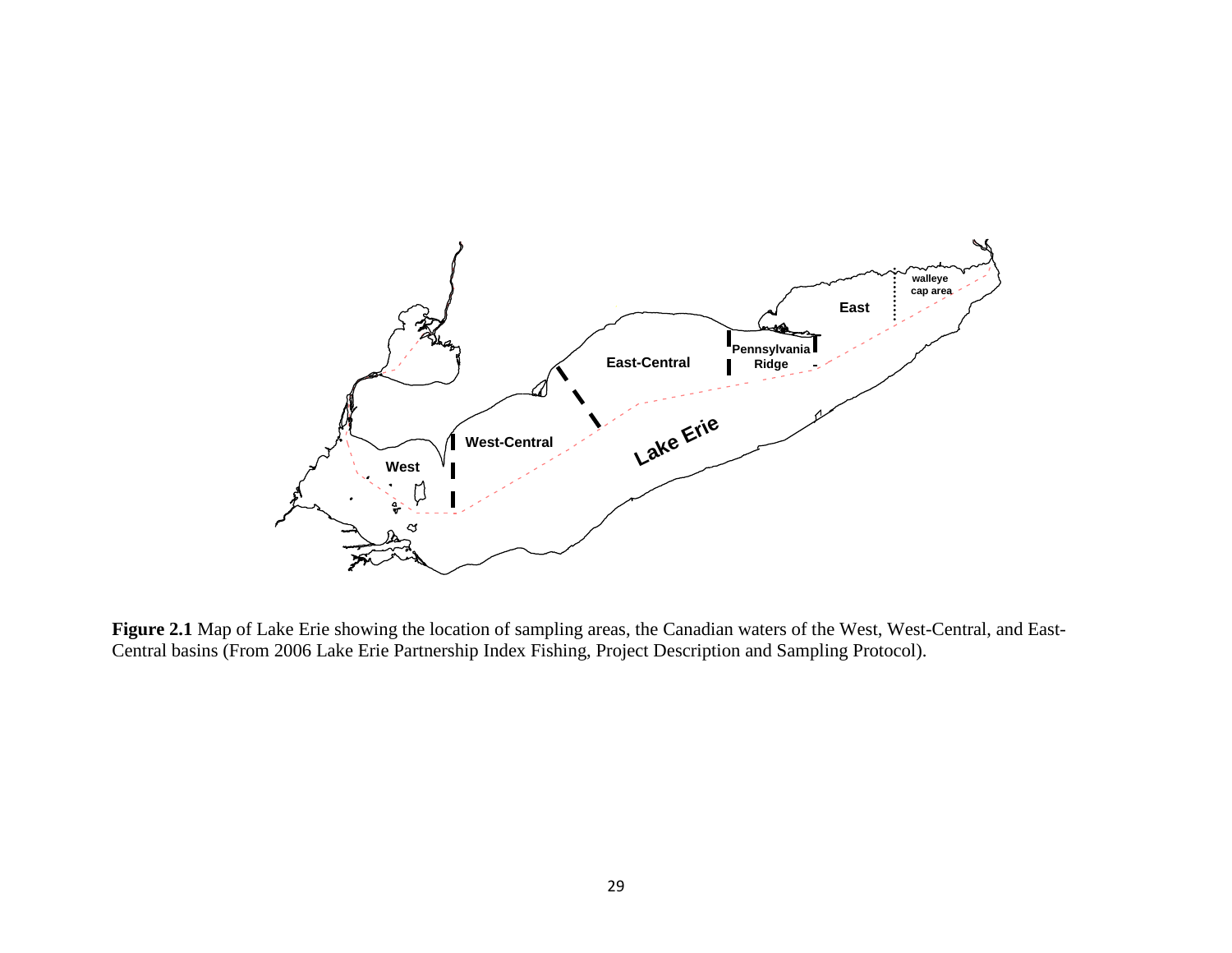walleye cap area

East

Pennsylvania Ridge

East-Central

West-Central

West

Lake Erie

**Figure 2.1** Map of Lake Erie showing the location of sampling areas, the Canadian waters of the West, West-Central, and East-Central basins (From 2006 Lake Erie Partnership Index Fishing, Project Description and Sampling Protocol).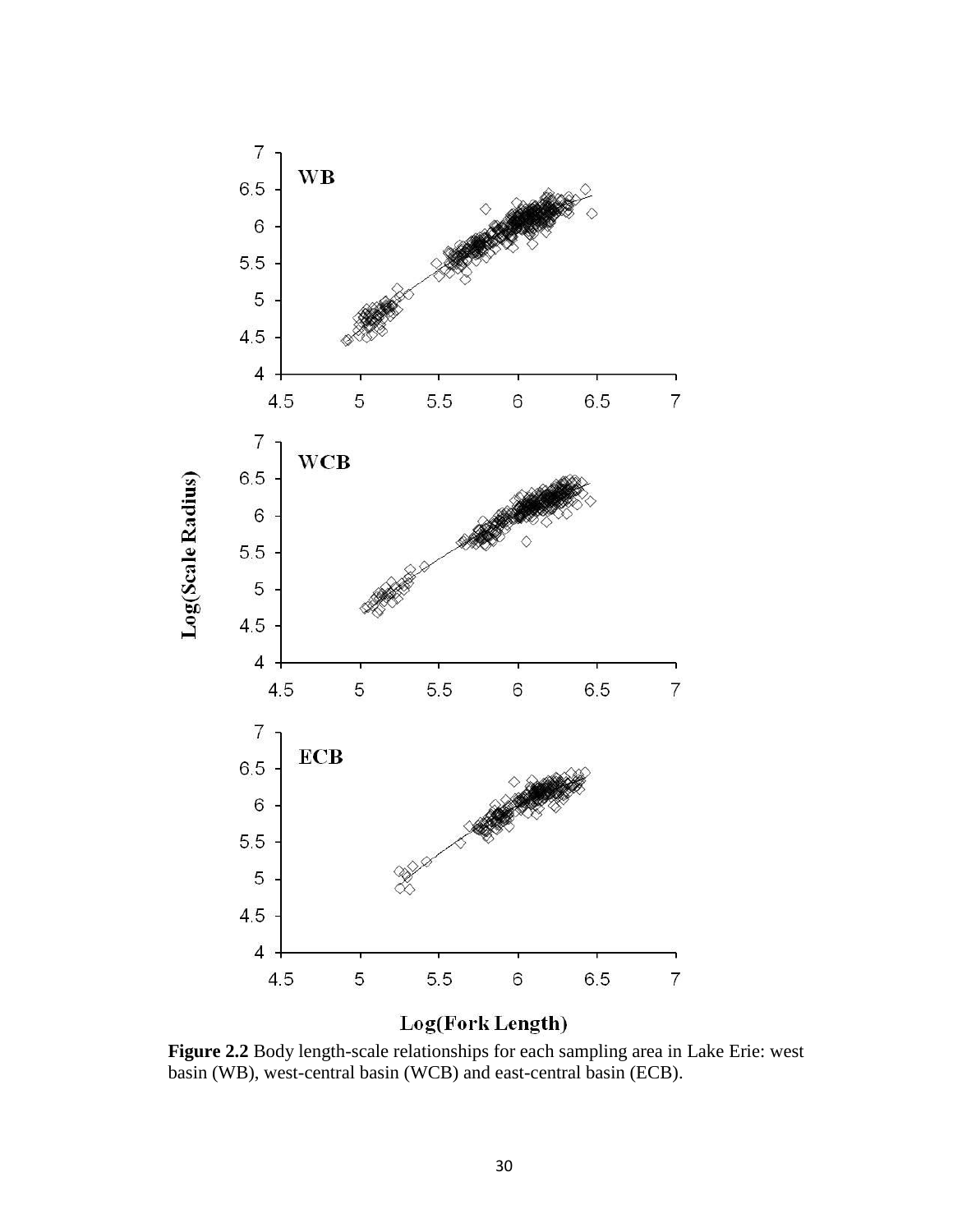WB

7
6.5
6
5.5
5
4.5
4

4.5 5 5.5 6 6.5 7

WCB

7
6.5
6
5.5
5
4.5
4

4.5 5 5.5 6 6.5 7

ECB

7
6.5
6
5.5
5
4.5
4

4.5 5 5.5 6 6.5 7

Log(Scale Radius)

Log(Fork Length)

**Figure 2.2** Body length-scale relationships for each sampling area in Lake Erie: west basin (WB), west-central basin (WCB) and east-central basin (ECB).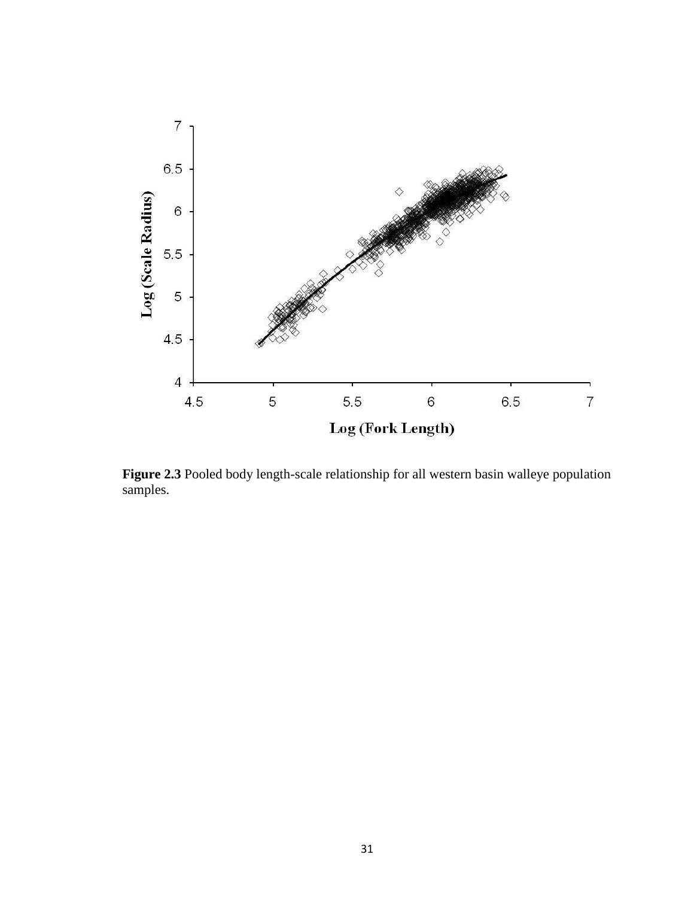7

6.5

6

5.5

5

4.5

4

4.5 5 5.5 6 6.5 7

Log (Scale Radius)

Log (Fork Length)

**Figure 2.3** Pooled body length-scale relationship for all western basin walleye population samples.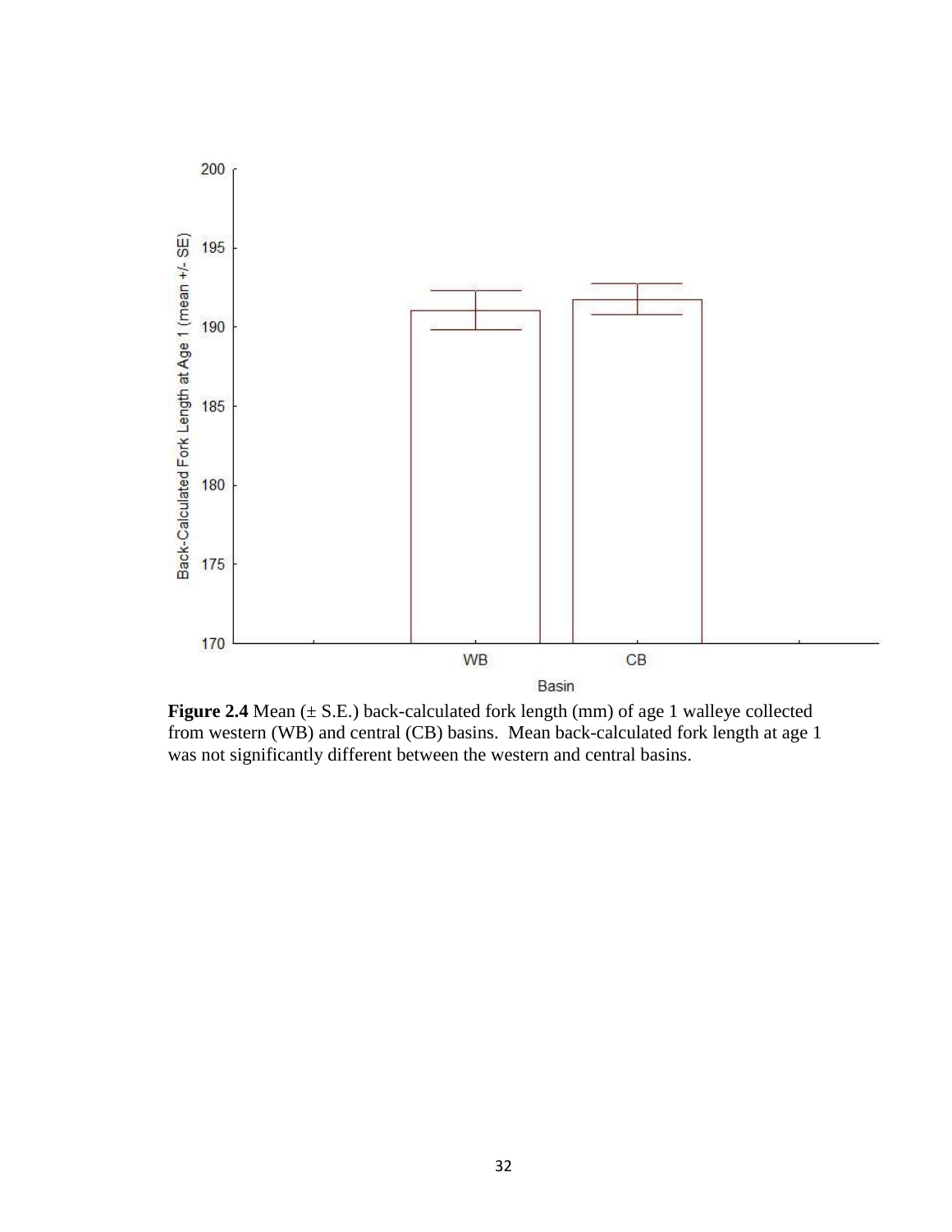200
195
190
185
180
175
170

Back-Calculated Fork Length at Age 1 (mean +/- SE)

WB
CB

Basin

**Figure 2.4** Mean (± S.E.) back-calculated fork length (mm) of age 1 walleye collected from western (WB) and central (CB) basins. Mean back-calculated fork length at age 1 was not significantly different between the western and central basins.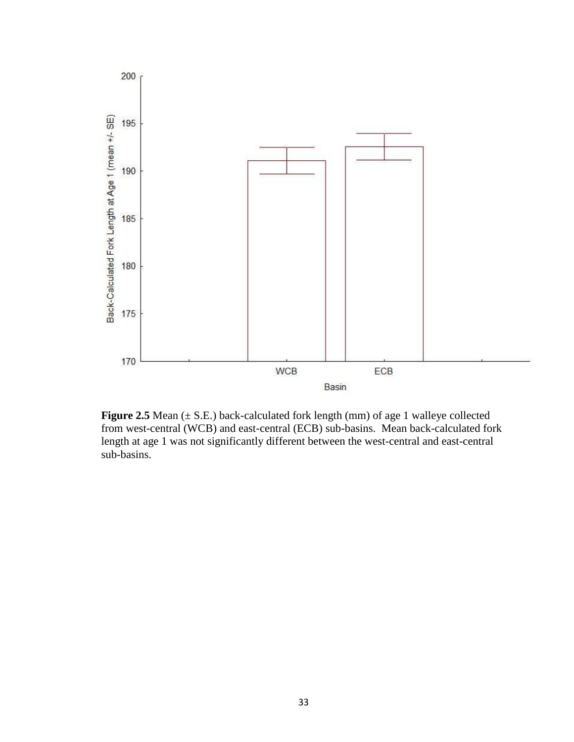**Figure 2.5** Mean (± S.E.) back-calculated fork length (mm) of age 1 walleye collected from west-central (WCB) and east-central (ECB) sub-basins. Mean back-calculated fork length at age 1 was not significantly different between the west-central and east-central sub-basins.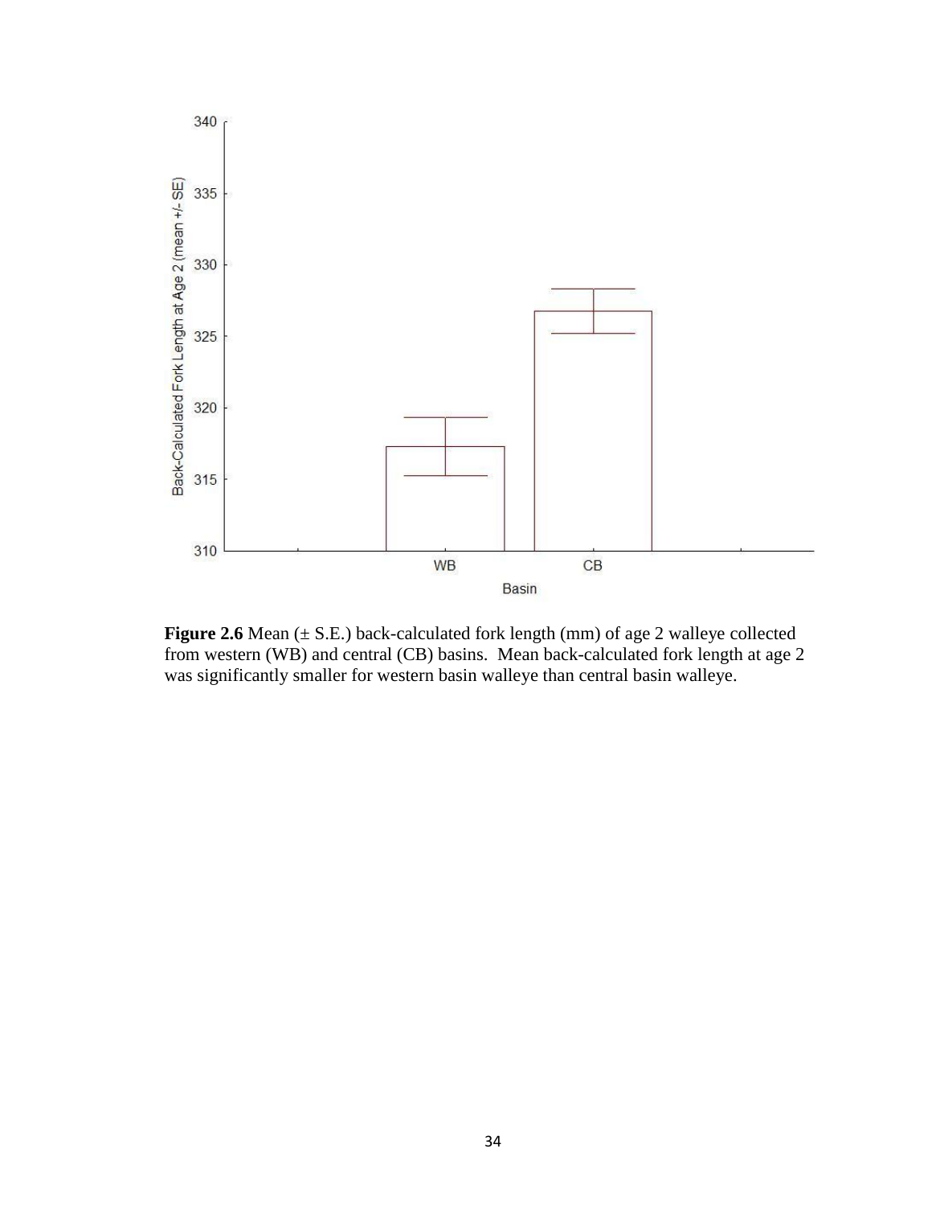340

335

330

325

320

315

310

Back-Calculated Fork Length at Age 2 (mean +/- SE)

WB

CB

Basin

**Figure 2.6** Mean (± S.E.) back-calculated fork length (mm) of age 2 walleye collected from western (WB) and central (CB) basins. Mean back-calculated fork length at age 2 was significantly smaller for western basin walleye than central basin walleye.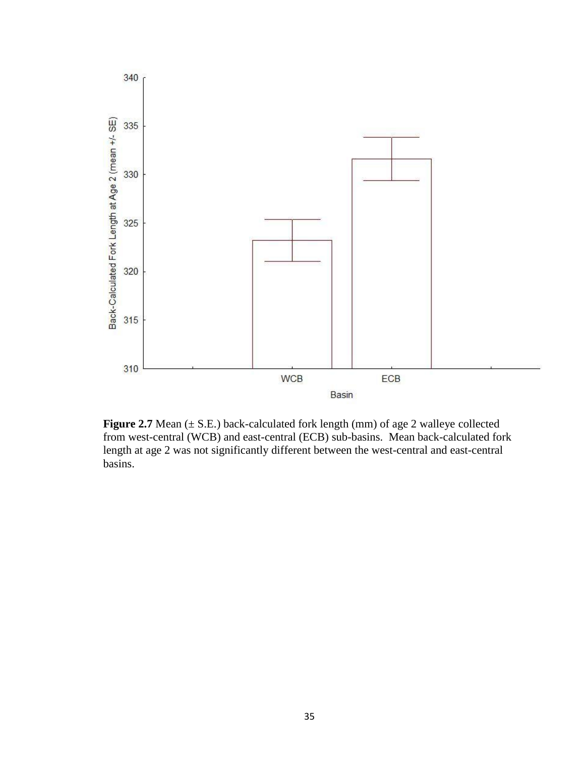340

335

330

325

320

315

310

Back-Calculated Fork Length at Age 2 (mean +/- SE)

WCB

ECB

Basin

**Figure 2.7** Mean (± S.E.) back-calculated fork length (mm) of age 2 walleye collected from west-central (WCB) and east-central (ECB) sub-basins. Mean back-calculated fork length at age 2 was not significantly different between the west-central and east-central basins.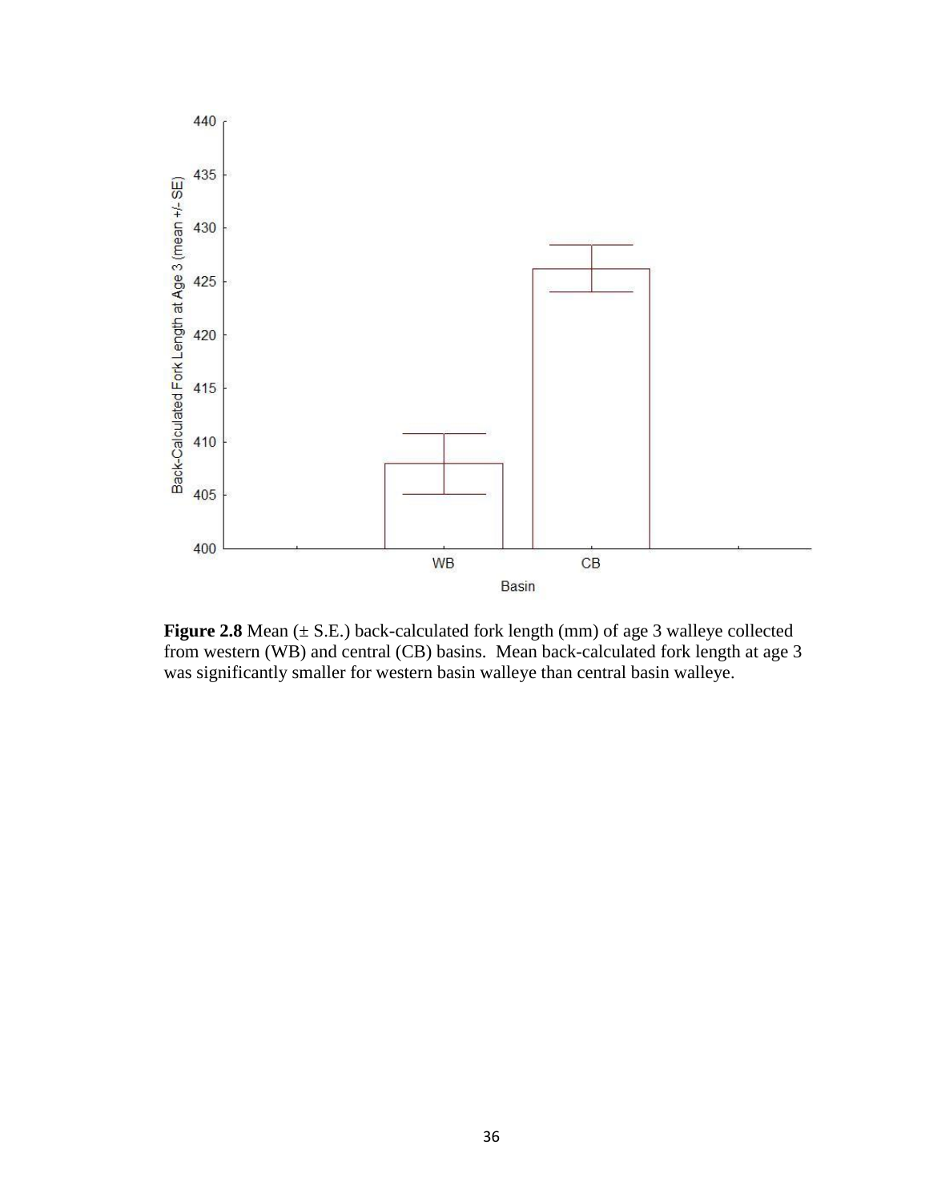440

435

430

425

420

415

410

405

400

Back-Calculated Fork Length at Age 3 (mean +/- SE)

WB

CB

Basin

**Figure 2.8** Mean (± S.E.) back-calculated fork length (mm) of age 3 walleye collected from western (WB) and central (CB) basins. Mean back-calculated fork length at age 3 was significantly smaller for western basin walleye than central basin walleye.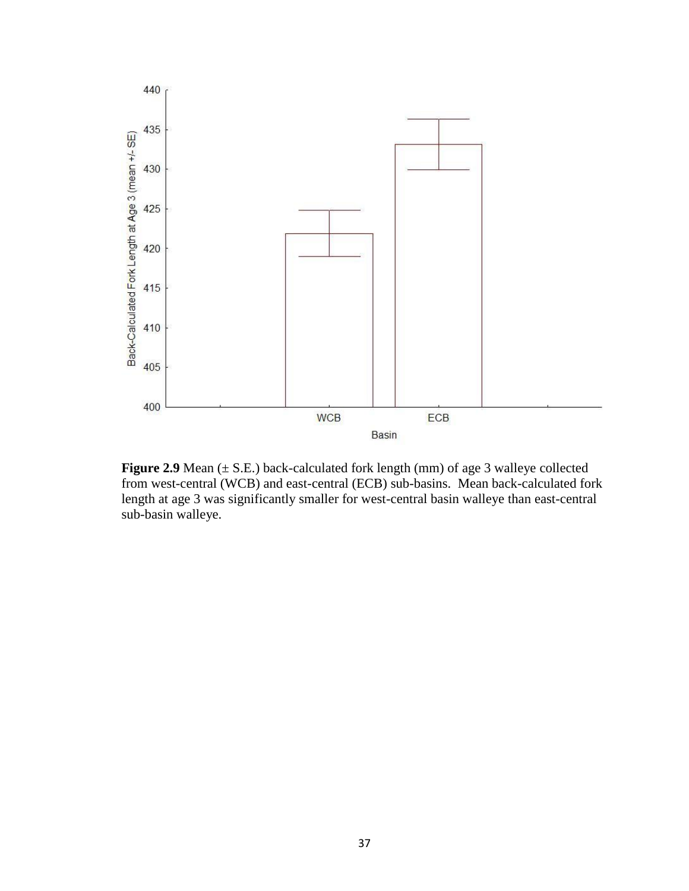440
435
430
425
420
415
410
405
400

Back-Calculated Fork Length at Age 3 (mean +/- SE)

WCB
ECB

Basin

**Figure 2.9** Mean (± S.E.) back-calculated fork length (mm) of age 3 walleye collected from west-central (WCB) and east-central (ECB) sub-basins. Mean back-calculated fork length at age 3 was significantly smaller for west-central basin walleye than east-central sub-basin walleye.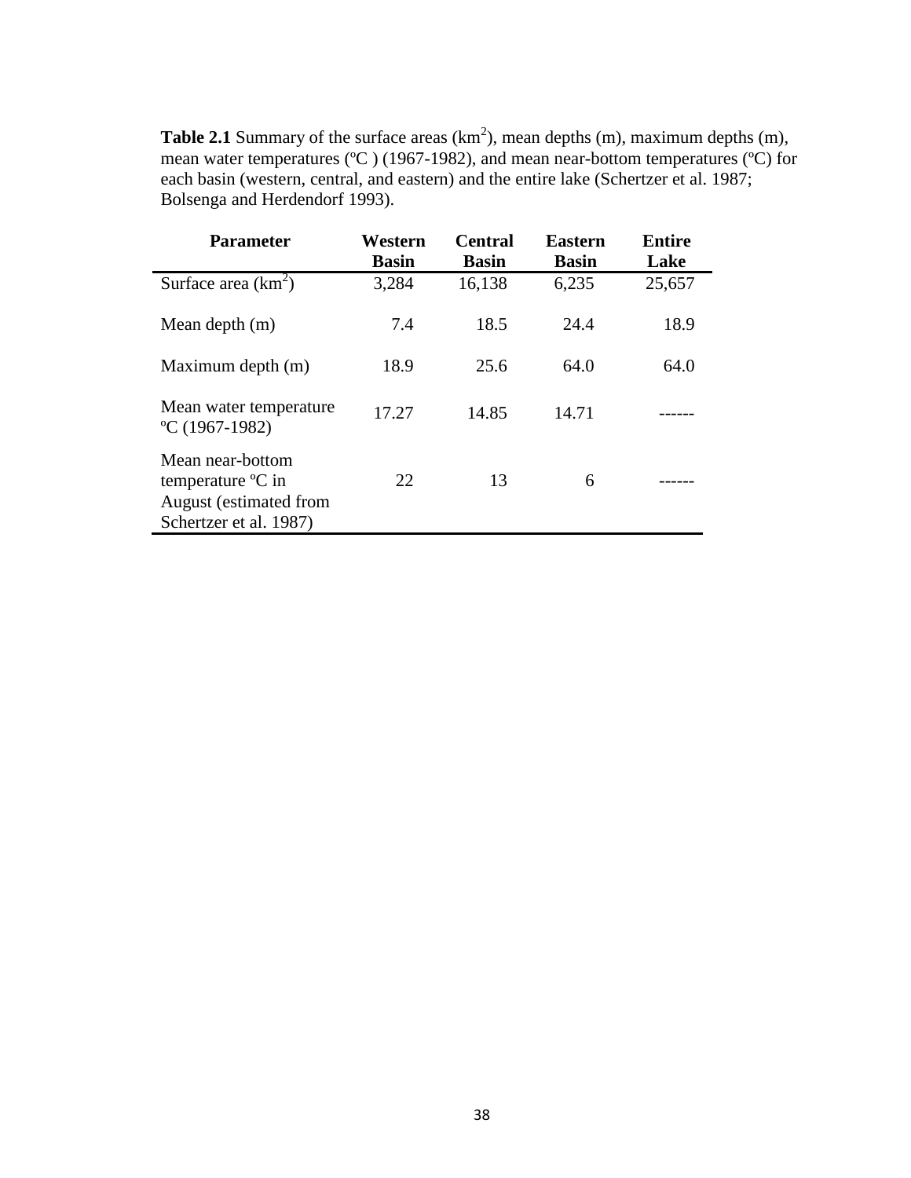**Table 2.1** Summary of the surface areas ($km^2$), mean depths (m), maximum depths (m), mean water temperatures (ºC ) (1967-1982), and mean near-bottom temperatures (ºC) for each basin (western, central, and eastern) and the entire lake (Schertzer et al. 1987; Bolsenga and Herdendorf 1993).

| Parameter | Western Basin | Central Basin | Eastern Basin | Entire Lake |
|---|---|---|---|---|
| Surface area ($km^2$) | 3,284 | 16,138 | 6,235 | 25,657 |
| Mean depth (m) | 7.4 | 18.5 | 24.4 | 18.9 |
| Maximum depth (m) | 18.9 | 25.6 | 64.0 | 64.0 |
| Mean water temperature ºC (1967-1982) | 17.27 | 14.85 | 14.71 | ------ |
| Mean near-bottom temperature ºC in August (estimated from Schertzer et al. 1987) | 22 | 13 | 6 | ------ |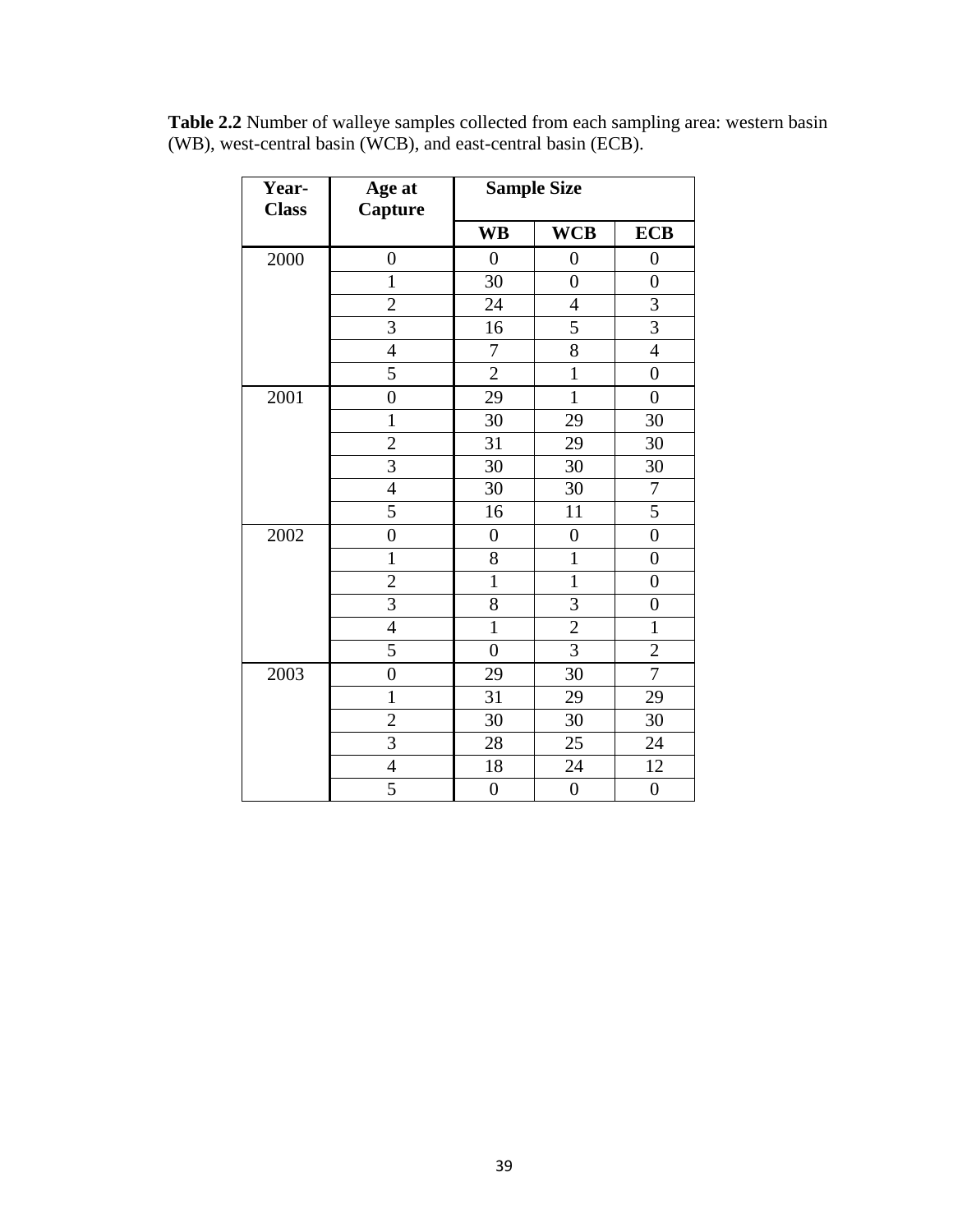**Table 2.2** Number of walleye samples collected from each sampling area: western basin (WB), west-central basin (WCB), and east-central basin (ECB).

| Year-Class | Age at Capture | Sample Size | | |
|---|---|---|---|---|
| | | **WB** | **WCB** | **ECB** |
| 2000 | 0 | 0 | 0 | 0 |
| | 1 | 30 | 0 | 0 |
| | 2 | 24 | 4 | 3 |
| | 3 | 16 | 5 | 3 |
| | 4 | 7 | 8 | 4 |
| | 5 | 2 | 1 | 0 |
| 2001 | 0 | 29 | 1 | 0 |
| | 1 | 30 | 29 | 30 |
| | 2 | 31 | 29 | 30 |
| | 3 | 30 | 30 | 30 |
| | 4 | 30 | 30 | 7 |
| | 5 | 16 | 11 | 5 |
| 2002 | 0 | 0 | 0 | 0 |
| | 1 | 8 | 1 | 0 |
| | 2 | 1 | 1 | 0 |
| | 3 | 8 | 3 | 0 |
| | 4 | 1 | 2 | 1 |
| | 5 | 0 | 3 | 2 |
| 2003 | 0 | 29 | 30 | 7 |
| | 1 | 31 | 29 | 29 |
| | 2 | 30 | 30 | 30 |
| | 3 | 28 | 25 | 24 |
| | 4 | 18 | 24 | 12 |
| | 5 | 0 | 0 | 0 |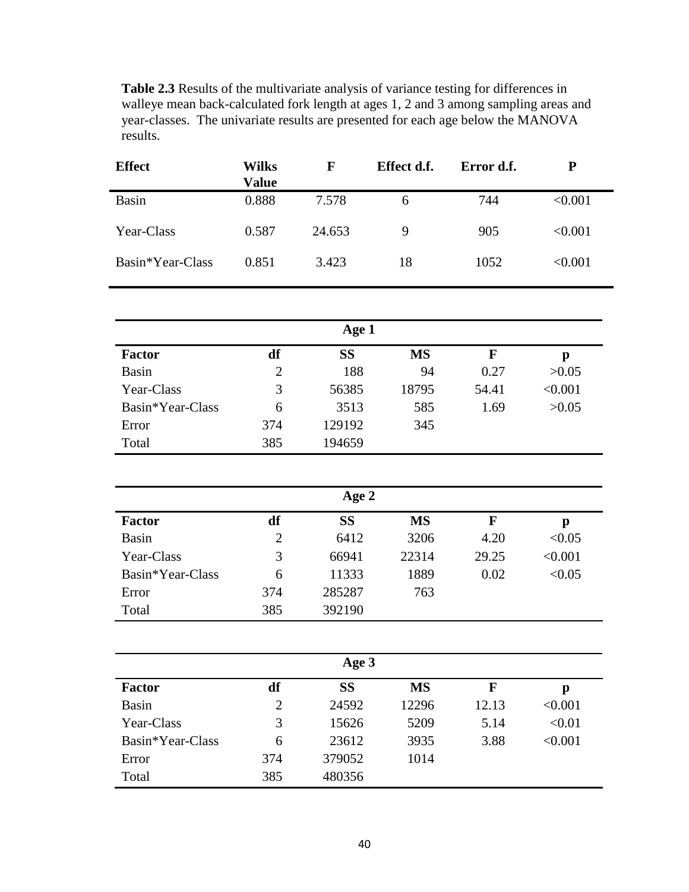**Table 2.3** Results of the multivariate analysis of variance testing for differences in walleye mean back-calculated fork length at ages 1, 2 and 3 among sampling areas and year-classes. The univariate results are presented for each age below the MANOVA results.

| Effect | Wilks Value | F | Effect d.f. | Error d.f. | P |
|---|---|---|---|---|---|
| Basin | 0.888 | 7.578 | 6 | 744 | <0.001 |
| Year-Class | 0.587 | 24.653 | 9 | 905 | <0.001 |
| Basin*Year-Class | 0.851 | 3.423 | 18 | 1052 | <0.001 |

**Age 1**

| Factor | df | SS | MS | F | p |
|---|---|---|---|---|---|
| Basin | 2 | 188 | 94 | 0.27 | >0.05 |
| Year-Class | 3 | 56385 | 18795 | 54.41 | <0.001 |
| Basin*Year-Class | 6 | 3513 | 585 | 1.69 | >0.05 |
| Error | 374 | 129192 | 345 | | |
| Total | 385 | 194659 | | | |

**Age 2**

| Factor | df | SS | MS | F | p |
|---|---|---|---|---|---|
| Basin | 2 | 6412 | 3206 | 4.20 | <0.05 |
| Year-Class | 3 | 66941 | 22314 | 29.25 | <0.001 |
| Basin*Year-Class | 6 | 11333 | 1889 | 0.02 | <0.05 |
| Error | 374 | 285287 | 763 | | |
| Total | 385 | 392190 | | | |

**Age 3**

| Factor | df | SS | MS | F | p |
|---|---|---|---|---|---|
| Basin | 2 | 24592 | 12296 | 12.13 | <0.001 |
| Year-Class | 3 | 15626 | 5209 | 5.14 | <0.01 |
| Basin*Year-Class | 6 | 23612 | 3935 | 3.88 | <0.001 |
| Error | 374 | 379052 | 1014 | | |
| Total | 385 | 480356 | | | |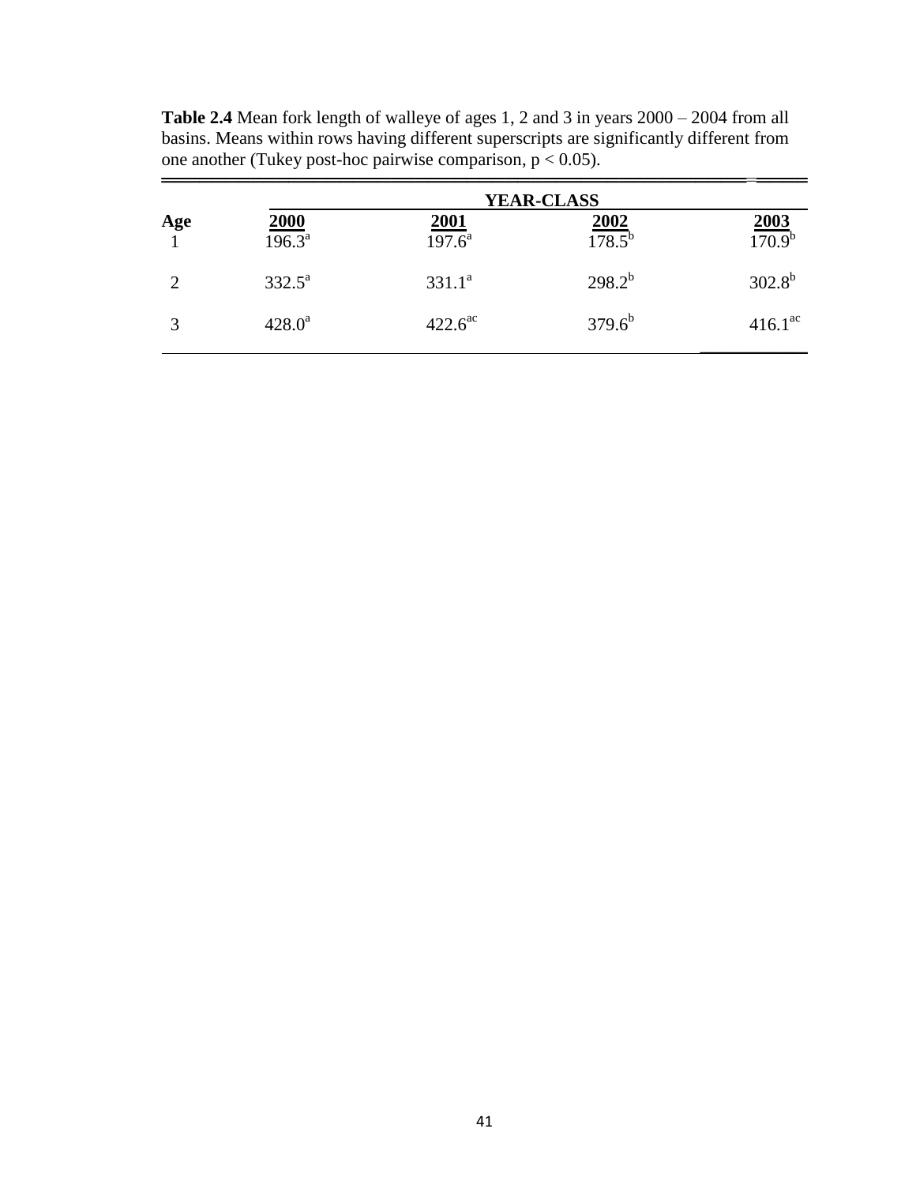**Table 2.4** Mean fork length of walleye of ages 1, 2 and 3 in years 2000 – 2004 from all basins. Means within rows having different superscripts are significantly different from one another (Tukey post-hoc pairwise comparison, $p < 0.05$).

| | YEAR-CLASS | | | |
|---|---|---|---|---|
| **Age** | **2000** | **2001** | **2002** | **2003** |
| 1 | $196.3^{a}$ | $197.6^{a}$ | $178.5^{b}$ | $170.9^{b}$ |
| 2 | $332.5^{a}$ | $331.1^{a}$ | $298.2^{b}$ | $302.8^{b}$ |
| 3 | $428.0^{a}$ | $422.6^{ac}$ | $379.6^{b}$ | $416.1^{ac}$ |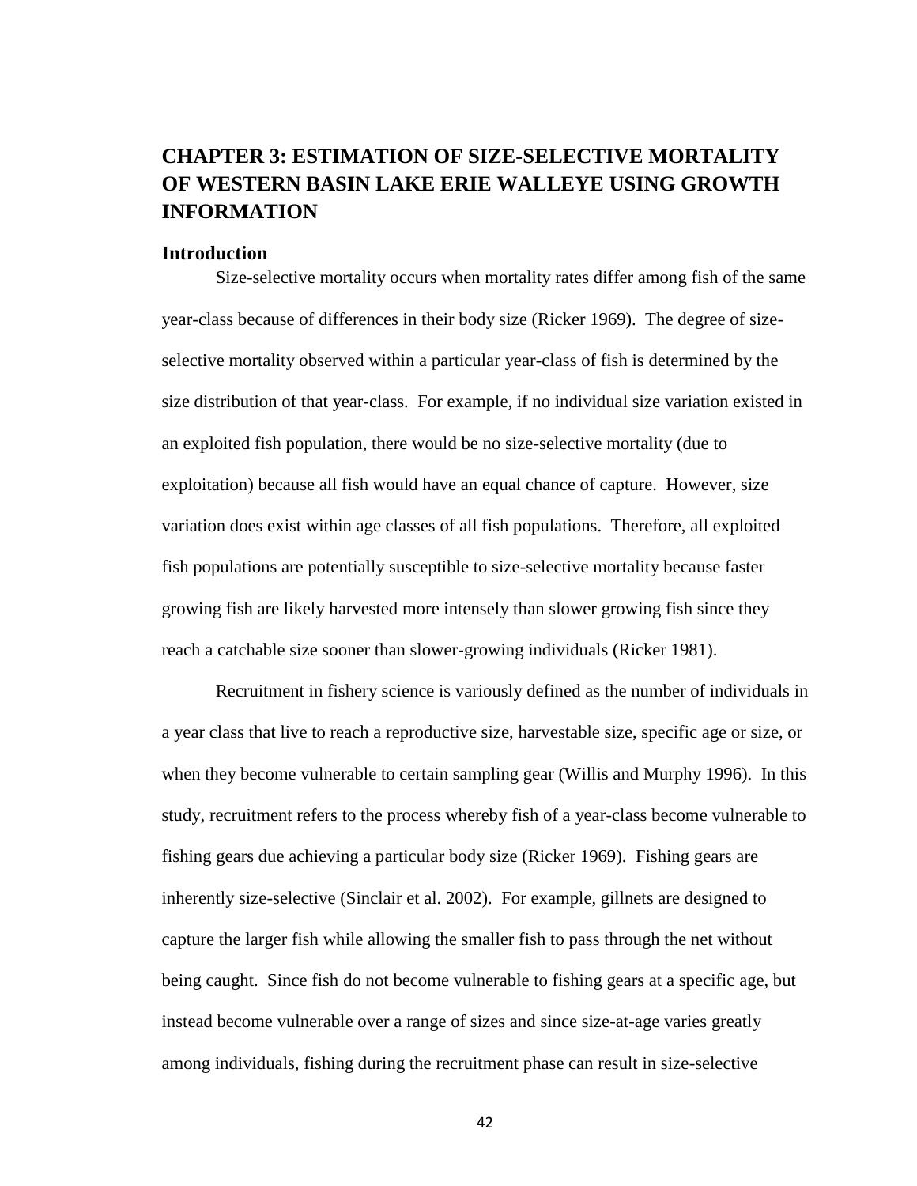# CHAPTER 3: ESTIMATION OF SIZE-SELECTIVE MORTALITY OF WESTERN BASIN LAKE ERIE WALLEYE USING GROWTH INFORMATION

## Introduction

Size-selective mortality occurs when mortality rates differ among fish of the same year-class because of differences in their body size (Ricker 1969). The degree of size-selective mortality observed within a particular year-class of fish is determined by the size distribution of that year-class. For example, if no individual size variation existed in an exploited fish population, there would be no size-selective mortality (due to exploitation) because all fish would have an equal chance of capture. However, size variation does exist within age classes of all fish populations. Therefore, all exploited fish populations are potentially susceptible to size-selective mortality because faster growing fish are likely harvested more intensely than slower growing fish since they reach a catchable size sooner than slower-growing individuals (Ricker 1981).

Recruitment in fishery science is variously defined as the number of individuals in a year class that live to reach a reproductive size, harvestable size, specific age or size, or when they become vulnerable to certain sampling gear (Willis and Murphy 1996). In this study, recruitment refers to the process whereby fish of a year-class become vulnerable to fishing gears due achieving a particular body size (Ricker 1969). Fishing gears are inherently size-selective (Sinclair et al. 2002). For example, gillnets are designed to capture the larger fish while allowing the smaller fish to pass through the net without being caught. Since fish do not become vulnerable to fishing gears at a specific age, but instead become vulnerable over a range of sizes and since size-at-age varies greatly among individuals, fishing during the recruitment phase can result in size-selective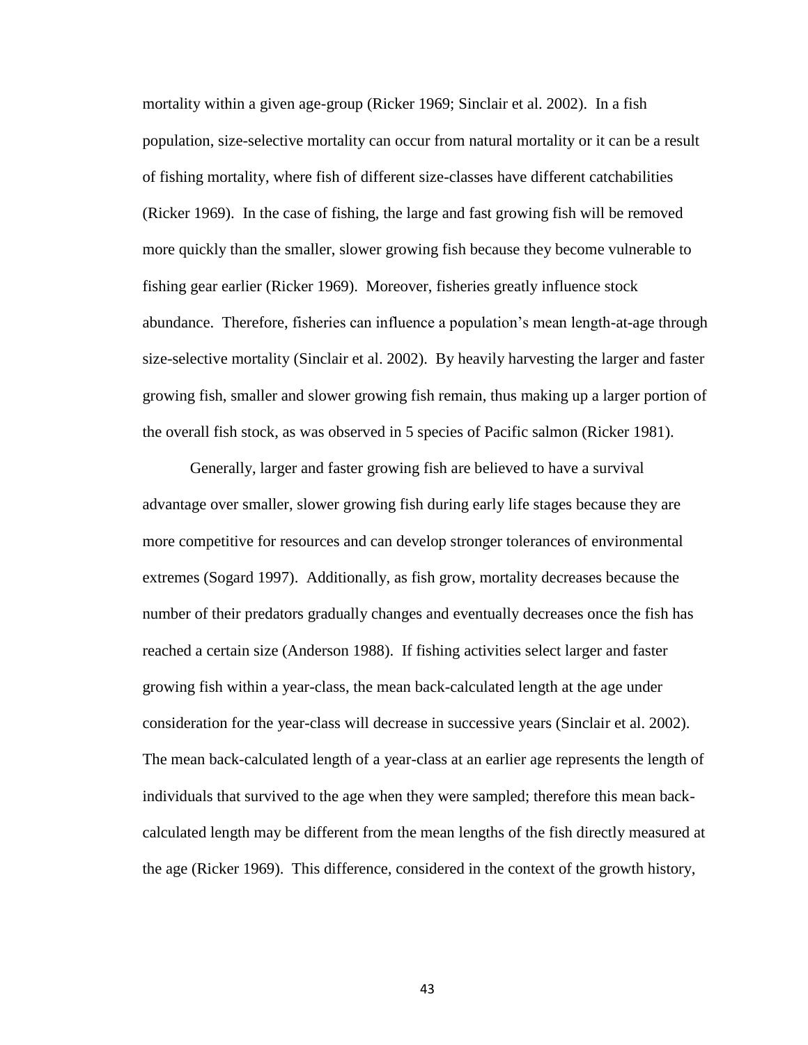mortality within a given age-group (Ricker 1969; Sinclair et al. 2002). In a fish population, size-selective mortality can occur from natural mortality or it can be a result of fishing mortality, where fish of different size-classes have different catchabilities (Ricker 1969). In the case of fishing, the large and fast growing fish will be removed more quickly than the smaller, slower growing fish because they become vulnerable to fishing gear earlier (Ricker 1969). Moreover, fisheries greatly influence stock abundance. Therefore, fisheries can influence a population's mean length-at-age through size-selective mortality (Sinclair et al. 2002). By heavily harvesting the larger and faster growing fish, smaller and slower growing fish remain, thus making up a larger portion of the overall fish stock, as was observed in 5 species of Pacific salmon (Ricker 1981).

Generally, larger and faster growing fish are believed to have a survival advantage over smaller, slower growing fish during early life stages because they are more competitive for resources and can develop stronger tolerances of environmental extremes (Sogard 1997). Additionally, as fish grow, mortality decreases because the number of their predators gradually changes and eventually decreases once the fish has reached a certain size (Anderson 1988). If fishing activities select larger and faster growing fish within a year-class, the mean back-calculated length at the age under consideration for the year-class will decrease in successive years (Sinclair et al. 2002). The mean back-calculated length of a year-class at an earlier age represents the length of individuals that survived to the age when they were sampled; therefore this mean back-calculated length may be different from the mean lengths of the fish directly measured at the age (Ricker 1969). This difference, considered in the context of the growth history,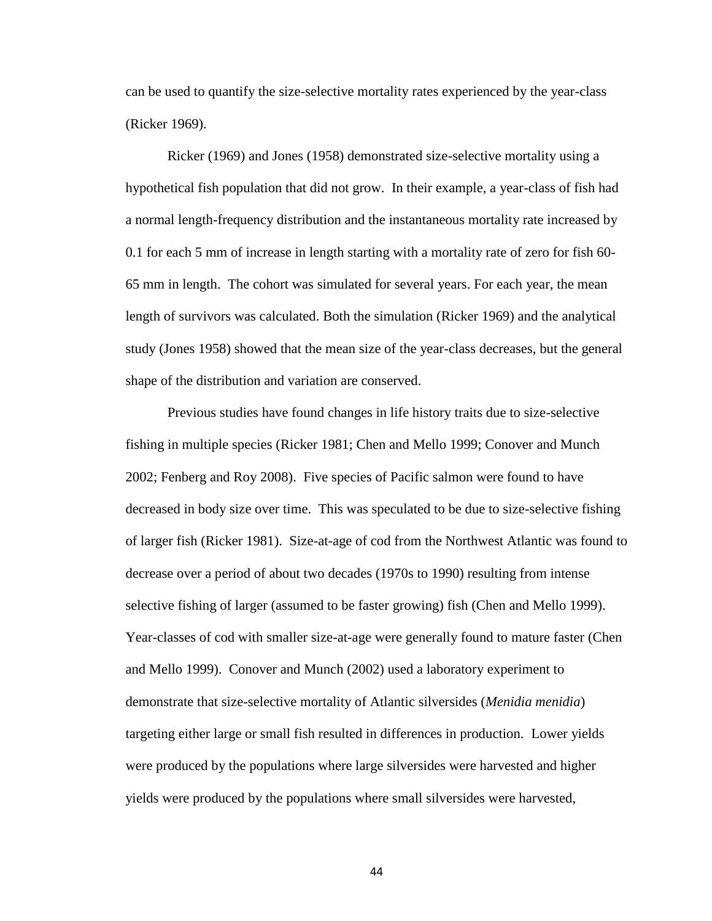can be used to quantify the size-selective mortality rates experienced by the year-class (Ricker 1969).

Ricker (1969) and Jones (1958) demonstrated size-selective mortality using a hypothetical fish population that did not grow. In their example, a year-class of fish had a normal length-frequency distribution and the instantaneous mortality rate increased by 0.1 for each 5 mm of increase in length starting with a mortality rate of zero for fish 60-65 mm in length. The cohort was simulated for several years. For each year, the mean length of survivors was calculated. Both the simulation (Ricker 1969) and the analytical study (Jones 1958) showed that the mean size of the year-class decreases, but the general shape of the distribution and variation are conserved.

Previous studies have found changes in life history traits due to size-selective fishing in multiple species (Ricker 1981; Chen and Mello 1999; Conover and Munch 2002; Fenberg and Roy 2008). Five species of Pacific salmon were found to have decreased in body size over time. This was speculated to be due to size-selective fishing of larger fish (Ricker 1981). Size-at-age of cod from the Northwest Atlantic was found to decrease over a period of about two decades (1970s to 1990) resulting from intense selective fishing of larger (assumed to be faster growing) fish (Chen and Mello 1999). Year-classes of cod with smaller size-at-age were generally found to mature faster (Chen and Mello 1999). Conover and Munch (2002) used a laboratory experiment to demonstrate that size-selective mortality of Atlantic silversides (*Menidia menidia*) targeting either large or small fish resulted in differences in production. Lower yields were produced by the populations where large silversides were harvested and higher yields were produced by the populations where small silversides were harvested,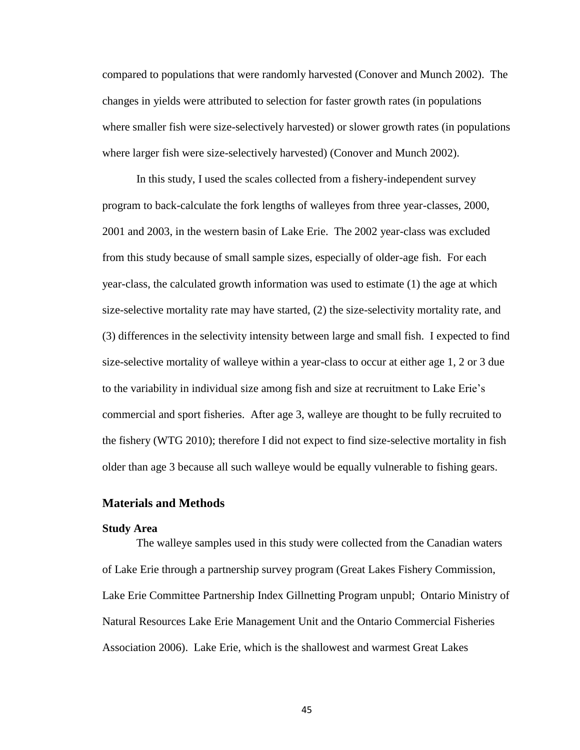compared to populations that were randomly harvested (Conover and Munch 2002). The changes in yields were attributed to selection for faster growth rates (in populations where smaller fish were size-selectively harvested) or slower growth rates (in populations where larger fish were size-selectively harvested) (Conover and Munch 2002).

In this study, I used the scales collected from a fishery-independent survey program to back-calculate the fork lengths of walleyes from three year-classes, 2000, 2001 and 2003, in the western basin of Lake Erie. The 2002 year-class was excluded from this study because of small sample sizes, especially of older-age fish. For each year-class, the calculated growth information was used to estimate (1) the age at which size-selective mortality rate may have started, (2) the size-selectivity mortality rate, and (3) differences in the selectivity intensity between large and small fish. I expected to find size-selective mortality of walleye within a year-class to occur at either age 1, 2 or 3 due to the variability in individual size among fish and size at recruitment to Lake Erie's commercial and sport fisheries. After age 3, walleye are thought to be fully recruited to the fishery (WTG 2010); therefore I did not expect to find size-selective mortality in fish older than age 3 because all such walleye would be equally vulnerable to fishing gears.

## Materials and Methods

### Study Area

The walleye samples used in this study were collected from the Canadian waters of Lake Erie through a partnership survey program (Great Lakes Fishery Commission, Lake Erie Committee Partnership Index Gillnetting Program unpubl; Ontario Ministry of Natural Resources Lake Erie Management Unit and the Ontario Commercial Fisheries Association 2006). Lake Erie, which is the shallowest and warmest Great Lakes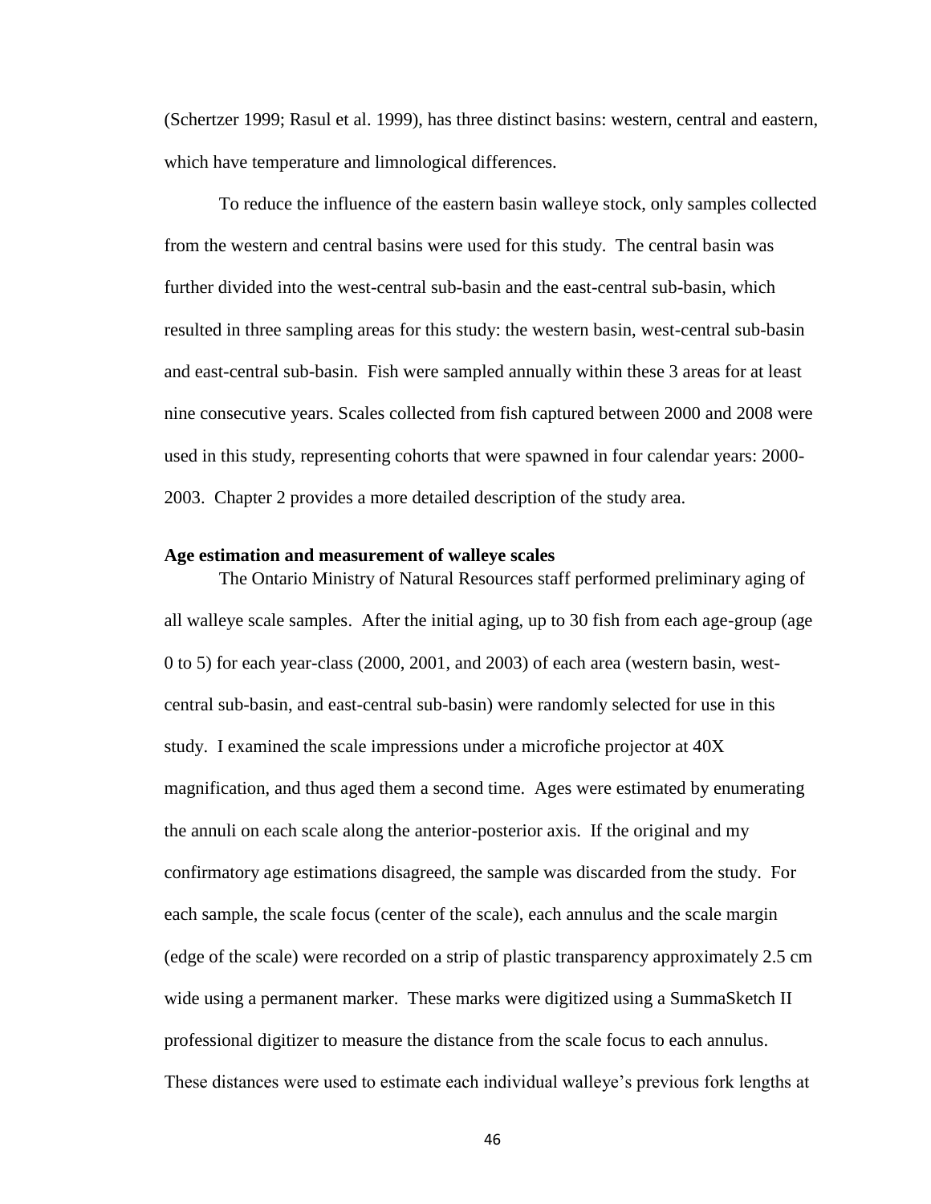(Schertzer 1999; Rasul et al. 1999), has three distinct basins: western, central and eastern, which have temperature and limnological differences.

To reduce the influence of the eastern basin walleye stock, only samples collected from the western and central basins were used for this study. The central basin was further divided into the west-central sub-basin and the east-central sub-basin, which resulted in three sampling areas for this study: the western basin, west-central sub-basin and east-central sub-basin. Fish were sampled annually within these 3 areas for at least nine consecutive years. Scales collected from fish captured between 2000 and 2008 were used in this study, representing cohorts that were spawned in four calendar years: 2000-2003. Chapter 2 provides a more detailed description of the study area.

**Age estimation and measurement of walleye scales**

The Ontario Ministry of Natural Resources staff performed preliminary aging of all walleye scale samples. After the initial aging, up to 30 fish from each age-group (age 0 to 5) for each year-class (2000, 2001, and 2003) of each area (western basin, west-central sub-basin, and east-central sub-basin) were randomly selected for use in this study. I examined the scale impressions under a microfiche projector at 40X magnification, and thus aged them a second time. Ages were estimated by enumerating the annuli on each scale along the anterior-posterior axis. If the original and my confirmatory age estimations disagreed, the sample was discarded from the study. For each sample, the scale focus (center of the scale), each annulus and the scale margin (edge of the scale) were recorded on a strip of plastic transparency approximately 2.5 cm wide using a permanent marker. These marks were digitized using a SummaSketch II professional digitizer to measure the distance from the scale focus to each annulus. These distances were used to estimate each individual walleye's previous fork lengths at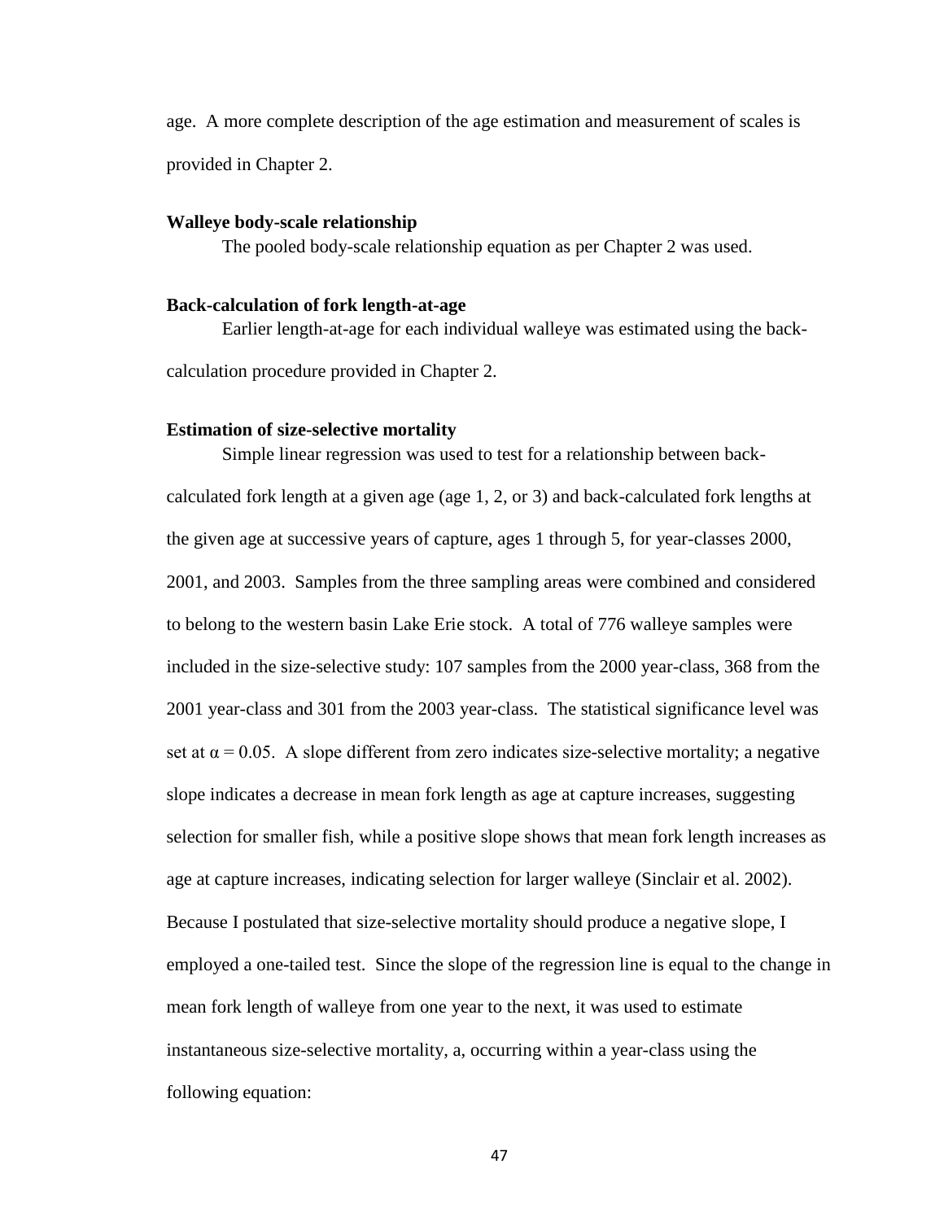age. A more complete description of the age estimation and measurement of scales is provided in Chapter 2.

**Walleye body-scale relationship**

The pooled body-scale relationship equation as per Chapter 2 was used.

**Back-calculation of fork length-at-age**

Earlier length-at-age for each individual walleye was estimated using the back-calculation procedure provided in Chapter 2.

**Estimation of size-selective mortality**

Simple linear regression was used to test for a relationship between back-calculated fork length at a given age (age 1, 2, or 3) and back-calculated fork lengths at the given age at successive years of capture, ages 1 through 5, for year-classes 2000, 2001, and 2003. Samples from the three sampling areas were combined and considered to belong to the western basin Lake Erie stock. A total of 776 walleye samples were included in the size-selective study: 107 samples from the 2000 year-class, 368 from the 2001 year-class and 301 from the 2003 year-class. The statistical significance level was set at $\alpha = 0.05$. A slope different from zero indicates size-selective mortality; a negative slope indicates a decrease in mean fork length as age at capture increases, suggesting selection for smaller fish, while a positive slope shows that mean fork length increases as age at capture increases, indicating selection for larger walleye (Sinclair et al. 2002). Because I postulated that size-selective mortality should produce a negative slope, I employed a one-tailed test. Since the slope of the regression line is equal to the change in mean fork length of walleye from one year to the next, it was used to estimate instantaneous size-selective mortality, a, occurring within a year-class using the following equation: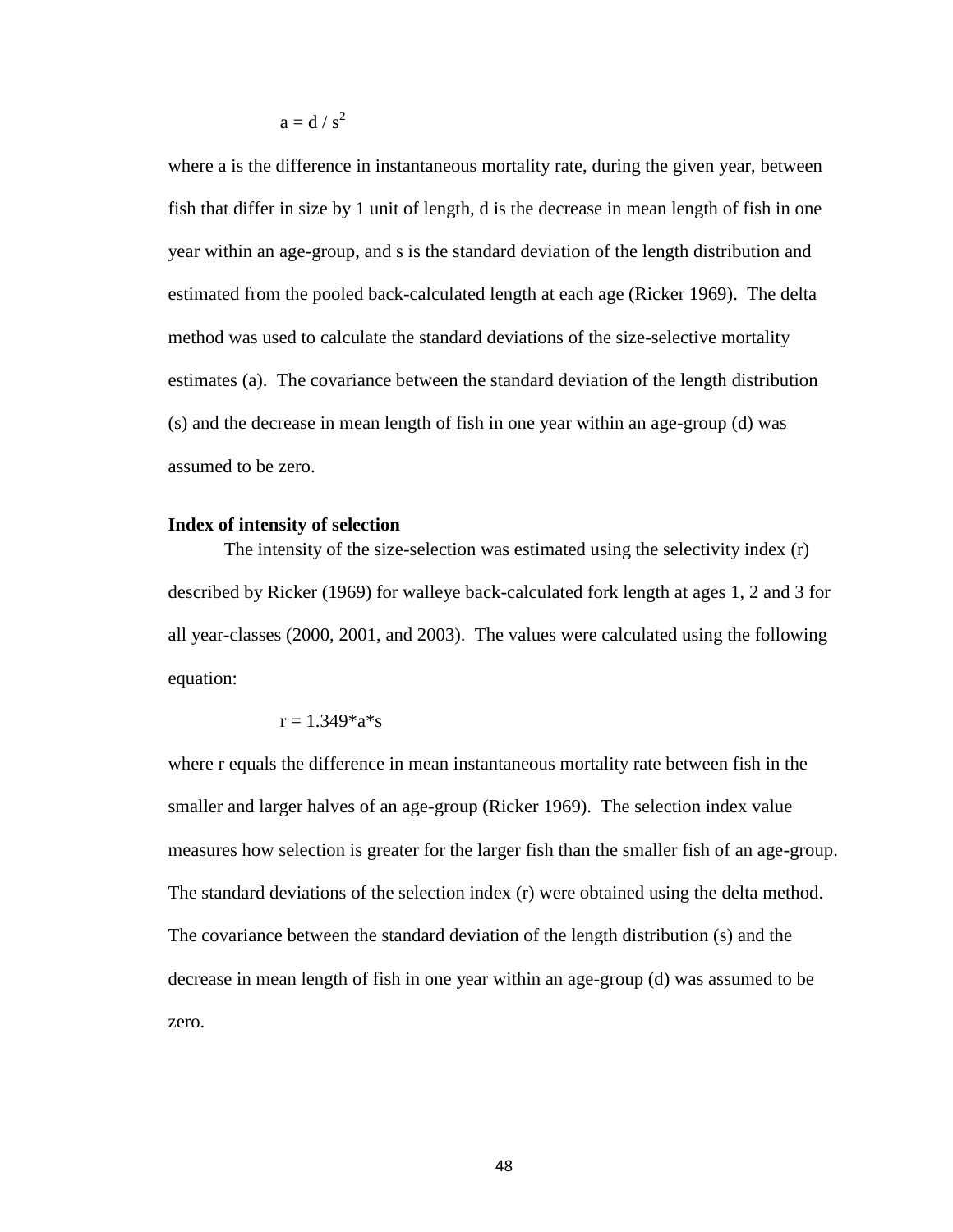$$a = d / s^2$$

where a is the difference in instantaneous mortality rate, during the given year, between fish that differ in size by 1 unit of length, d is the decrease in mean length of fish in one year within an age-group, and s is the standard deviation of the length distribution and estimated from the pooled back-calculated length at each age (Ricker 1969). The delta method was used to calculate the standard deviations of the size-selective mortality estimates (a). The covariance between the standard deviation of the length distribution (s) and the decrease in mean length of fish in one year within an age-group (d) was assumed to be zero.

**Index of intensity of selection**

The intensity of the size-selection was estimated using the selectivity index (r) described by Ricker (1969) for walleye back-calculated fork length at ages 1, 2 and 3 for all year-classes (2000, 2001, and 2003). The values were calculated using the following equation:

$$r = 1.349 * a * s$$

where r equals the difference in mean instantaneous mortality rate between fish in the smaller and larger halves of an age-group (Ricker 1969). The selection index value measures how selection is greater for the larger fish than the smaller fish of an age-group. The standard deviations of the selection index (r) were obtained using the delta method. The covariance between the standard deviation of the length distribution (s) and the decrease in mean length of fish in one year within an age-group (d) was assumed to be zero.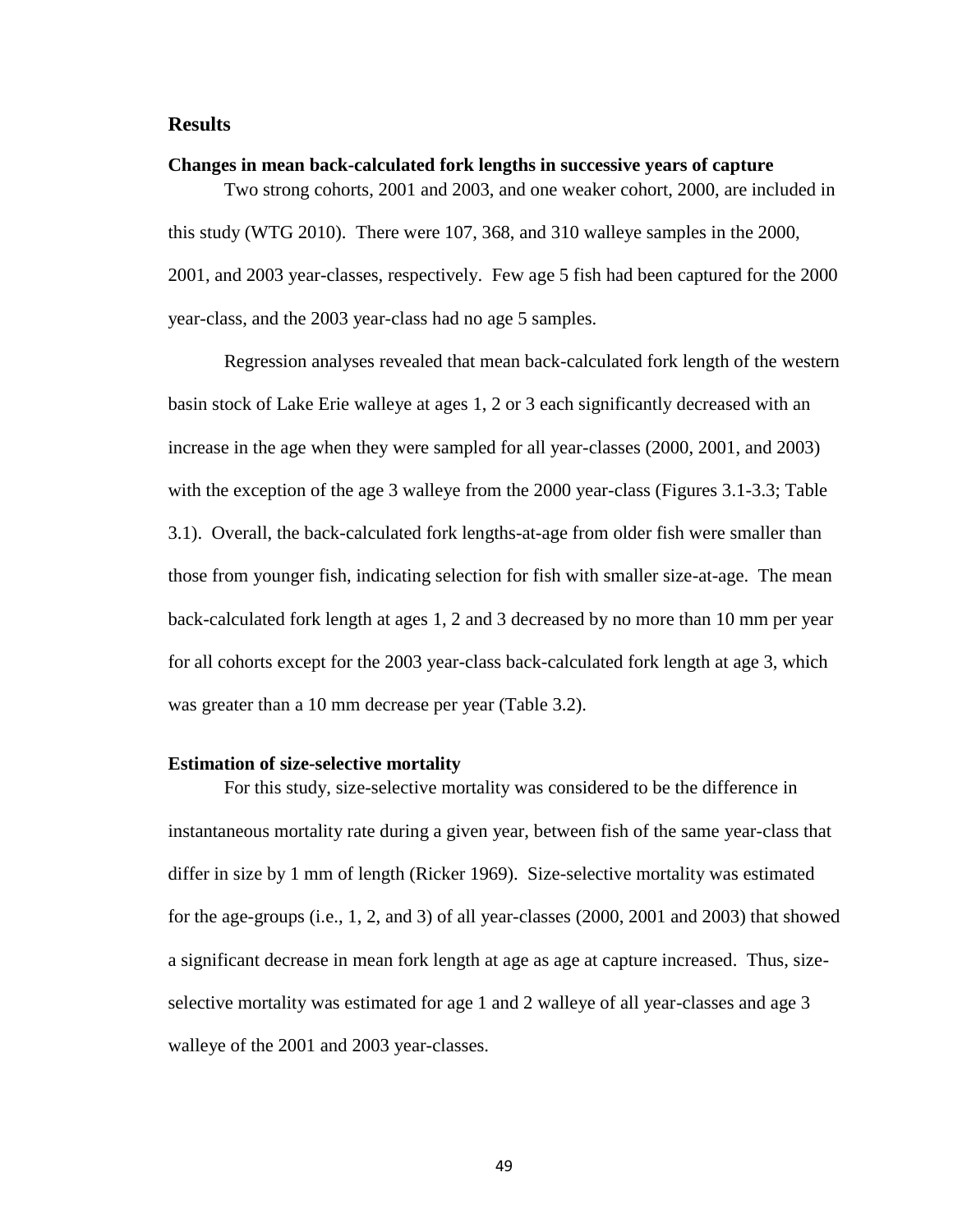## Results

### Changes in mean back-calculated fork lengths in successive years of capture

Two strong cohorts, 2001 and 2003, and one weaker cohort, 2000, are included in this study (WTG 2010). There were 107, 368, and 310 walleye samples in the 2000, 2001, and 2003 year-classes, respectively. Few age 5 fish had been captured for the 2000 year-class, and the 2003 year-class had no age 5 samples.

Regression analyses revealed that mean back-calculated fork length of the western basin stock of Lake Erie walleye at ages 1, 2 or 3 each significantly decreased with an increase in the age when they were sampled for all year-classes (2000, 2001, and 2003) with the exception of the age 3 walleye from the 2000 year-class (Figures 3.1-3.3; Table 3.1). Overall, the back-calculated fork lengths-at-age from older fish were smaller than those from younger fish, indicating selection for fish with smaller size-at-age. The mean back-calculated fork length at ages 1, 2 and 3 decreased by no more than 10 mm per year for all cohorts except for the 2003 year-class back-calculated fork length at age 3, which was greater than a 10 mm decrease per year (Table 3.2).

### Estimation of size-selective mortality

For this study, size-selective mortality was considered to be the difference in instantaneous mortality rate during a given year, between fish of the same year-class that differ in size by 1 mm of length (Ricker 1969). Size-selective mortality was estimated for the age-groups (i.e., 1, 2, and 3) of all year-classes (2000, 2001 and 2003) that showed a significant decrease in mean fork length at age as age at capture increased. Thus, size-selective mortality was estimated for age 1 and 2 walleye of all year-classes and age 3 walleye of the 2001 and 2003 year-classes.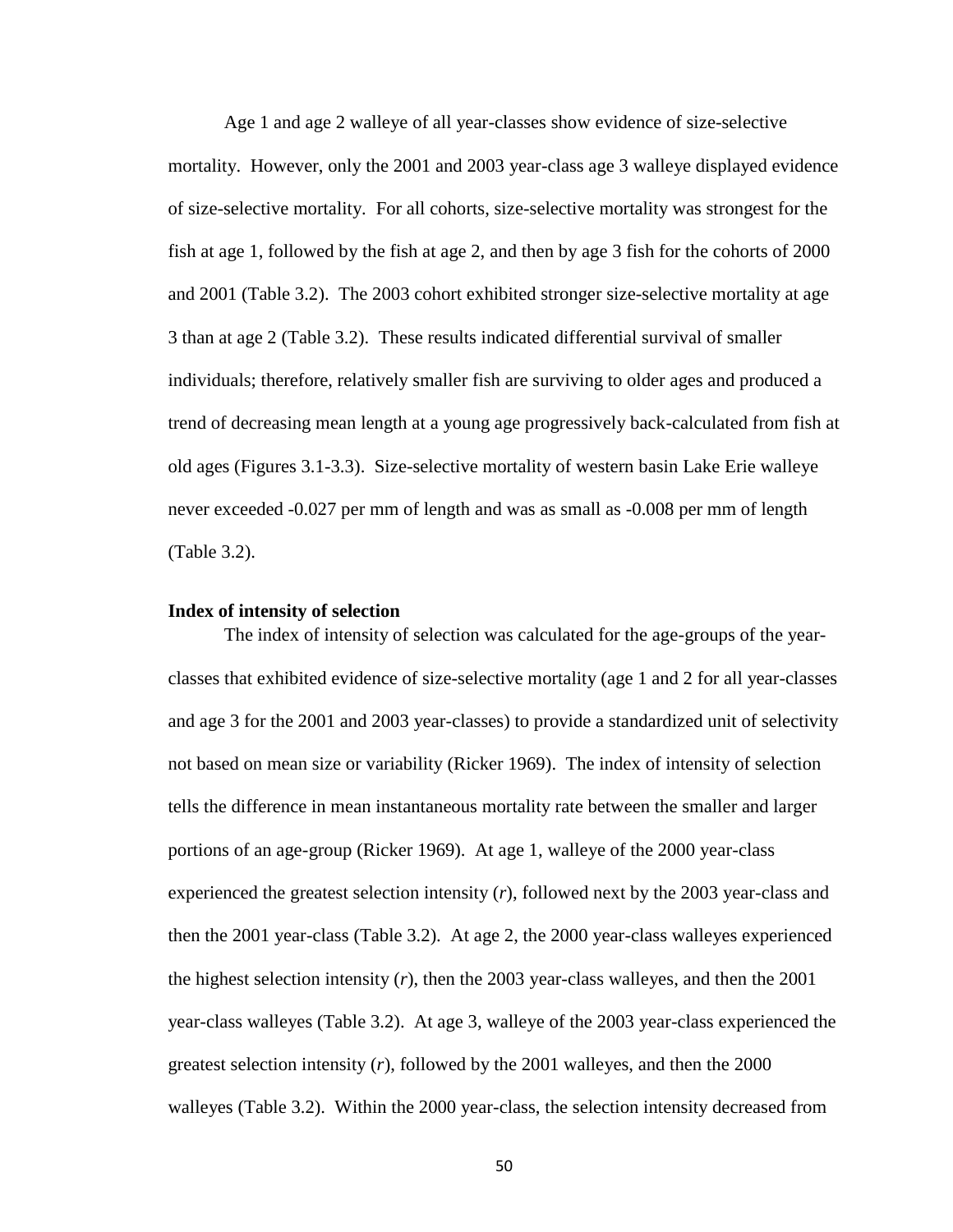Age 1 and age 2 walleye of all year-classes show evidence of size-selective mortality. However, only the 2001 and 2003 year-class age 3 walleye displayed evidence of size-selective mortality. For all cohorts, size-selective mortality was strongest for the fish at age 1, followed by the fish at age 2, and then by age 3 fish for the cohorts of 2000 and 2001 (Table 3.2). The 2003 cohort exhibited stronger size-selective mortality at age 3 than at age 2 (Table 3.2). These results indicated differential survival of smaller individuals; therefore, relatively smaller fish are surviving to older ages and produced a trend of decreasing mean length at a young age progressively back-calculated from fish at old ages (Figures 3.1-3.3). Size-selective mortality of western basin Lake Erie walleye never exceeded -0.027 per mm of length and was as small as -0.008 per mm of length (Table 3.2).

**Index of intensity of selection**

The index of intensity of selection was calculated for the age-groups of the year-classes that exhibited evidence of size-selective mortality (age 1 and 2 for all year-classes and age 3 for the 2001 and 2003 year-classes) to provide a standardized unit of selectivity not based on mean size or variability (Ricker 1969). The index of intensity of selection tells the difference in mean instantaneous mortality rate between the smaller and larger portions of an age-group (Ricker 1969). At age 1, walleye of the 2000 year-class experienced the greatest selection intensity ($r$), followed next by the 2003 year-class and then the 2001 year-class (Table 3.2). At age 2, the 2000 year-class walleyes experienced the highest selection intensity ($r$), then the 2003 year-class walleyes, and then the 2001 year-class walleyes (Table 3.2). At age 3, walleye of the 2003 year-class experienced the greatest selection intensity ($r$), followed by the 2001 walleyes, and then the 2000 walleyes (Table 3.2). Within the 2000 year-class, the selection intensity decreased from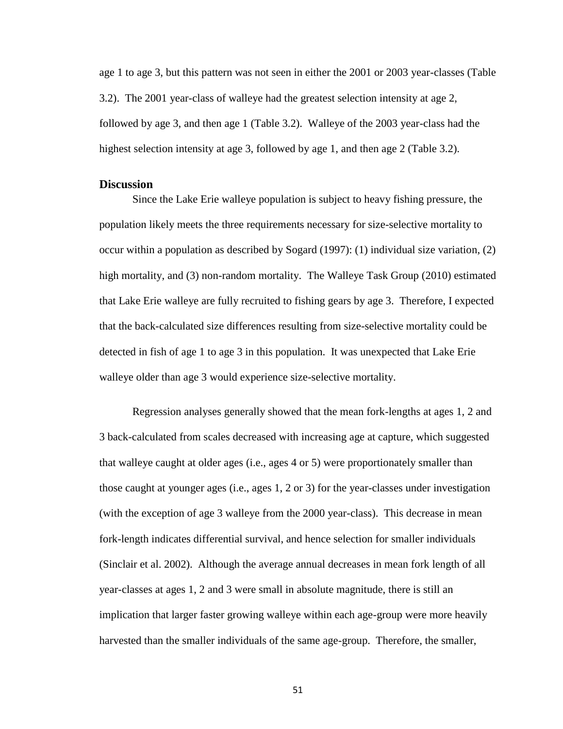age 1 to age 3, but this pattern was not seen in either the 2001 or 2003 year-classes (Table 3.2). The 2001 year-class of walleye had the greatest selection intensity at age 2, followed by age 3, and then age 1 (Table 3.2). Walleye of the 2003 year-class had the highest selection intensity at age 3, followed by age 1, and then age 2 (Table 3.2).

## Discussion

Since the Lake Erie walleye population is subject to heavy fishing pressure, the population likely meets the three requirements necessary for size-selective mortality to occur within a population as described by Sogard (1997): (1) individual size variation, (2) high mortality, and (3) non-random mortality. The Walleye Task Group (2010) estimated that Lake Erie walleye are fully recruited to fishing gears by age 3. Therefore, I expected that the back-calculated size differences resulting from size-selective mortality could be detected in fish of age 1 to age 3 in this population. It was unexpected that Lake Erie walleye older than age 3 would experience size-selective mortality.

Regression analyses generally showed that the mean fork-lengths at ages 1, 2 and 3 back-calculated from scales decreased with increasing age at capture, which suggested that walleye caught at older ages (i.e., ages 4 or 5) were proportionately smaller than those caught at younger ages (i.e., ages 1, 2 or 3) for the year-classes under investigation (with the exception of age 3 walleye from the 2000 year-class). This decrease in mean fork-length indicates differential survival, and hence selection for smaller individuals (Sinclair et al. 2002). Although the average annual decreases in mean fork length of all year-classes at ages 1, 2 and 3 were small in absolute magnitude, there is still an implication that larger faster growing walleye within each age-group were more heavily harvested than the smaller individuals of the same age-group. Therefore, the smaller,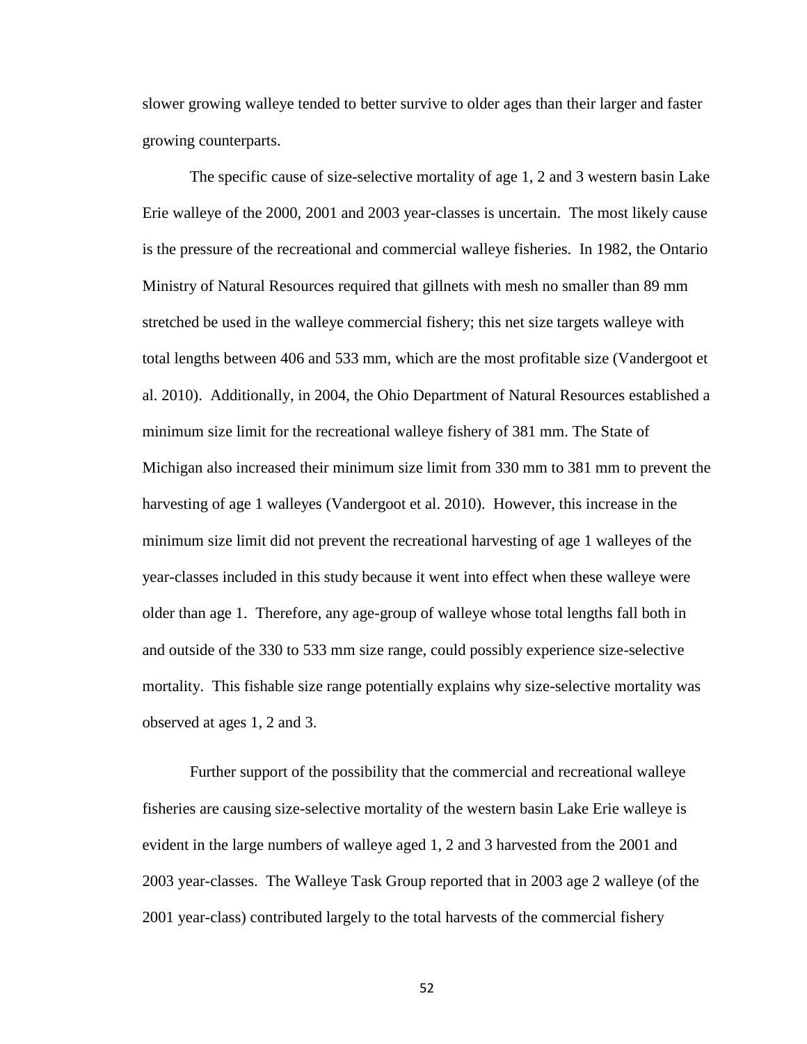slower growing walleye tended to better survive to older ages than their larger and faster growing counterparts.

The specific cause of size-selective mortality of age 1, 2 and 3 western basin Lake Erie walleye of the 2000, 2001 and 2003 year-classes is uncertain. The most likely cause is the pressure of the recreational and commercial walleye fisheries. In 1982, the Ontario Ministry of Natural Resources required that gillnets with mesh no smaller than 89 mm stretched be used in the walleye commercial fishery; this net size targets walleye with total lengths between 406 and 533 mm, which are the most profitable size (Vandergoot et al. 2010). Additionally, in 2004, the Ohio Department of Natural Resources established a minimum size limit for the recreational walleye fishery of 381 mm. The State of Michigan also increased their minimum size limit from 330 mm to 381 mm to prevent the harvesting of age 1 walleyes (Vandergoot et al. 2010). However, this increase in the minimum size limit did not prevent the recreational harvesting of age 1 walleyes of the year-classes included in this study because it went into effect when these walleye were older than age 1. Therefore, any age-group of walleye whose total lengths fall both in and outside of the 330 to 533 mm size range, could possibly experience size-selective mortality. This fishable size range potentially explains why size-selective mortality was observed at ages 1, 2 and 3.

Further support of the possibility that the commercial and recreational walleye fisheries are causing size-selective mortality of the western basin Lake Erie walleye is evident in the large numbers of walleye aged 1, 2 and 3 harvested from the 2001 and 2003 year-classes. The Walleye Task Group reported that in 2003 age 2 walleye (of the 2001 year-class) contributed largely to the total harvests of the commercial fishery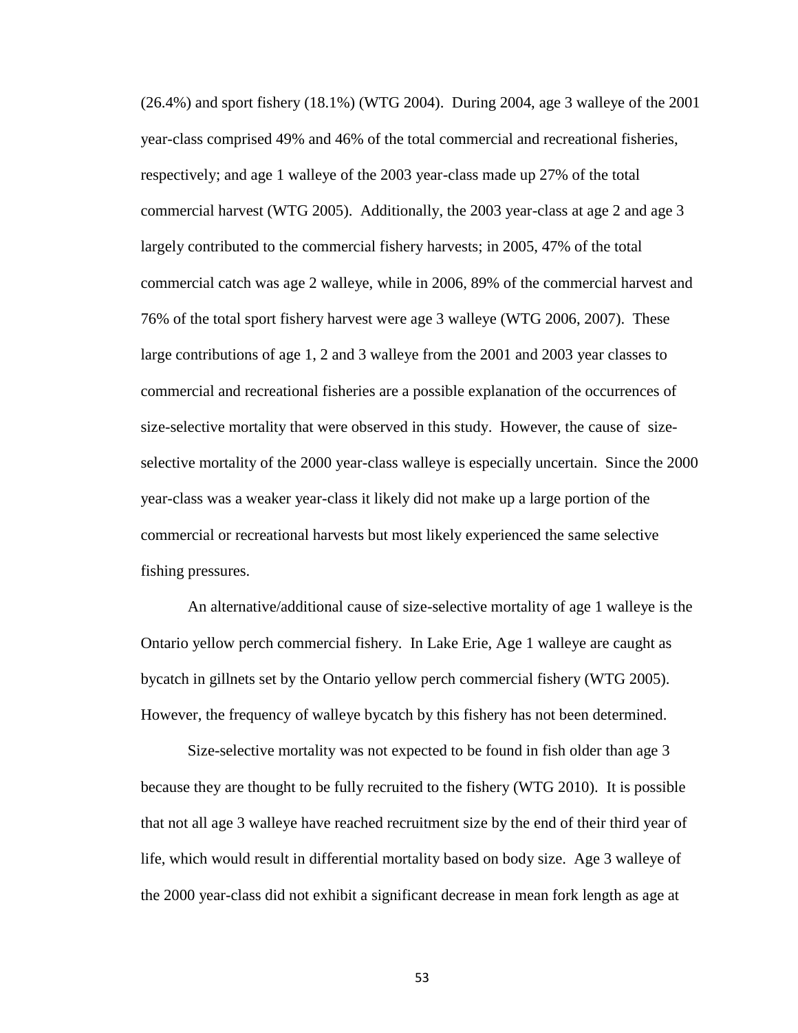(26.4%) and sport fishery (18.1%) (WTG 2004). During 2004, age 3 walleye of the 2001 year-class comprised 49% and 46% of the total commercial and recreational fisheries, respectively; and age 1 walleye of the 2003 year-class made up 27% of the total commercial harvest (WTG 2005). Additionally, the 2003 year-class at age 2 and age 3 largely contributed to the commercial fishery harvests; in 2005, 47% of the total commercial catch was age 2 walleye, while in 2006, 89% of the commercial harvest and 76% of the total sport fishery harvest were age 3 walleye (WTG 2006, 2007). These large contributions of age 1, 2 and 3 walleye from the 2001 and 2003 year classes to commercial and recreational fisheries are a possible explanation of the occurrences of size-selective mortality that were observed in this study. However, the cause of size-selective mortality of the 2000 year-class walleye is especially uncertain. Since the 2000 year-class was a weaker year-class it likely did not make up a large portion of the commercial or recreational harvests but most likely experienced the same selective fishing pressures.

An alternative/additional cause of size-selective mortality of age 1 walleye is the Ontario yellow perch commercial fishery. In Lake Erie, Age 1 walleye are caught as bycatch in gillnets set by the Ontario yellow perch commercial fishery (WTG 2005). However, the frequency of walleye bycatch by this fishery has not been determined.

Size-selective mortality was not expected to be found in fish older than age 3 because they are thought to be fully recruited to the fishery (WTG 2010). It is possible that not all age 3 walleye have reached recruitment size by the end of their third year of life, which would result in differential mortality based on body size. Age 3 walleye of the 2000 year-class did not exhibit a significant decrease in mean fork length as age at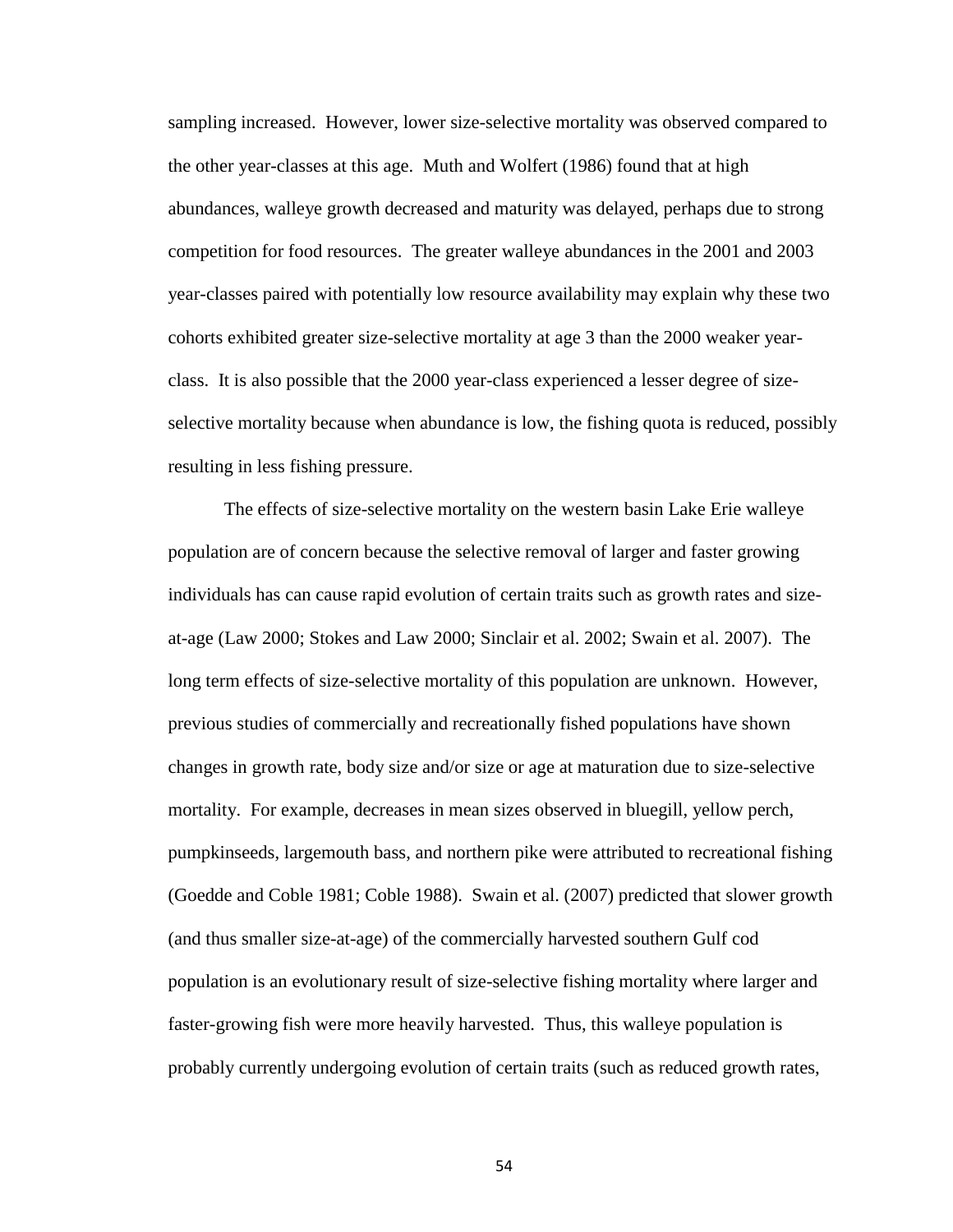sampling increased. However, lower size-selective mortality was observed compared to the other year-classes at this age. Muth and Wolfert (1986) found that at high abundances, walleye growth decreased and maturity was delayed, perhaps due to strong competition for food resources. The greater walleye abundances in the 2001 and 2003 year-classes paired with potentially low resource availability may explain why these two cohorts exhibited greater size-selective mortality at age 3 than the 2000 weaker year-class. It is also possible that the 2000 year-class experienced a lesser degree of size-selective mortality because when abundance is low, the fishing quota is reduced, possibly resulting in less fishing pressure.

The effects of size-selective mortality on the western basin Lake Erie walleye population are of concern because the selective removal of larger and faster growing individuals has can cause rapid evolution of certain traits such as growth rates and size-at-age (Law 2000; Stokes and Law 2000; Sinclair et al. 2002; Swain et al. 2007). The long term effects of size-selective mortality of this population are unknown. However, previous studies of commercially and recreationally fished populations have shown changes in growth rate, body size and/or size or age at maturation due to size-selective mortality. For example, decreases in mean sizes observed in bluegill, yellow perch, pumpkinseeds, largemouth bass, and northern pike were attributed to recreational fishing (Goedde and Coble 1981; Coble 1988). Swain et al. (2007) predicted that slower growth (and thus smaller size-at-age) of the commercially harvested southern Gulf cod population is an evolutionary result of size-selective fishing mortality where larger and faster-growing fish were more heavily harvested. Thus, this walleye population is probably currently undergoing evolution of certain traits (such as reduced growth rates,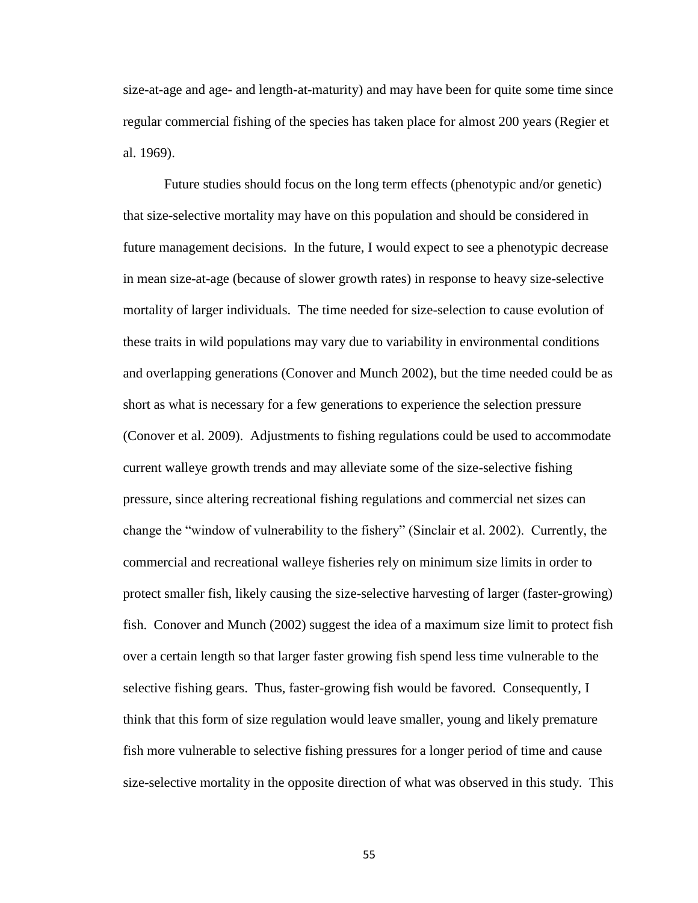size-at-age and age- and length-at-maturity) and may have been for quite some time since regular commercial fishing of the species has taken place for almost 200 years (Regier et al. 1969).

Future studies should focus on the long term effects (phenotypic and/or genetic) that size-selective mortality may have on this population and should be considered in future management decisions. In the future, I would expect to see a phenotypic decrease in mean size-at-age (because of slower growth rates) in response to heavy size-selective mortality of larger individuals. The time needed for size-selection to cause evolution of these traits in wild populations may vary due to variability in environmental conditions and overlapping generations (Conover and Munch 2002), but the time needed could be as short as what is necessary for a few generations to experience the selection pressure (Conover et al. 2009). Adjustments to fishing regulations could be used to accommodate current walleye growth trends and may alleviate some of the size-selective fishing pressure, since altering recreational fishing regulations and commercial net sizes can change the "window of vulnerability to the fishery" (Sinclair et al. 2002). Currently, the commercial and recreational walleye fisheries rely on minimum size limits in order to protect smaller fish, likely causing the size-selective harvesting of larger (faster-growing) fish. Conover and Munch (2002) suggest the idea of a maximum size limit to protect fish over a certain length so that larger faster growing fish spend less time vulnerable to the selective fishing gears. Thus, faster-growing fish would be favored. Consequently, I think that this form of size regulation would leave smaller, young and likely premature fish more vulnerable to selective fishing pressures for a longer period of time and cause size-selective mortality in the opposite direction of what was observed in this study. This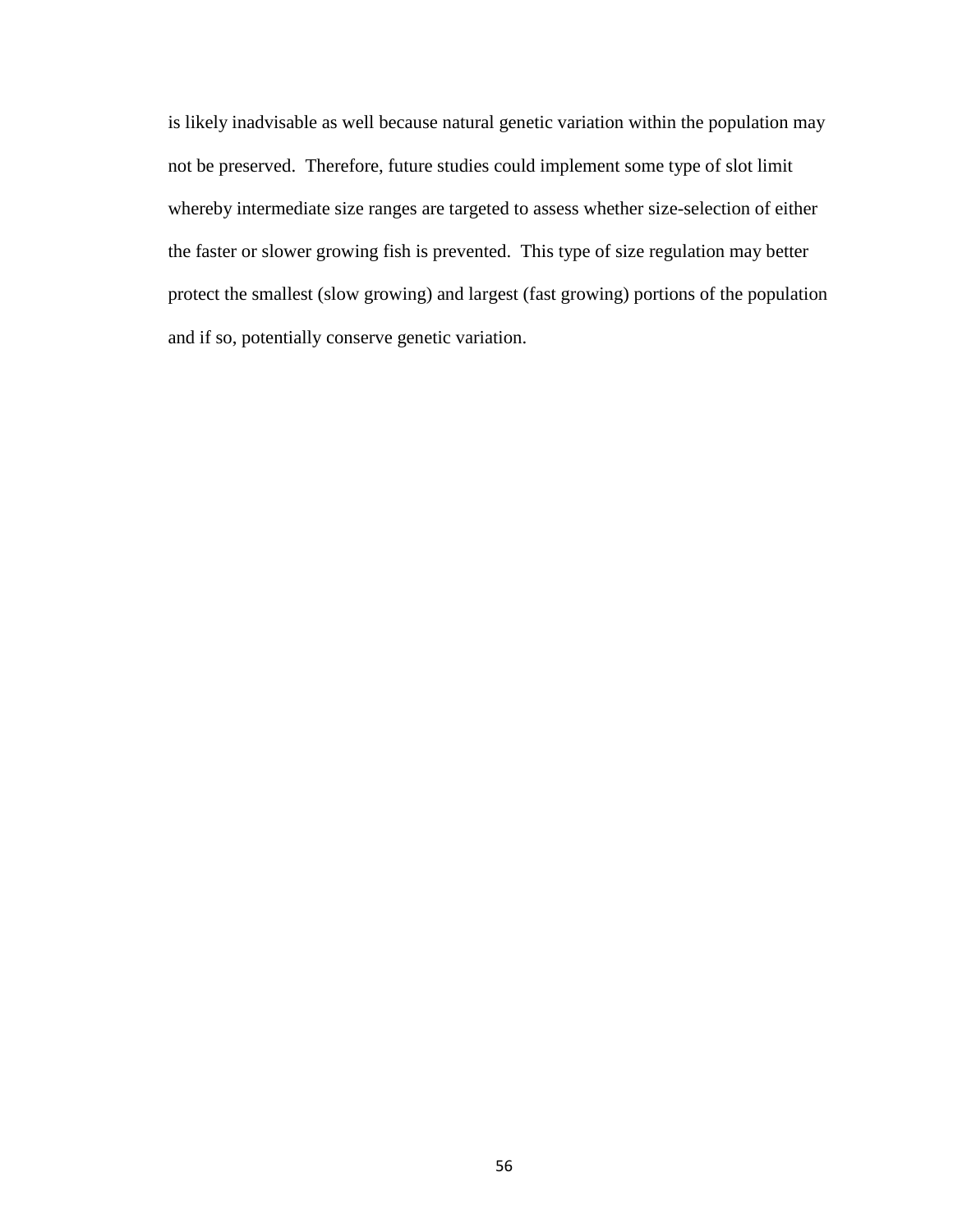is likely inadvisable as well because natural genetic variation within the population may not be preserved. Therefore, future studies could implement some type of slot limit whereby intermediate size ranges are targeted to assess whether size-selection of either the faster or slower growing fish is prevented. This type of size regulation may better protect the smallest (slow growing) and largest (fast growing) portions of the population and if so, potentially conserve genetic variation.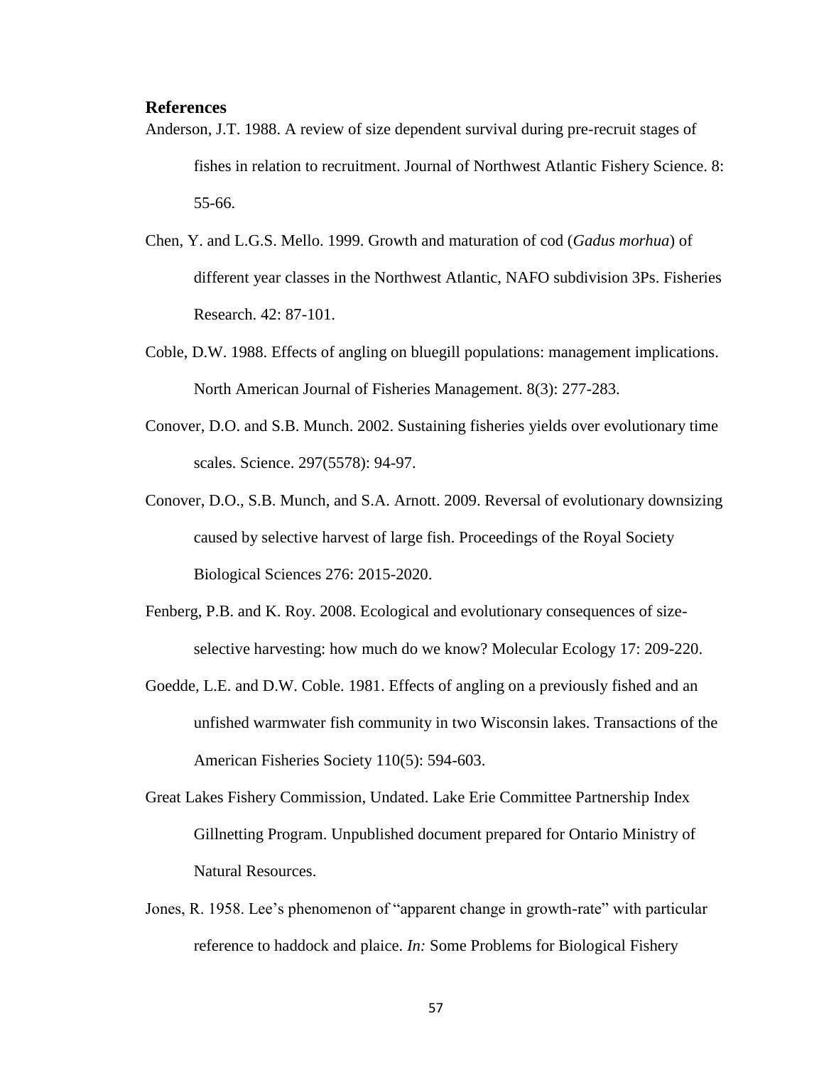## References

Anderson, J.T. 1988. A review of size dependent survival during pre-recruit stages of fishes in relation to recruitment. Journal of Northwest Atlantic Fishery Science. 8: 55-66.

Chen, Y. and L.G.S. Mello. 1999. Growth and maturation of cod (*Gadus morhua*) of different year classes in the Northwest Atlantic, NAFO subdivision 3Ps. Fisheries Research. 42: 87-101.

Coble, D.W. 1988. Effects of angling on bluegill populations: management implications. North American Journal of Fisheries Management. 8(3): 277-283.

Conover, D.O. and S.B. Munch. 2002. Sustaining fisheries yields over evolutionary time scales. Science. 297(5578): 94-97.

Conover, D.O., S.B. Munch, and S.A. Arnott. 2009. Reversal of evolutionary downsizing caused by selective harvest of large fish. Proceedings of the Royal Society Biological Sciences 276: 2015-2020.

Fenberg, P.B. and K. Roy. 2008. Ecological and evolutionary consequences of size-selective harvesting: how much do we know? Molecular Ecology 17: 209-220.

Goedde, L.E. and D.W. Coble. 1981. Effects of angling on a previously fished and an unfished warmwater fish community in two Wisconsin lakes. Transactions of the American Fisheries Society 110(5): 594-603.

Great Lakes Fishery Commission, Undated. Lake Erie Committee Partnership Index Gillnetting Program. Unpublished document prepared for Ontario Ministry of Natural Resources.

Jones, R. 1958. Lee's phenomenon of "apparent change in growth-rate" with particular reference to haddock and plaice. *In:* Some Problems for Biological Fishery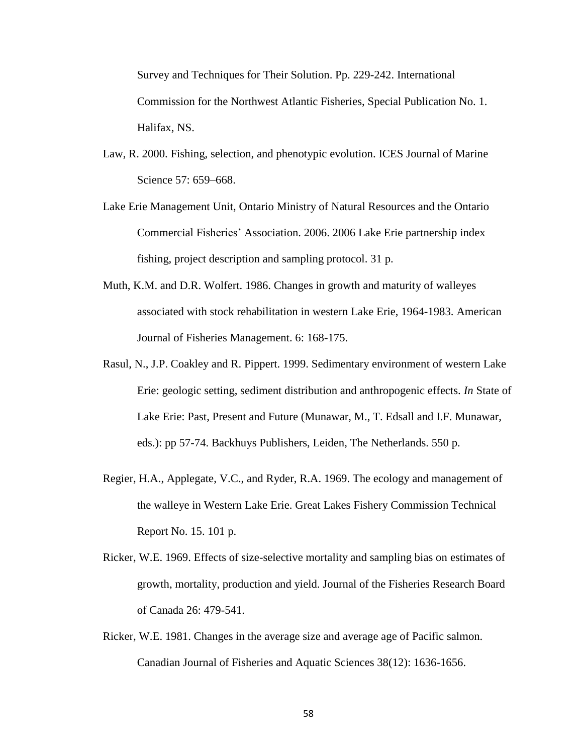Survey and Techniques for Their Solution. Pp. 229-242. International Commission for the Northwest Atlantic Fisheries, Special Publication No. 1. Halifax, NS.

Law, R. 2000. Fishing, selection, and phenotypic evolution. ICES Journal of Marine Science 57: 659–668.

Lake Erie Management Unit, Ontario Ministry of Natural Resources and the Ontario Commercial Fisheries' Association. 2006. 2006 Lake Erie partnership index fishing, project description and sampling protocol. 31 p.

Muth, K.M. and D.R. Wolfert. 1986. Changes in growth and maturity of walleyes associated with stock rehabilitation in western Lake Erie, 1964-1983. American Journal of Fisheries Management. 6: 168-175.

Rasul, N., J.P. Coakley and R. Pippert. 1999. Sedimentary environment of western Lake Erie: geologic setting, sediment distribution and anthropogenic effects. *In* State of Lake Erie: Past, Present and Future (Munawar, M., T. Edsall and I.F. Munawar, eds.): pp 57-74. Backhuys Publishers, Leiden, The Netherlands. 550 p.

Regier, H.A., Applegate, V.C., and Ryder, R.A. 1969. The ecology and management of the walleye in Western Lake Erie. Great Lakes Fishery Commission Technical Report No. 15. 101 p.

Ricker, W.E. 1969. Effects of size-selective mortality and sampling bias on estimates of growth, mortality, production and yield. Journal of the Fisheries Research Board of Canada 26: 479-541.

Ricker, W.E. 1981. Changes in the average size and average age of Pacific salmon. Canadian Journal of Fisheries and Aquatic Sciences 38(12): 1636-1656.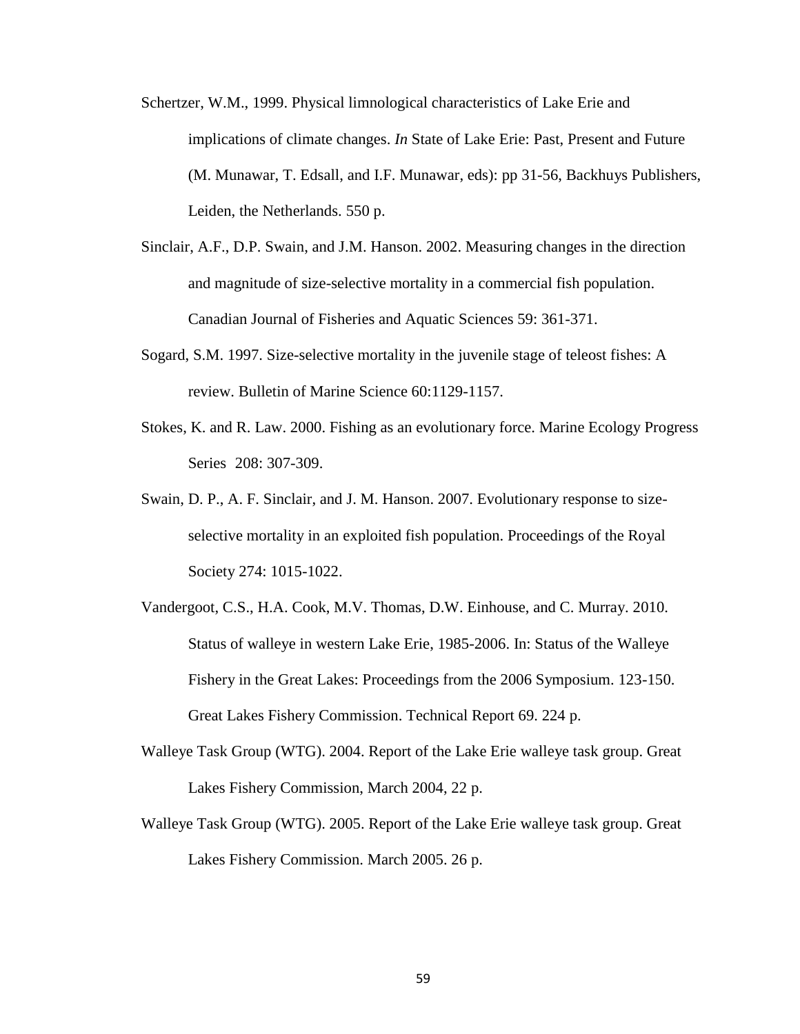Schertzer, W.M., 1999. Physical limnological characteristics of Lake Erie and implications of climate changes. *In* State of Lake Erie: Past, Present and Future (M. Munawar, T. Edsall, and I.F. Munawar, eds): pp 31-56, Backhuys Publishers, Leiden, the Netherlands. 550 p.

Sinclair, A.F., D.P. Swain, and J.M. Hanson. 2002. Measuring changes in the direction and magnitude of size-selective mortality in a commercial fish population. Canadian Journal of Fisheries and Aquatic Sciences 59: 361-371.

Sogard, S.M. 1997. Size-selective mortality in the juvenile stage of teleost fishes: A review. Bulletin of Marine Science 60:1129-1157.

Stokes, K. and R. Law. 2000. Fishing as an evolutionary force. Marine Ecology Progress Series 208: 307-309.

Swain, D. P., A. F. Sinclair, and J. M. Hanson. 2007. Evolutionary response to size-selective mortality in an exploited fish population. Proceedings of the Royal Society 274: 1015-1022.

Vandergoot, C.S., H.A. Cook, M.V. Thomas, D.W. Einhouse, and C. Murray. 2010. Status of walleye in western Lake Erie, 1985-2006. In: Status of the Walleye Fishery in the Great Lakes: Proceedings from the 2006 Symposium. 123-150. Great Lakes Fishery Commission. Technical Report 69. 224 p.

Walleye Task Group (WTG). 2004. Report of the Lake Erie walleye task group. Great Lakes Fishery Commission, March 2004, 22 p.

Walleye Task Group (WTG). 2005. Report of the Lake Erie walleye task group. Great Lakes Fishery Commission. March 2005. 26 p.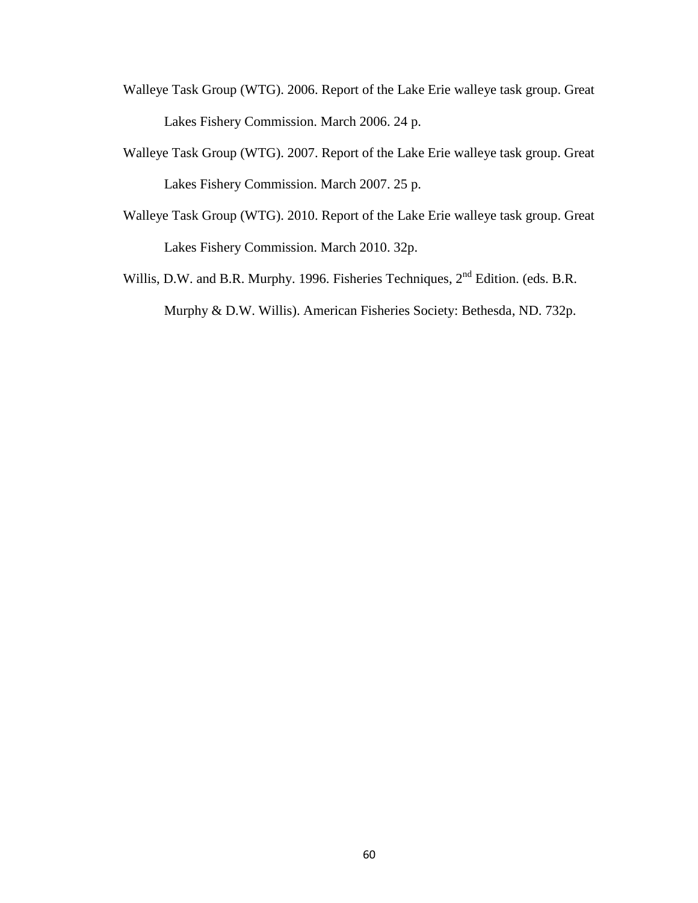Walleye Task Group (WTG). 2006. Report of the Lake Erie walleye task group. Great Lakes Fishery Commission. March 2006. 24 p.

Walleye Task Group (WTG). 2007. Report of the Lake Erie walleye task group. Great Lakes Fishery Commission. March 2007. 25 p.

Walleye Task Group (WTG). 2010. Report of the Lake Erie walleye task group. Great Lakes Fishery Commission. March 2010. 32p.

Willis, D.W. and B.R. Murphy. 1996. Fisheries Techniques, 2nd Edition. (eds. B.R. Murphy & D.W. Willis). American Fisheries Society: Bethesda, ND. 732p.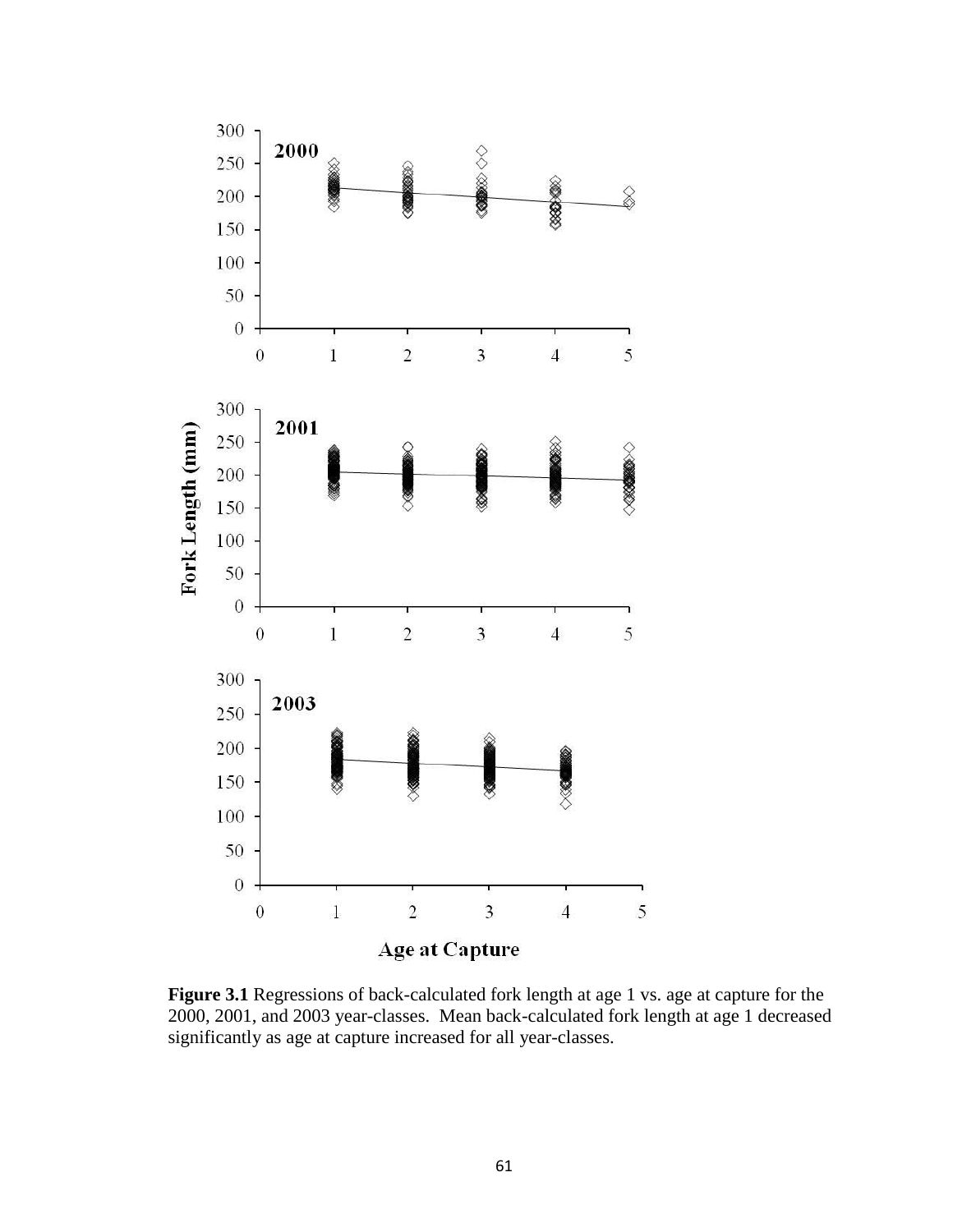**Figure 3.1** Regressions of back-calculated fork length at age 1 vs. age at capture for the 2000, 2001, and 2003 year-classes. Mean back-calculated fork length at age 1 decreased significantly as age at capture increased for all year-classes.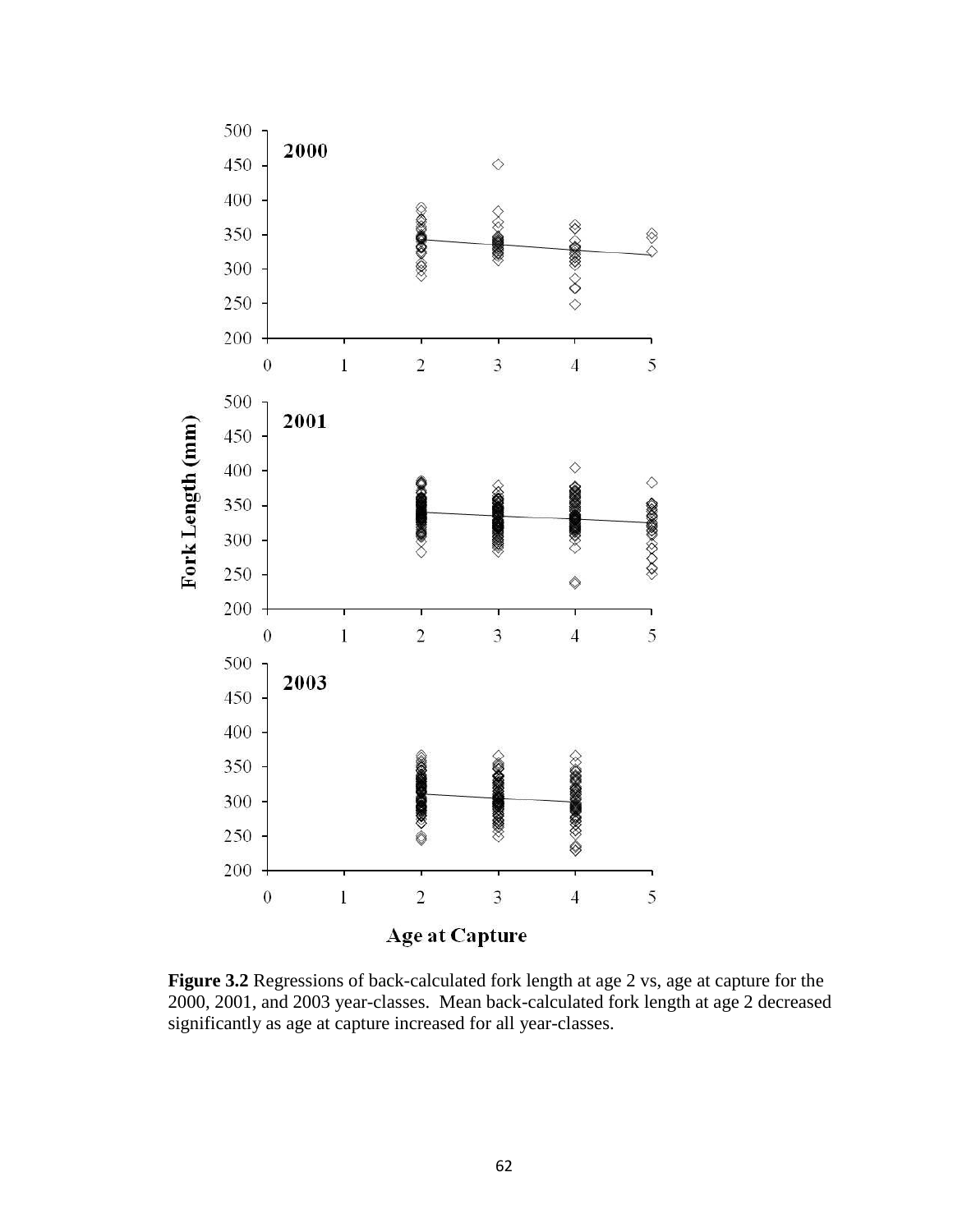2000

500
450
400
350
300
250
200

0 1 2 3 4 5

2001

500
450
400
350
300
250
200

0 1 2 3 4 5

2003

500
450
400
350
300
250
200

0 1 2 3 4 5

Fork Length (mm)

Age at Capture

**Figure 3.2** Regressions of back-calculated fork length at age 2 vs, age at capture for the 2000, 2001, and 2003 year-classes. Mean back-calculated fork length at age 2 decreased significantly as age at capture increased for all year-classes.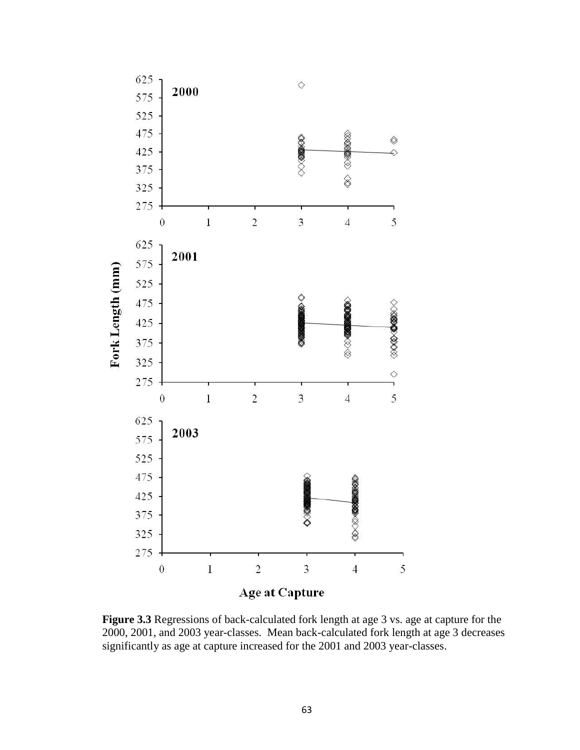**Figure 3.3** Regressions of back-calculated fork length at age 3 vs. age at capture for the 2000, 2001, and 2003 year-classes. Mean back-calculated fork length at age 3 decreases significantly as age at capture increased for the 2001 and 2003 year-classes.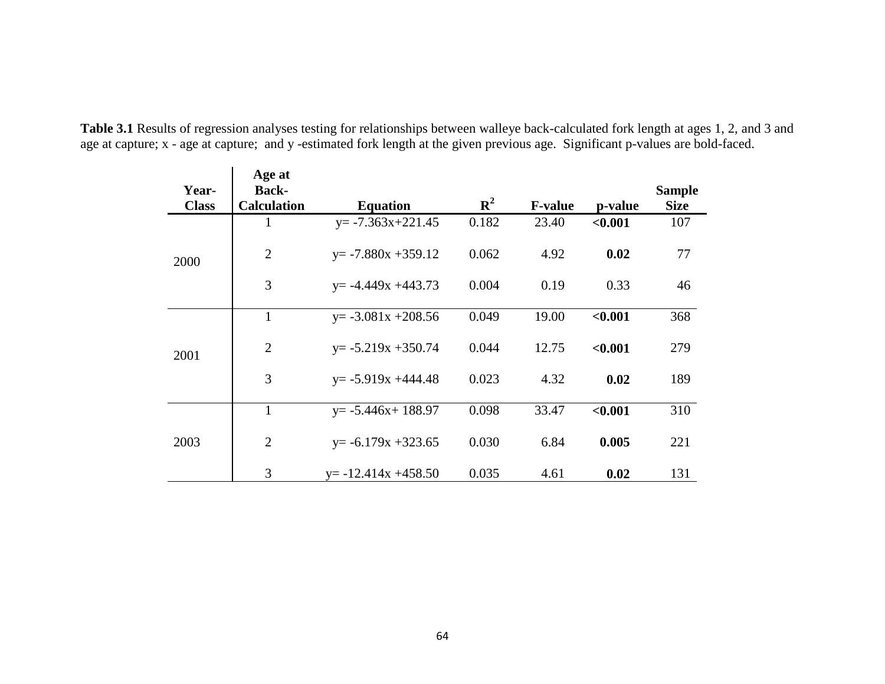**Table 3.1** Results of regression analyses testing for relationships between walleye back-calculated fork length at ages 1, 2, and 3 and age at capture; x - age at capture; and y -estimated fork length at the given previous age. Significant p-values are bold-faced.

| Year-Class | Age at Back-Calculation | Equation | $R^2$ | F-value | p-value | Sample Size |
|---|---|---|---|---|---|---|
| 2000 | 1 | y= -7.363x+221.45 | 0.182 | 23.40 | **<0.001** | 107 |
| | 2 | y= -7.880x +359.12 | 0.062 | 4.92 | **0.02** | 77 |
| | 3 | y= -4.449x +443.73 | 0.004 | 0.19 | 0.33 | 46 |
| 2001 | 1 | y= -3.081x +208.56 | 0.049 | 19.00 | **<0.001** | 368 |
| | 2 | y= -5.219x +350.74 | 0.044 | 12.75 | **<0.001** | 279 |
| | 3 | y= -5.919x +444.48 | 0.023 | 4.32 | **0.02** | 189 |
| 2003 | 1 | y= -5.446x+ 188.97 | 0.098 | 33.47 | **<0.001** | 310 |
| | 2 | y= -6.179x +323.65 | 0.030 | 6.84 | **0.005** | 221 |
| | 3 | y= -12.414x +458.50 | 0.035 | 4.61 | **0.02** | 131 |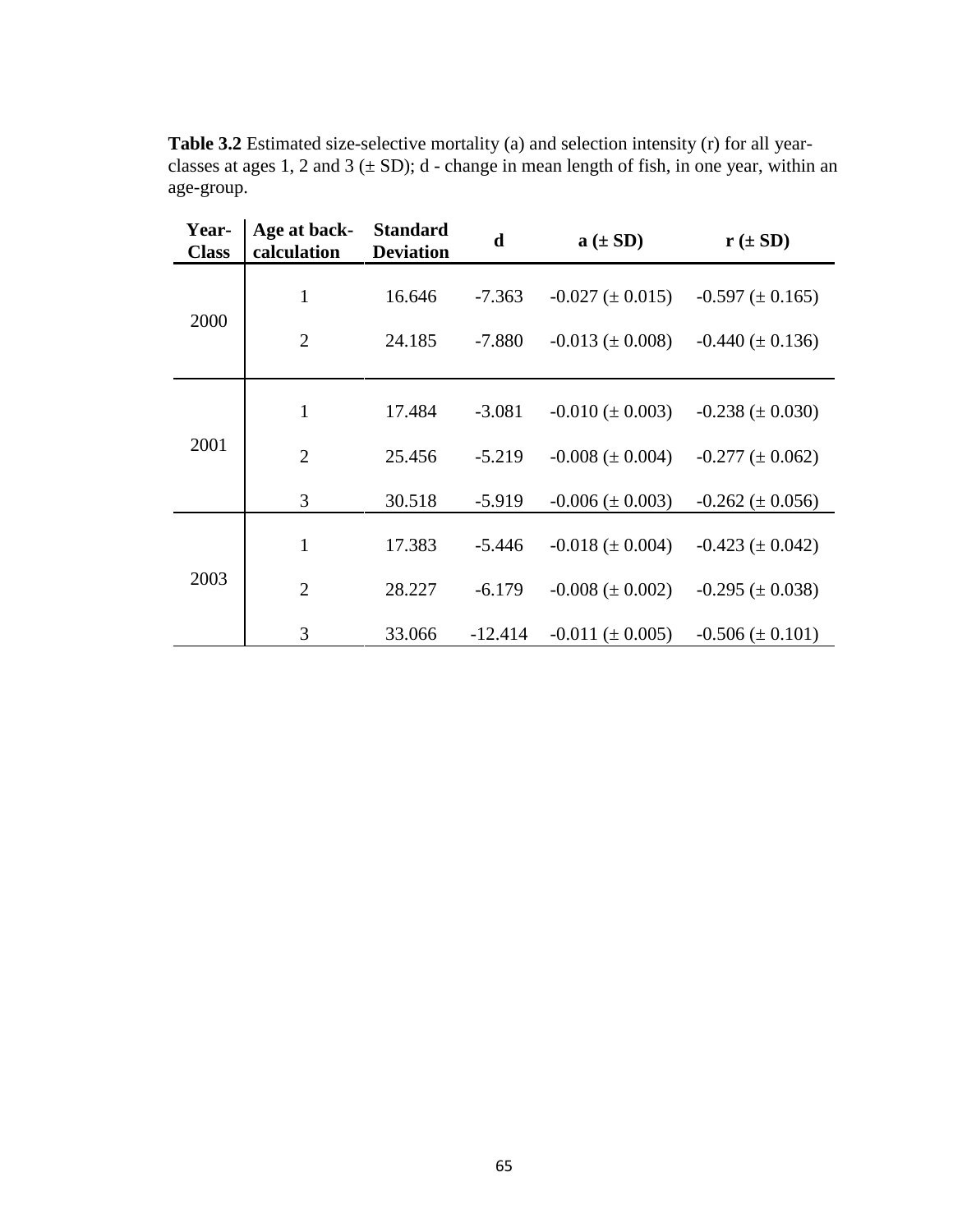**Table 3.2** Estimated size-selective mortality (a) and selection intensity (r) for all year-classes at ages 1, 2 and 3 (± SD); d - change in mean length of fish, in one year, within an age-group.

| Year-Class | Age at back-calculation | Standard Deviation | d | a (± SD) | r (± SD) |
|---|---|---|---|---|---|
| 2000 | 1 | 16.646 | -7.363 | -0.027 (± 0.015) | -0.597 (± 0.165) |
| | 2 | 24.185 | -7.880 | -0.013 (± 0.008) | -0.440 (± 0.136) |
| 2001 | 1 | 17.484 | -3.081 | -0.010 (± 0.003) | -0.238 (± 0.030) |
| | 2 | 25.456 | -5.219 | -0.008 (± 0.004) | -0.277 (± 0.062) |
| | 3 | 30.518 | -5.919 | -0.006 (± 0.003) | -0.262 (± 0.056) |
| 2003 | 1 | 17.383 | -5.446 | -0.018 (± 0.004) | -0.423 (± 0.042) |
| | 2 | 28.227 | -6.179 | -0.008 (± 0.002) | -0.295 (± 0.038) |
| | 3 | 33.066 | -12.414 | -0.011 (± 0.005) | -0.506 (± 0.101) |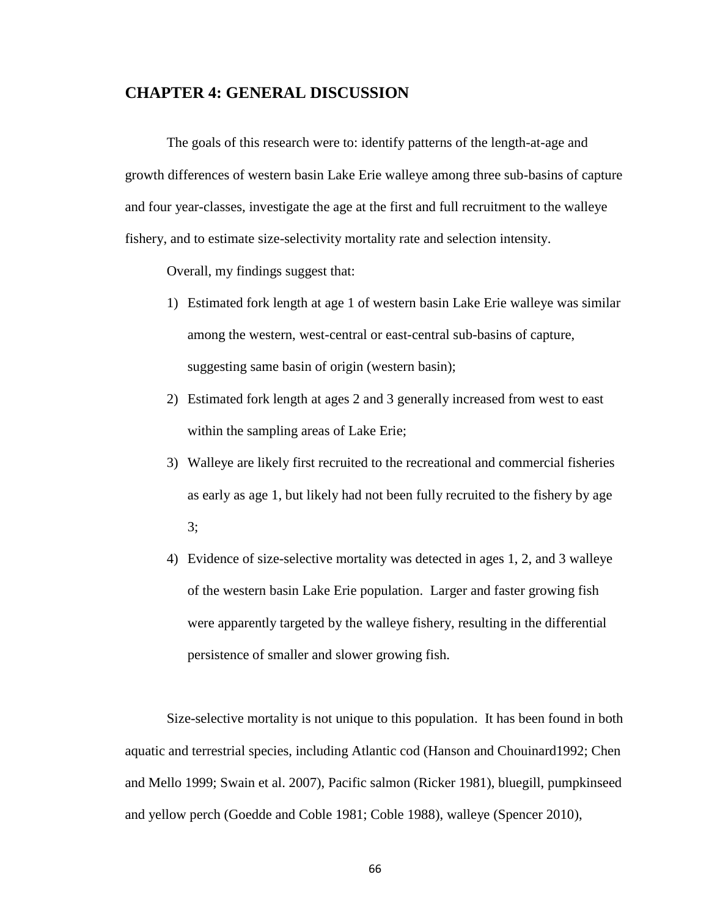## CHAPTER 4: GENERAL DISCUSSION

The goals of this research were to: identify patterns of the length-at-age and growth differences of western basin Lake Erie walleye among three sub-basins of capture and four year-classes, investigate the age at the first and full recruitment to the walleye fishery, and to estimate size-selectivity mortality rate and selection intensity.

Overall, my findings suggest that:

1) Estimated fork length at age 1 of western basin Lake Erie walleye was similar among the western, west-central or east-central sub-basins of capture, suggesting same basin of origin (western basin);
2) Estimated fork length at ages 2 and 3 generally increased from west to east within the sampling areas of Lake Erie;
3) Walleye are likely first recruited to the recreational and commercial fisheries as early as age 1, but likely had not been fully recruited to the fishery by age 3;
4) Evidence of size-selective mortality was detected in ages 1, 2, and 3 walleye of the western basin Lake Erie population. Larger and faster growing fish were apparently targeted by the walleye fishery, resulting in the differential persistence of smaller and slower growing fish.

Size-selective mortality is not unique to this population. It has been found in both aquatic and terrestrial species, including Atlantic cod (Hanson and Chouinard1992; Chen and Mello 1999; Swain et al. 2007), Pacific salmon (Ricker 1981), bluegill, pumpkinseed and yellow perch (Goedde and Coble 1981; Coble 1988), walleye (Spencer 2010),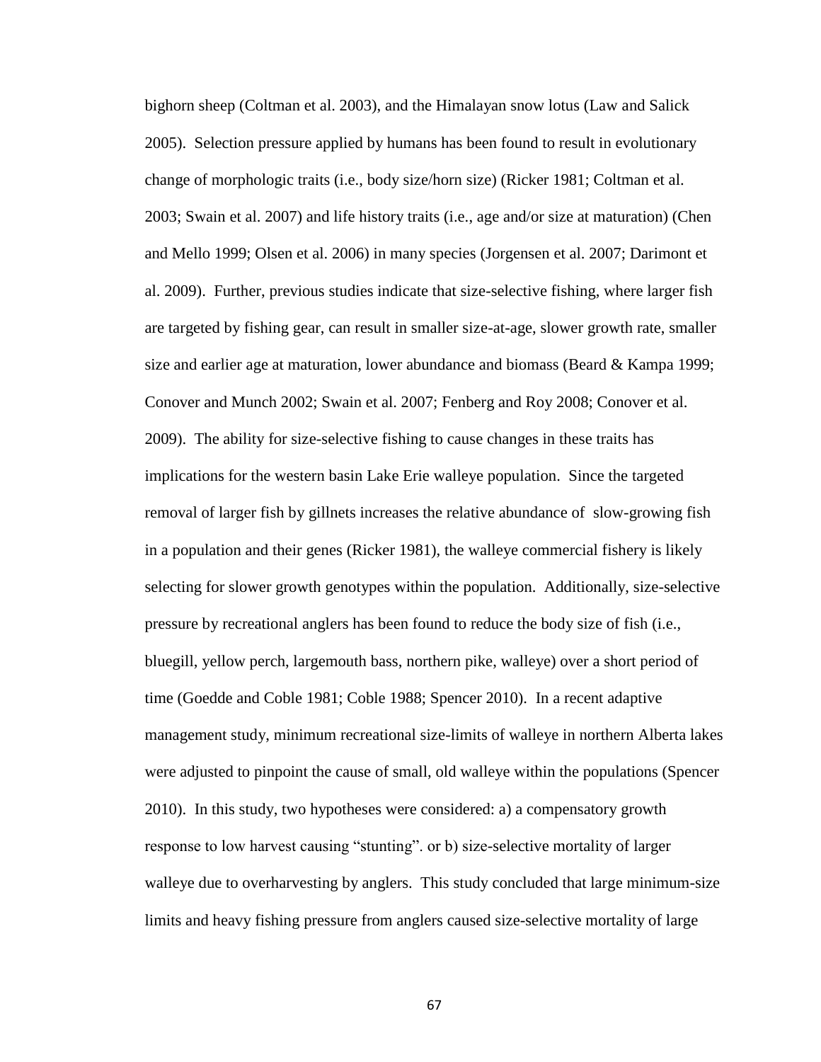bighorn sheep (Coltman et al. 2003), and the Himalayan snow lotus (Law and Salick 2005). Selection pressure applied by humans has been found to result in evolutionary change of morphologic traits (i.e., body size/horn size) (Ricker 1981; Coltman et al. 2003; Swain et al. 2007) and life history traits (i.e., age and/or size at maturation) (Chen and Mello 1999; Olsen et al. 2006) in many species (Jorgensen et al. 2007; Darimont et al. 2009). Further, previous studies indicate that size-selective fishing, where larger fish are targeted by fishing gear, can result in smaller size-at-age, slower growth rate, smaller size and earlier age at maturation, lower abundance and biomass (Beard & Kampa 1999; Conover and Munch 2002; Swain et al. 2007; Fenberg and Roy 2008; Conover et al. 2009). The ability for size-selective fishing to cause changes in these traits has implications for the western basin Lake Erie walleye population. Since the targeted removal of larger fish by gillnets increases the relative abundance of slow-growing fish in a population and their genes (Ricker 1981), the walleye commercial fishery is likely selecting for slower growth genotypes within the population. Additionally, size-selective pressure by recreational anglers has been found to reduce the body size of fish (i.e., bluegill, yellow perch, largemouth bass, northern pike, walleye) over a short period of time (Goedde and Coble 1981; Coble 1988; Spencer 2010). In a recent adaptive management study, minimum recreational size-limits of walleye in northern Alberta lakes were adjusted to pinpoint the cause of small, old walleye within the populations (Spencer 2010). In this study, two hypotheses were considered: a) a compensatory growth response to low harvest causing "stunting". or b) size-selective mortality of larger walleye due to overharvesting by anglers. This study concluded that large minimum-size limits and heavy fishing pressure from anglers caused size-selective mortality of large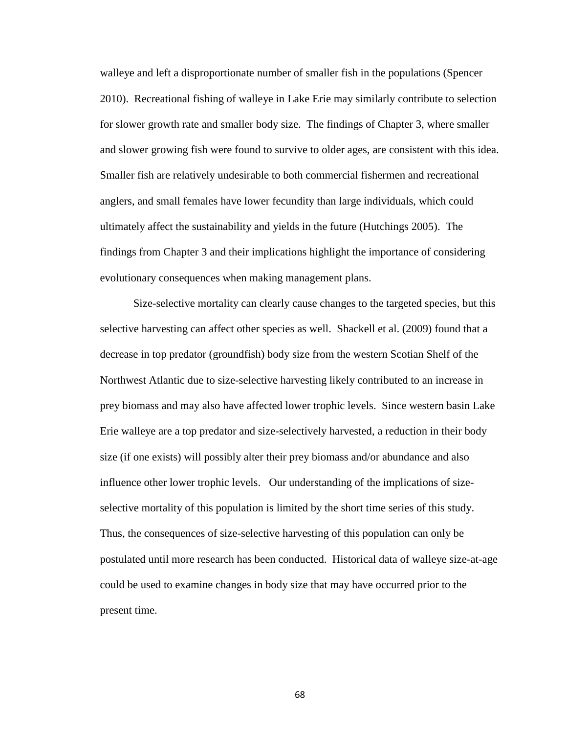walleye and left a disproportionate number of smaller fish in the populations (Spencer 2010). Recreational fishing of walleye in Lake Erie may similarly contribute to selection for slower growth rate and smaller body size. The findings of Chapter 3, where smaller and slower growing fish were found to survive to older ages, are consistent with this idea. Smaller fish are relatively undesirable to both commercial fishermen and recreational anglers, and small females have lower fecundity than large individuals, which could ultimately affect the sustainability and yields in the future (Hutchings 2005). The findings from Chapter 3 and their implications highlight the importance of considering evolutionary consequences when making management plans.

Size-selective mortality can clearly cause changes to the targeted species, but this selective harvesting can affect other species as well. Shackell et al. (2009) found that a decrease in top predator (groundfish) body size from the western Scotian Shelf of the Northwest Atlantic due to size-selective harvesting likely contributed to an increase in prey biomass and may also have affected lower trophic levels. Since western basin Lake Erie walleye are a top predator and size-selectively harvested, a reduction in their body size (if one exists) will possibly alter their prey biomass and/or abundance and also influence other lower trophic levels. Our understanding of the implications of size-selective mortality of this population is limited by the short time series of this study. Thus, the consequences of size-selective harvesting of this population can only be postulated until more research has been conducted. Historical data of walleye size-at-age could be used to examine changes in body size that may have occurred prior to the present time.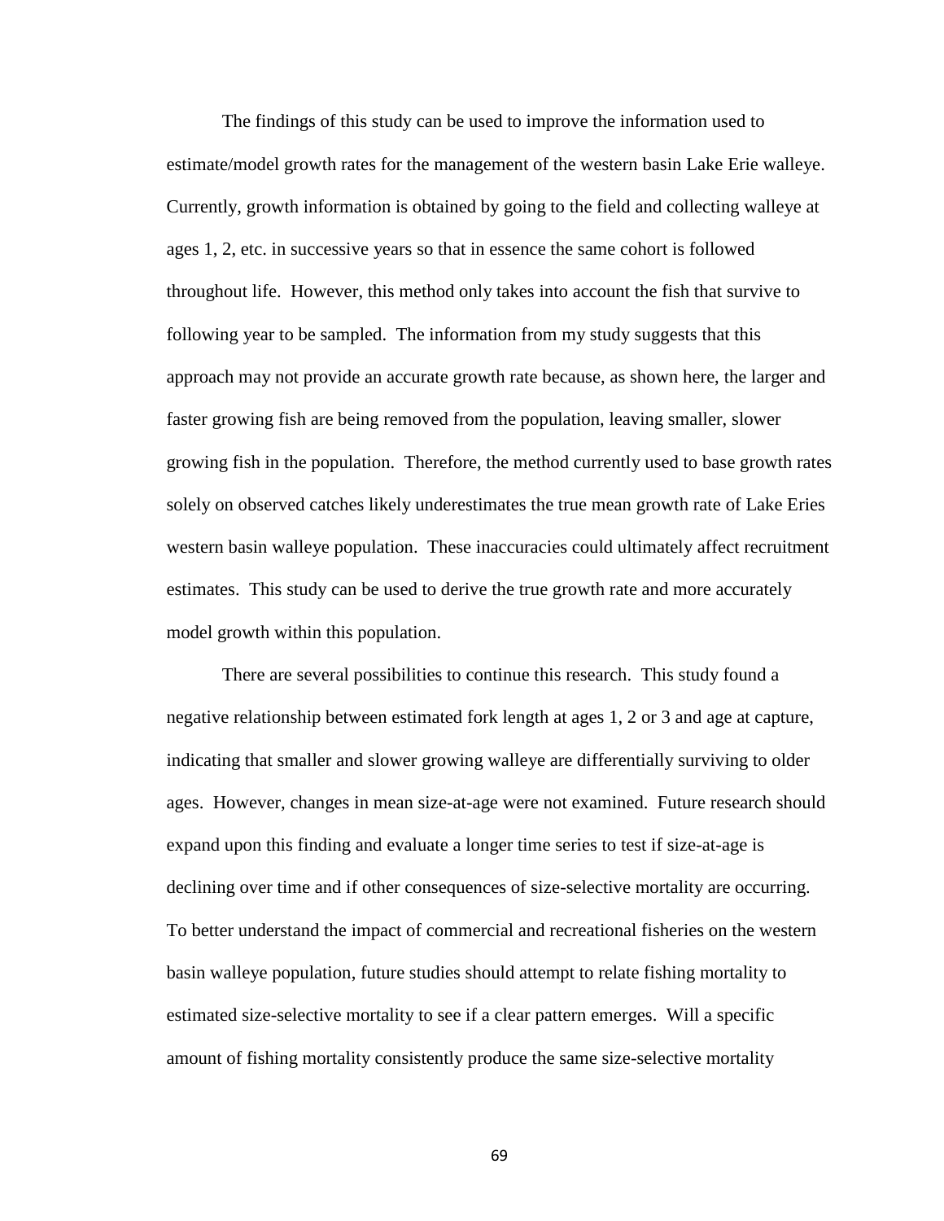The findings of this study can be used to improve the information used to estimate/model growth rates for the management of the western basin Lake Erie walleye. Currently, growth information is obtained by going to the field and collecting walleye at ages 1, 2, etc. in successive years so that in essence the same cohort is followed throughout life. However, this method only takes into account the fish that survive to following year to be sampled. The information from my study suggests that this approach may not provide an accurate growth rate because, as shown here, the larger and faster growing fish are being removed from the population, leaving smaller, slower growing fish in the population. Therefore, the method currently used to base growth rates solely on observed catches likely underestimates the true mean growth rate of Lake Eries western basin walleye population. These inaccuracies could ultimately affect recruitment estimates. This study can be used to derive the true growth rate and more accurately model growth within this population.

There are several possibilities to continue this research. This study found a negative relationship between estimated fork length at ages 1, 2 or 3 and age at capture, indicating that smaller and slower growing walleye are differentially surviving to older ages. However, changes in mean size-at-age were not examined. Future research should expand upon this finding and evaluate a longer time series to test if size-at-age is declining over time and if other consequences of size-selective mortality are occurring. To better understand the impact of commercial and recreational fisheries on the western basin walleye population, future studies should attempt to relate fishing mortality to estimated size-selective mortality to see if a clear pattern emerges. Will a specific amount of fishing mortality consistently produce the same size-selective mortality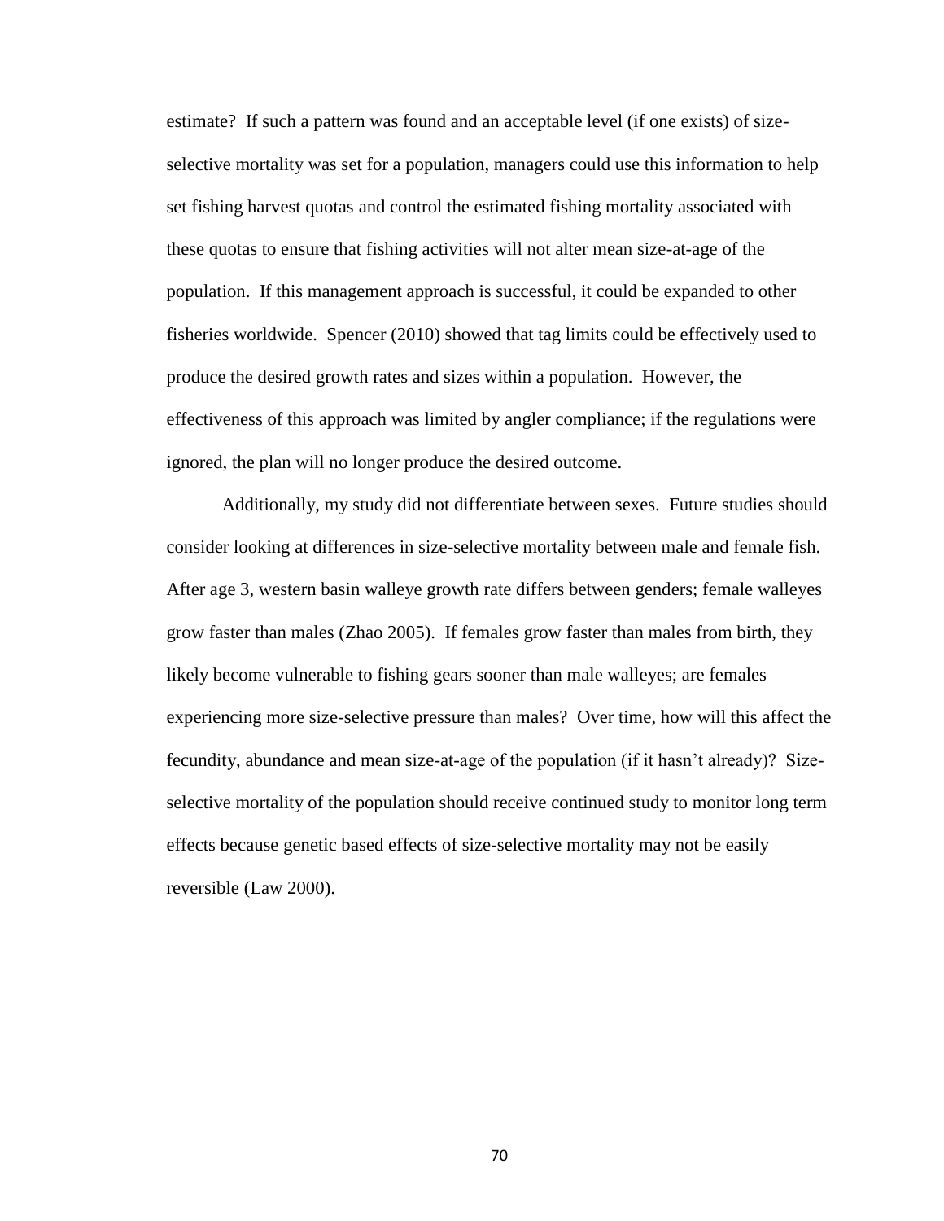estimate? If such a pattern was found and an acceptable level (if one exists) of size-selective mortality was set for a population, managers could use this information to help set fishing harvest quotas and control the estimated fishing mortality associated with these quotas to ensure that fishing activities will not alter mean size-at-age of the population. If this management approach is successful, it could be expanded to other fisheries worldwide. Spencer (2010) showed that tag limits could be effectively used to produce the desired growth rates and sizes within a population. However, the effectiveness of this approach was limited by angler compliance; if the regulations were ignored, the plan will no longer produce the desired outcome.

Additionally, my study did not differentiate between sexes. Future studies should consider looking at differences in size-selective mortality between male and female fish. After age 3, western basin walleye growth rate differs between genders; female walleyes grow faster than males (Zhao 2005). If females grow faster than males from birth, they likely become vulnerable to fishing gears sooner than male walleyes; are females experiencing more size-selective pressure than males? Over time, how will this affect the fecundity, abundance and mean size-at-age of the population (if it hasn't already)? Size-selective mortality of the population should receive continued study to monitor long term effects because genetic based effects of size-selective mortality may not be easily reversible (Law 2000).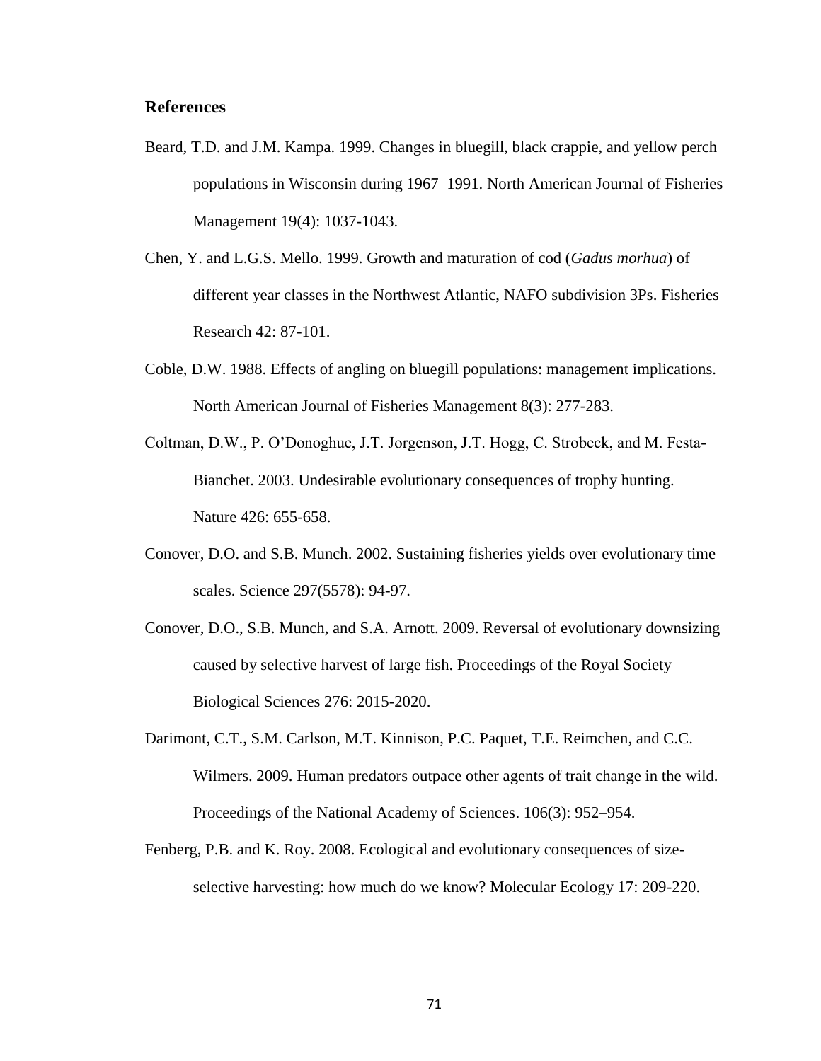**References**

Beard, T.D. and J.M. Kampa. 1999. Changes in bluegill, black crappie, and yellow perch populations in Wisconsin during 1967–1991. North American Journal of Fisheries Management 19(4): 1037-1043.

Chen, Y. and L.G.S. Mello. 1999. Growth and maturation of cod (*Gadus morhua*) of different year classes in the Northwest Atlantic, NAFO subdivision 3Ps. Fisheries Research 42: 87-101.

Coble, D.W. 1988. Effects of angling on bluegill populations: management implications. North American Journal of Fisheries Management 8(3): 277-283.

Coltman, D.W., P. O'Donoghue, J.T. Jorgenson, J.T. Hogg, C. Strobeck, and M. Festa-Bianchet. 2003. Undesirable evolutionary consequences of trophy hunting. Nature 426: 655-658.

Conover, D.O. and S.B. Munch. 2002. Sustaining fisheries yields over evolutionary time scales. Science 297(5578): 94-97.

Conover, D.O., S.B. Munch, and S.A. Arnott. 2009. Reversal of evolutionary downsizing caused by selective harvest of large fish. Proceedings of the Royal Society Biological Sciences 276: 2015-2020.

Darimont, C.T., S.M. Carlson, M.T. Kinnison, P.C. Paquet, T.E. Reimchen, and C.C. Wilmers. 2009. Human predators outpace other agents of trait change in the wild. Proceedings of the National Academy of Sciences. 106(3): 952–954.

Fenberg, P.B. and K. Roy. 2008. Ecological and evolutionary consequences of size-selective harvesting: how much do we know? Molecular Ecology 17: 209-220.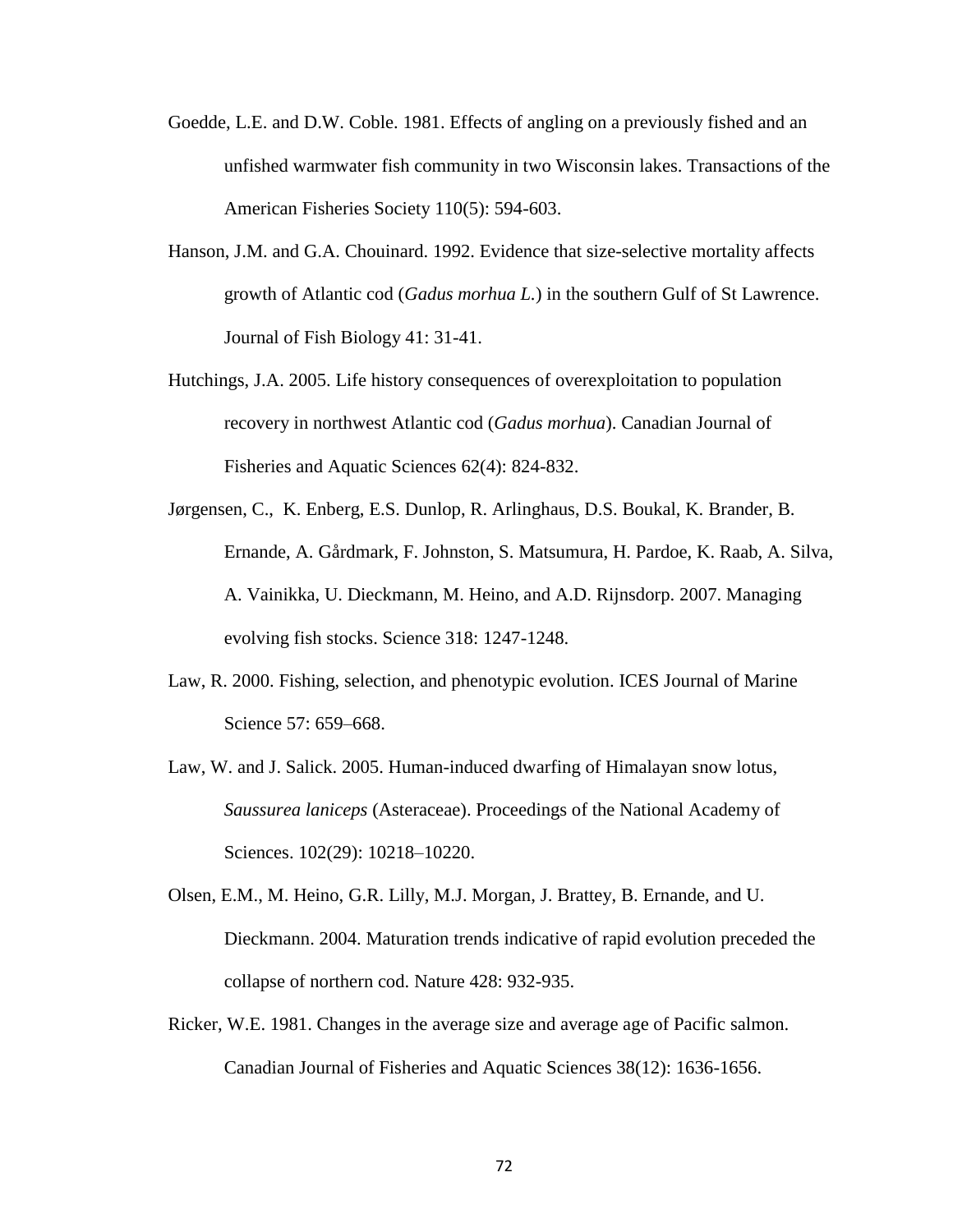Goedde, L.E. and D.W. Coble. 1981. Effects of angling on a previously fished and an unfished warmwater fish community in two Wisconsin lakes. Transactions of the American Fisheries Society 110(5): 594-603.

Hanson, J.M. and G.A. Chouinard. 1992. Evidence that size-selective mortality affects growth of Atlantic cod (*Gadus morhua L.*) in the southern Gulf of St Lawrence. Journal of Fish Biology 41: 31-41.

Hutchings, J.A. 2005. Life history consequences of overexploitation to population recovery in northwest Atlantic cod (*Gadus morhua*). Canadian Journal of Fisheries and Aquatic Sciences 62(4): 824-832.

Jørgensen, C., K. Enberg, E.S. Dunlop, R. Arlinghaus, D.S. Boukal, K. Brander, B. Ernande, A. Gårdmark, F. Johnston, S. Matsumura, H. Pardoe, K. Raab, A. Silva, A. Vainikka, U. Dieckmann, M. Heino, and A.D. Rijnsdorp. 2007. Managing evolving fish stocks. Science 318: 1247-1248.

Law, R. 2000. Fishing, selection, and phenotypic evolution. ICES Journal of Marine Science 57: 659–668.

Law, W. and J. Salick. 2005. Human-induced dwarfing of Himalayan snow lotus, *Saussurea laniceps* (Asteraceae). Proceedings of the National Academy of Sciences. 102(29): 10218–10220.

Olsen, E.M., M. Heino, G.R. Lilly, M.J. Morgan, J. Brattey, B. Ernande, and U. Dieckmann. 2004. Maturation trends indicative of rapid evolution preceded the collapse of northern cod. Nature 428: 932-935.

Ricker, W.E. 1981. Changes in the average size and average age of Pacific salmon. Canadian Journal of Fisheries and Aquatic Sciences 38(12): 1636-1656.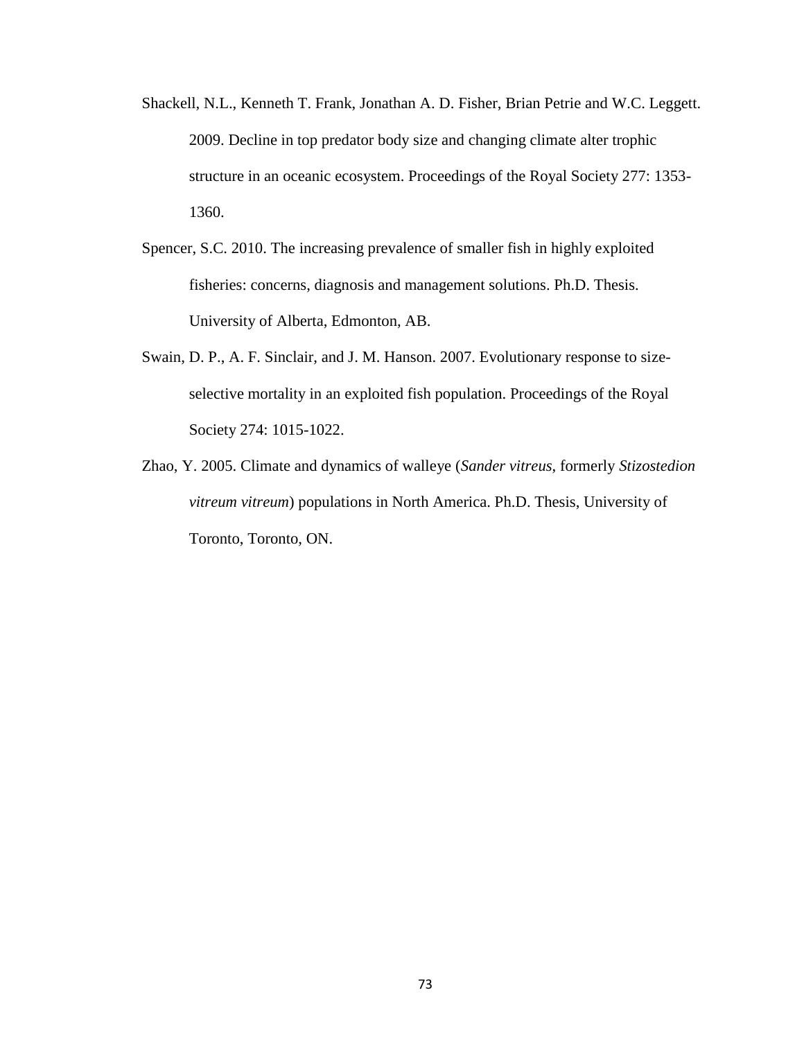Shackell, N.L., Kenneth T. Frank, Jonathan A. D. Fisher, Brian Petrie and W.C. Leggett. 2009. Decline in top predator body size and changing climate alter trophic structure in an oceanic ecosystem. Proceedings of the Royal Society 277: 1353-1360.

Spencer, S.C. 2010. The increasing prevalence of smaller fish in highly exploited fisheries: concerns, diagnosis and management solutions. Ph.D. Thesis. University of Alberta, Edmonton, AB.

Swain, D. P., A. F. Sinclair, and J. M. Hanson. 2007. Evolutionary response to size-selective mortality in an exploited fish population. Proceedings of the Royal Society 274: 1015-1022.

Zhao, Y. 2005. Climate and dynamics of walleye (*Sander vitreus*, formerly *Stizostedion vitreum vitreum*) populations in North America. Ph.D. Thesis, University of Toronto, Toronto, ON.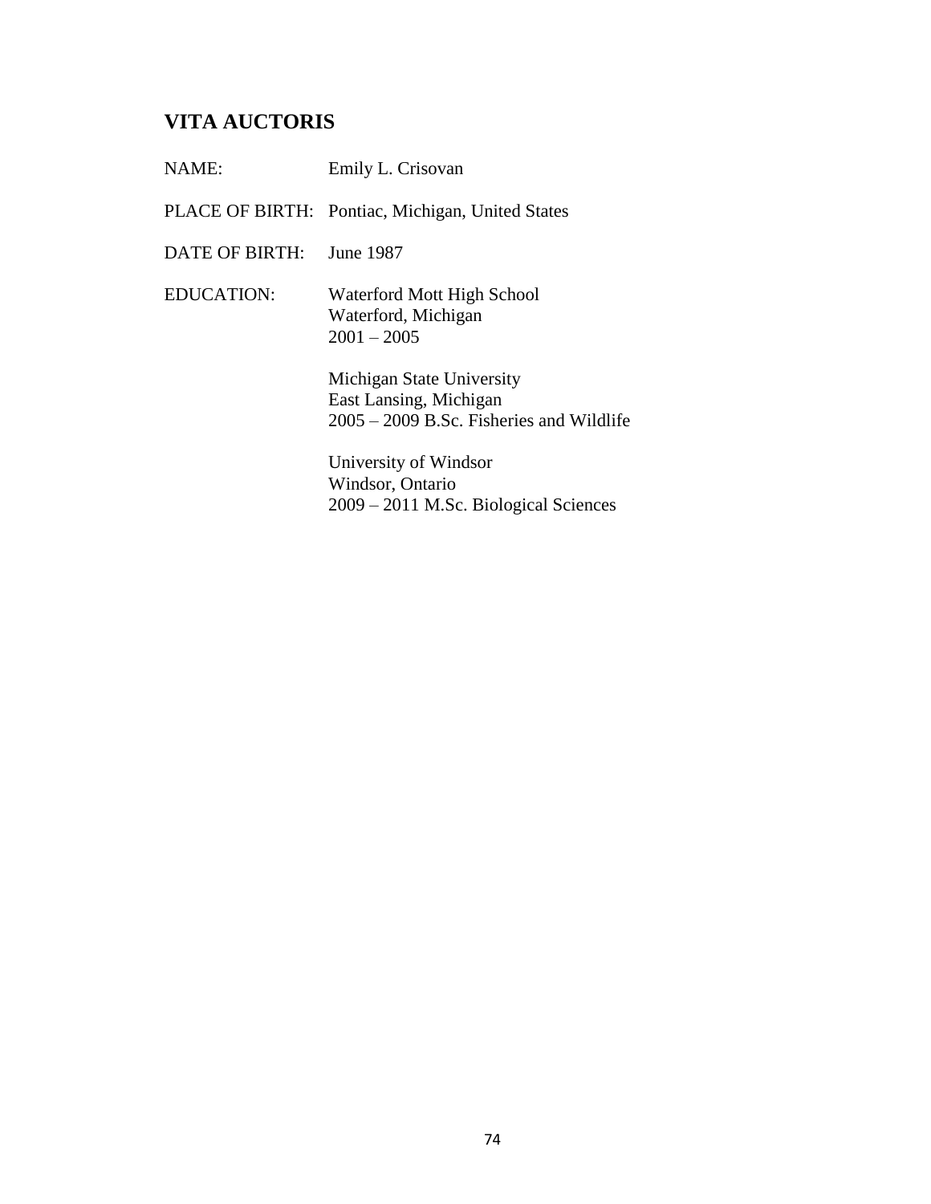## VITA AUCTORIS

NAME: Emily L. Crisovan

PLACE OF BIRTH: Pontiac, Michigan, United States

DATE OF BIRTH: June 1987

EDUCATION: Waterford Mott High School
Waterford, Michigan
2001 – 2005

Michigan State University
East Lansing, Michigan
2005 – 2009 B.Sc. Fisheries and Wildlife

University of Windsor
Windsor, Ontario
2009 – 2011 M.Sc. Biological Sciences